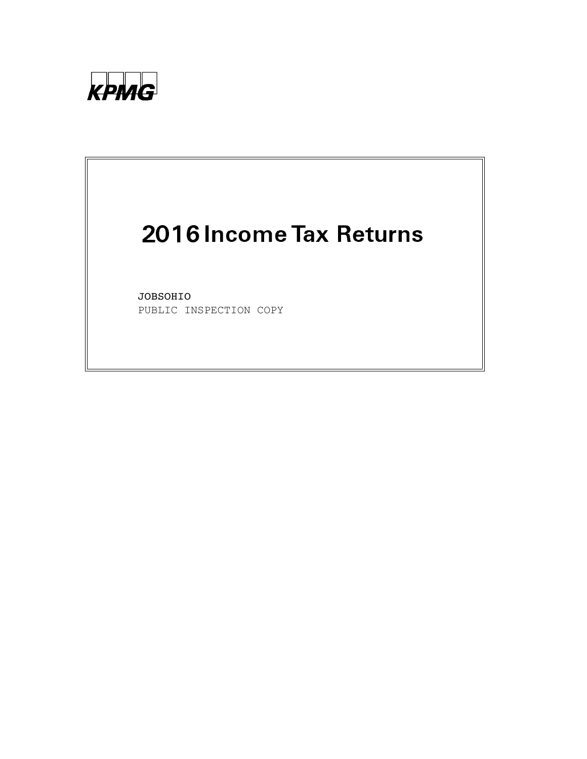KPMG

# 2016 Income Tax Returns

JOBSOHIO
PUBLIC INSPECTION COPY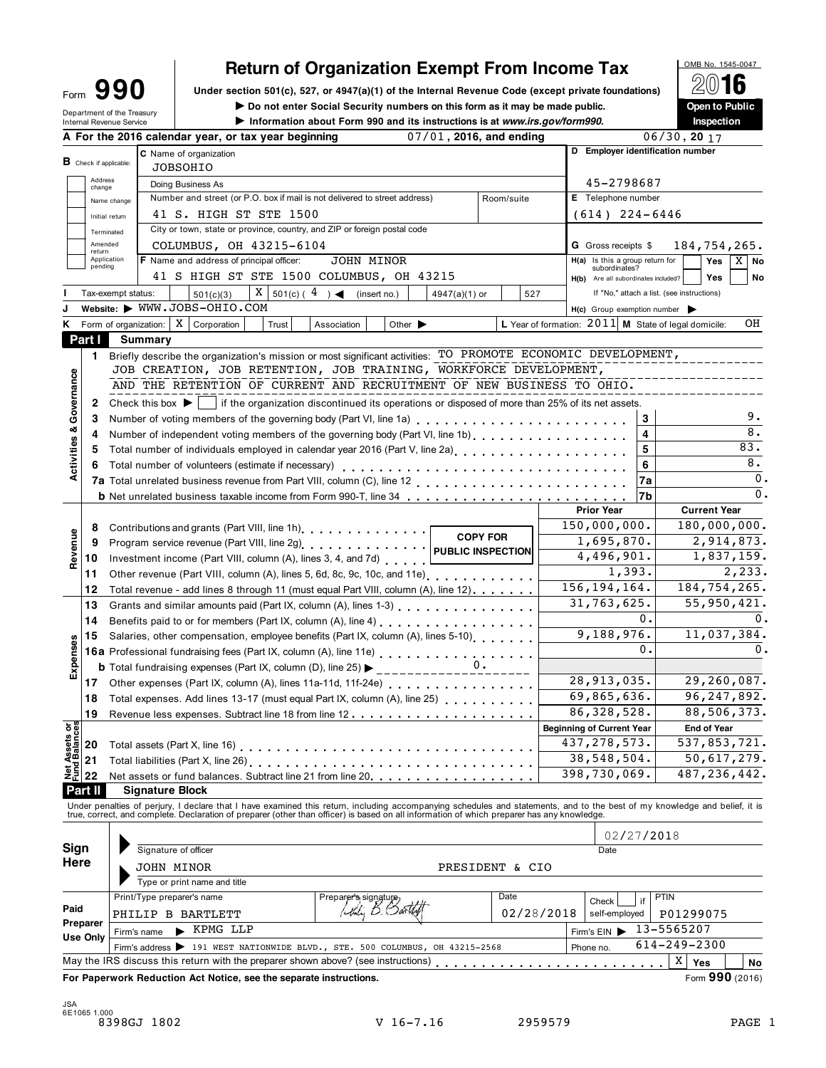# Form 990 — Return of Organization Exempt From Income Tax (2016)

Under section 501(c), 527, or 4947(a)(1) of the Internal Revenue Code (except private foundations)

▶ Do not enter Social Security numbers on this form as it may be made public.

▶ Information about Form 990 and its instructions is at *www.irs.gov/form990*.

OMB No. 1545-0047 — **2016** — Open to Public Inspection

Department of the Treasury, Internal Revenue Service

**A** For the 2016 calendar year, or tax year beginning 07/01, 2016, and ending 06/30, 20 17

**B** Check if applicable: Address change ☐ Name change ☐ Initial return ☐ Terminated ☐ Amended return ☐ Application pending ☐

**C** Name of organization: JOBSOHIO

Doing Business As:

Number and street (or P.O. box if mail is not delivered to street address): 41 S. HIGH ST STE 1500 — Room/suite:

City or town, state or province, country, and ZIP or foreign postal code: COLUMBUS, OH 43215-6104

**D** Employer identification number: 45-2798687

**E** Telephone number: (614) 224-6446

**G** Gross receipts $ 184,754,265.

**F** Name and address of principal officer: JOHN MINOR, 41 S HIGH ST STE 1500 COLUMBUS, OH 43215

**H(a)** Is this a group return for subordinates? ☐ Yes ☒ No

**H(b)** Are all subordinates included? ☐ Yes ☐ No — If "No," attach a list. (see instructions)

**I** Tax-exempt status: ☐ 501(c)(3) ☒ 501(c) ( 4 ) ◀ (insert no.) ☐ 4947(a)(1) or ☐ 527

**J** Website: ▶ WWW.JOBS-OHIO.COM

**H(c)** Group exemption number ▶

**K** Form of organization: ☒ Corporation ☐ Trust ☐ Association ☐ Other ▶

**L** Year of formation: 2011 **M** State of legal domicile: OH

## Part I Summary

**Activities & Governance**

1. Briefly describe the organization's mission or most significant activities: TO PROMOTE ECONOMIC DEVELOPMENT, JOB CREATION, JOB RETENTION, JOB TRAINING, WORKFORCE DEVELOPMENT, AND THE RETENTION OF CURRENT AND RECRUITMENT OF NEW BUSINESS TO OHIO.
2. Check this box ▶ ☐ if the organization discontinued its operations or disposed of more than 25% of its net assets.

| Line | Description | | Value |
|---|---|---|---|
| 3 | Number of voting members of the governing body (Part VI, line 1a) | 3 | 9. |
| 4 | Number of independent voting members of the governing body (Part VI, line 1b) | 4 | 8. |
| 5 | Total number of individuals employed in calendar year 2016 (Part V, line 2a) | 5 | 83. |
| 6 | Total number of volunteers (estimate if necessary) | 6 | 8. |
| 7a | Total unrelated business revenue from Part VIII, column (C), line 12 | 7a | 0. |
| 7b | Net unrelated business taxable income from Form 990-T, line 34 | 7b | 0. |

| Section | Line | Description | Prior Year | Current Year |
|---|---|---|---|---|
| Revenue | 8 | Contributions and grants (Part VIII, line 1h) | 150,000,000. | 180,000,000. |
| | 9 | Program service revenue (Part VIII, line 2g) | 1,695,870. | 2,914,873. |
| | 10 | Investment income (Part VIII, column (A), lines 3, 4, and 7d) | 4,496,901. | 1,837,159. |
| | 11 | Other revenue (Part VIII, column (A), lines 5, 6d, 8c, 9c, 10c, and 11e) | 1,393. | 2,233. |
| | 12 | Total revenue - add lines 8 through 11 (must equal Part VIII, column (A), line 12) | 156,194,164. | 184,754,265. |
| Expenses | 13 | Grants and similar amounts paid (Part IX, column (A), lines 1-3) | 31,763,625. | 55,950,421. |
| | 14 | Benefits paid to or for members (Part IX, column (A), line 4) | 0. | 0. |
| | 15 | Salaries, other compensation, employee benefits (Part IX, column (A), lines 5-10) | 9,188,976. | 11,037,384. |
| | 16a | Professional fundraising fees (Part IX, column (A), line 11e) | 0. | 0. |
| | b | Total fundraising expenses (Part IX, column (D), line 25) ▶ 0. | | |
| | 17 | Other expenses (Part IX, column (A), lines 11a-11d, 11f-24e) | 28,913,035. | 29,260,087. |
| | 18 | Total expenses. Add lines 13-17 (must equal Part IX, column (A), line 25) | 69,865,636. | 96,247,892. |
| | 19 | Revenue less expenses. Subtract line 18 from line 12 | 86,328,528. | 88,506,373. |
| | | | **Beginning of Current Year** | **End of Year** |
| Net Assets or Fund Balances | 20 | Total assets (Part X, line 16) | 437,278,573. | 537,853,721. |
| | 21 | Total liabilities (Part X, line 26) | 38,548,504. | 50,617,279. |
| | 22 | Net assets or fund balances. Subtract line 21 from line 20 | 398,730,069. | 487,236,442. |

COPY FOR PUBLIC INSPECTION

## Part II Signature Block

Under penalties of perjury, I declare that I have examined this return, including accompanying schedules and statements, and to the best of my knowledge and belief, it is true, correct, and complete. Declaration of preparer (other than officer) is based on all information of which preparer has any knowledge.

**Sign Here**

Signature of officer — Date: 02/27/2018

JOHN MINOR — PRESIDENT & CIO

Type or print name and title

**Paid Preparer Use Only**

| Print/Type preparer's name | Preparer's signature | Date | Check ☐ if self-employed | PTIN |
|---|---|---|---|---|
| PHILIP B BARTLETT | Philip B. Bartlett | 02/28/2018 | | P01299075 |

Firm's name ▶ KPMG LLP — Firm's EIN ▶ 13-5565207

Firm's address ▶ 191 WEST NATIONWIDE BLVD., STE. 500 COLUMBUS, OH 43215-2568 — Phone no. 614-249-2300

May the IRS discuss this return with the preparer shown above? (see instructions) ☒ Yes ☐ No

**For Paperwork Reduction Act Notice, see the separate instructions.** Form **990** (2016)

JSA 6E1065 1.000

8398GJ 1802 V 16-7.16 2959579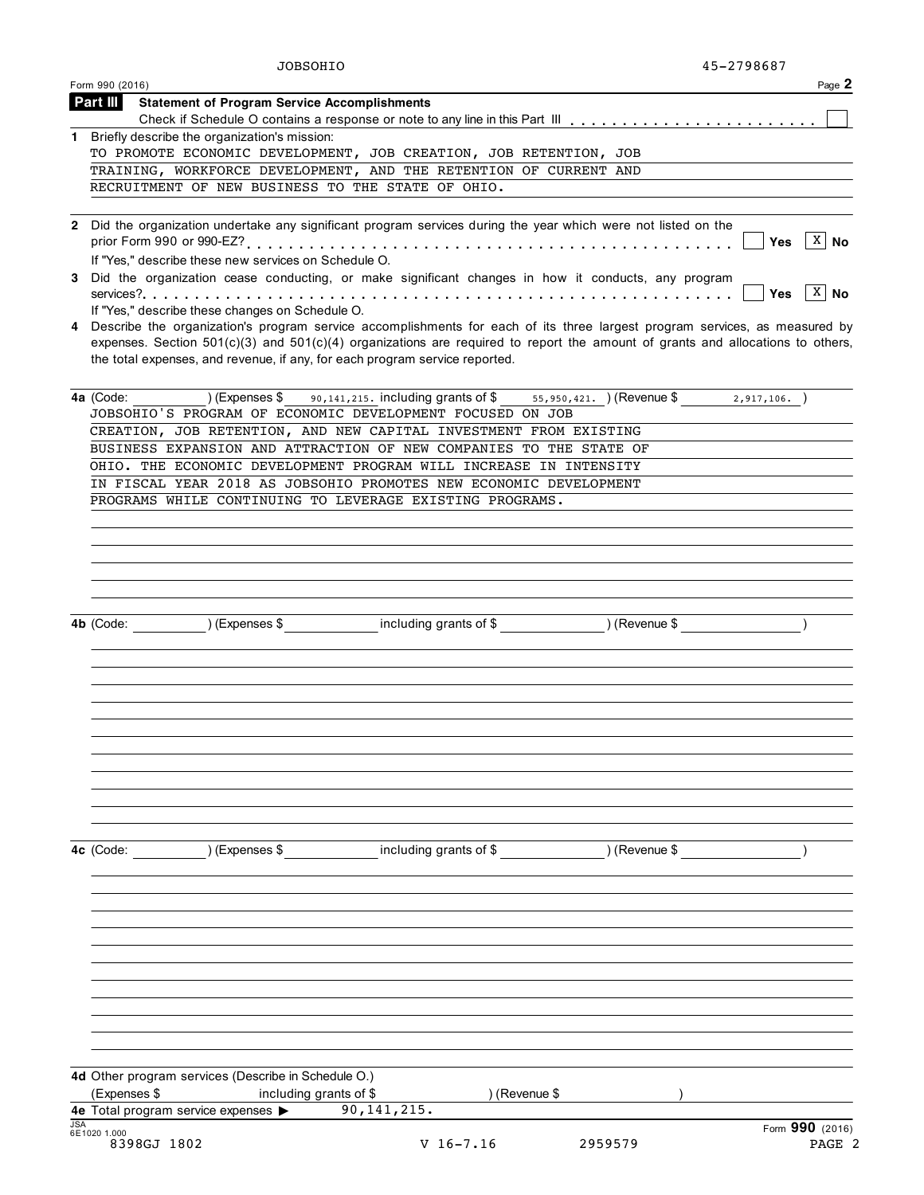JOBSOHIO 45-2798687

Form 990 (2016) Page **2**

**Part III** **Statement of Program Service Accomplishments**

Check if Schedule O contains a response or note to any line in this Part III . . . . . . . . . . . . . . . . . . . . . . . . ☐

**1** Briefly describe the organization's mission:

TO PROMOTE ECONOMIC DEVELOPMENT, JOB CREATION, JOB RETENTION, JOB TRAINING, WORKFORCE DEVELOPMENT, AND THE RETENTION OF CURRENT AND RECRUITMENT OF NEW BUSINESS TO THE STATE OF OHIO.

**2** Did the organization undertake any significant program services during the year which were not listed on the prior Form 990 or 990-EZ? . . . . . . . . . . . . . . . . . . . . . . . . . . . . . . ☐ Yes ☒ No

If "Yes," describe these new services on Schedule O.

**3** Did the organization cease conducting, or make significant changes in how it conducts, any program services? . . . . . . . . . . . . . . . . . . . . . . . . . . . . . . . . . . . . . . . . . ☐ Yes ☒ No

If "Yes," describe these changes on Schedule O.

**4** Describe the organization's program service accomplishments for each of its three largest program services, as measured by expenses. Section 501(c)(3) and 501(c)(4) organizations are required to report the amount of grants and allocations to others, the total expenses, and revenue, if any, for each program service reported.

**4a** (Code: ) (Expenses $ 90,141,215. including grants of $ 55,950,421. ) (Revenue $ 2,917,106. )

JOBSOHIO'S PROGRAM OF ECONOMIC DEVELOPMENT FOCUSED ON JOB CREATION, JOB RETENTION, AND NEW CAPITAL INVESTMENT FROM EXISTING BUSINESS EXPANSION AND ATTRACTION OF NEW COMPANIES TO THE STATE OF OHIO. THE ECONOMIC DEVELOPMENT PROGRAM WILL INCREASE IN INTENSITY IN FISCAL YEAR 2018 AS JOBSOHIO PROMOTES NEW ECONOMIC DEVELOPMENT PROGRAMS WHILE CONTINUING TO LEVERAGE EXISTING PROGRAMS.

**4b** (Code: ) (Expenses $ including grants of $ ) (Revenue $ )

**4c** (Code: ) (Expenses $ including grants of $ ) (Revenue $ )

**4d** Other program services (Describe in Schedule O.)

(Expenses $ including grants of $ ) (Revenue $ )

**4e** Total program service expenses ▶ 90,141,215.

Form **990** (2016)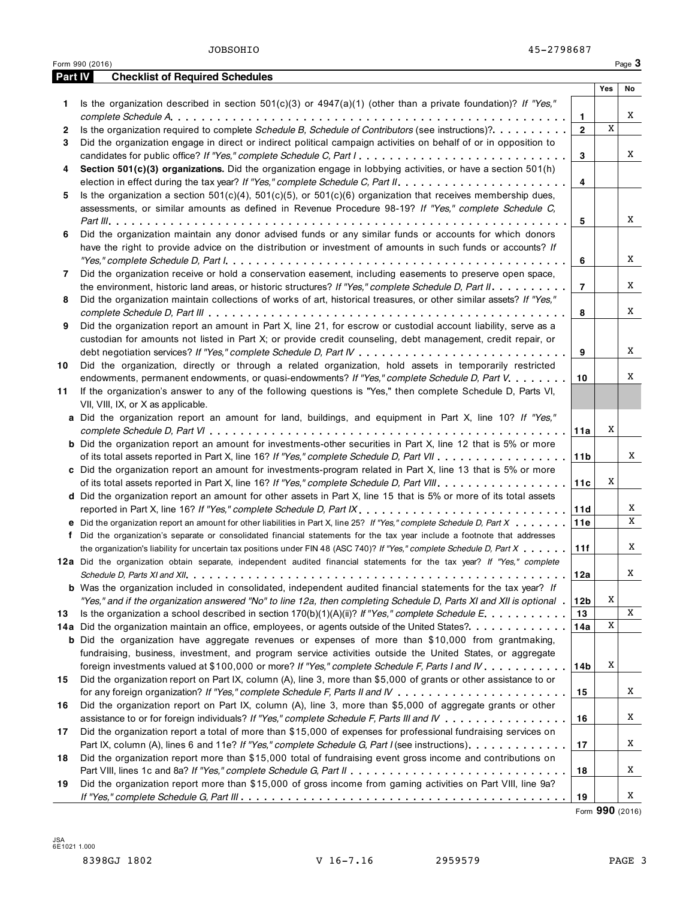JOBSOHIO 45-2798687

Form 990 (2016)

## Part IV Checklist of Required Schedules

| | | | Yes | No |
|---|---|---|---|---|
| 1 | Is the organization described in section 501(c)(3) or 4947(a)(1) (other than a private foundation)? *If "Yes," complete Schedule A* | 1 | | X |
| 2 | Is the organization required to complete *Schedule B, Schedule of Contributors* (see instructions)? | 2 | X | |
| 3 | Did the organization engage in direct or indirect political campaign activities on behalf of or in opposition to candidates for public office? *If "Yes," complete Schedule C, Part I* | 3 | | X |
| 4 | **Section 501(c)(3) organizations.** Did the organization engage in lobbying activities, or have a section 501(h) election in effect during the tax year? *If "Yes," complete Schedule C, Part II* | 4 | | |
| 5 | Is the organization a section 501(c)(4), 501(c)(5), or 501(c)(6) organization that receives membership dues, assessments, or similar amounts as defined in Revenue Procedure 98-19? *If "Yes," complete Schedule C, Part III* | 5 | | X |
| 6 | Did the organization maintain any donor advised funds or any similar funds or accounts for which donors have the right to provide advice on the distribution or investment of amounts in such funds or accounts? *If "Yes," complete Schedule D, Part I* | 6 | | X |
| 7 | Did the organization receive or hold a conservation easement, including easements to preserve open space, the environment, historic land areas, or historic structures? *If "Yes," complete Schedule D, Part II* | 7 | | X |
| 8 | Did the organization maintain collections of works of art, historical treasures, or other similar assets? *If "Yes," complete Schedule D, Part III* | 8 | | X |
| 9 | Did the organization report an amount in Part X, line 21, for escrow or custodial account liability, serve as a custodian for amounts not listed in Part X; or provide credit counseling, debt management, credit repair, or debt negotiation services? *If "Yes," complete Schedule D, Part IV* | 9 | | X |
| 10 | Did the organization, directly or through a related organization, hold assets in temporarily restricted endowments, permanent endowments, or quasi-endowments? *If "Yes," complete Schedule D, Part V* | 10 | | X |
| 11 | If the organization's answer to any of the following questions is "Yes," then complete Schedule D, Parts VI, VII, VIII, IX, or X as applicable. | | | |
| a | Did the organization report an amount for land, buildings, and equipment in Part X, line 10? *If "Yes," complete Schedule D, Part VI* | 11a | X | |
| b | Did the organization report an amount for investments-other securities in Part X, line 12 that is 5% or more of its total assets reported in Part X, line 16? *If "Yes," complete Schedule D, Part VII* | 11b | | X |
| c | Did the organization report an amount for investments-program related in Part X, line 13 that is 5% or more of its total assets reported in Part X, line 16? *If "Yes," complete Schedule D, Part VIII* | 11c | X | |
| d | Did the organization report an amount for other assets in Part X, line 15 that is 5% or more of its total assets reported in Part X, line 16? *If "Yes," complete Schedule D, Part IX* | 11d | | X |
| e | Did the organization report an amount for other liabilities in Part X, line 25? *If "Yes," complete Schedule D, Part X* | 11e | | X |
| f | Did the organization's separate or consolidated financial statements for the tax year include a footnote that addresses the organization's liability for uncertain tax positions under FIN 48 (ASC 740)? *If "Yes," complete Schedule D, Part X* | 11f | | X |
| 12a | Did the organization obtain separate, independent audited financial statements for the tax year? *If "Yes," complete Schedule D, Parts XI and XII* | 12a | | X |
| b | Was the organization included in consolidated, independent audited financial statements for the tax year? *If "Yes," and if the organization answered "No" to line 12a, then completing Schedule D, Parts XI and XII is optional* | 12b | X | |
| 13 | Is the organization a school described in section 170(b)(1)(A)(ii)? *If "Yes," complete Schedule E* | 13 | | X |
| 14a | Did the organization maintain an office, employees, or agents outside of the United States? | 14a | X | |
| b | Did the organization have aggregate revenues or expenses of more than $10,000 from grantmaking, fundraising, business, investment, and program service activities outside the United States, or aggregate foreign investments valued at $100,000 or more? *If "Yes," complete Schedule F, Parts I and IV* | 14b | X | |
| 15 | Did the organization report on Part IX, column (A), line 3, more than $5,000 of grants or other assistance to or for any foreign organization? *If "Yes," complete Schedule F, Parts II and IV* | 15 | | X |
| 16 | Did the organization report on Part IX, column (A), line 3, more than $5,000 of aggregate grants or other assistance to or for foreign individuals? *If "Yes," complete Schedule F, Parts III and IV* | 16 | | X |
| 17 | Did the organization report a total of more than $15,000 of expenses for professional fundraising services on Part IX, column (A), lines 6 and 11e? *If "Yes," complete Schedule G, Part I* (see instructions) | 17 | | X |
| 18 | Did the organization report more than $15,000 total of fundraising event gross income and contributions on Part VIII, lines 1c and 8a? *If "Yes," complete Schedule G, Part II* | 18 | | X |
| 19 | Did the organization report more than $15,000 of gross income from gaming activities on Part VIII, line 9a? *If "Yes," complete Schedule G, Part III* | 19 | | X |

Form **990** (2016)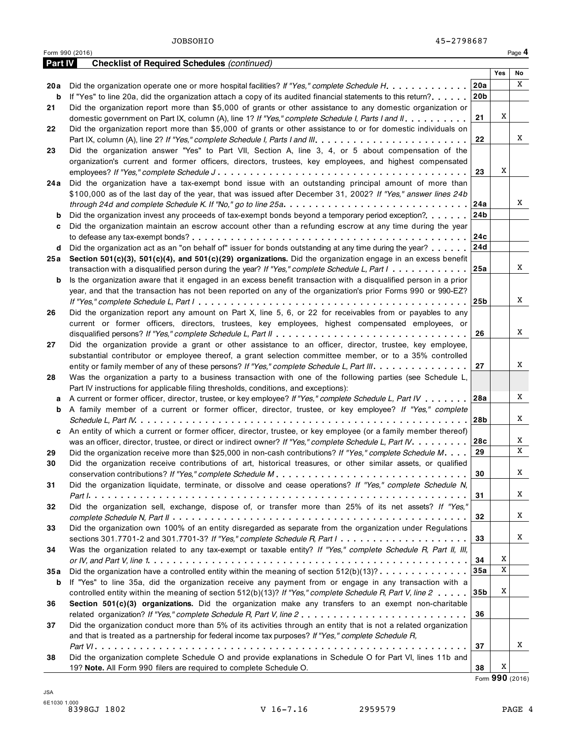JOBSOHIO 45-2798687

Form 990 (2016)

## Part IV Checklist of Required Schedules *(continued)*

| | | | Yes | No |
|---|---|---|---|---|
| **20a** | Did the organization operate one or more hospital facilities? *If "Yes," complete Schedule H* | 20a | | X |
| **b** | If "Yes" to line 20a, did the organization attach a copy of its audited financial statements to this return? | 20b | | |
| **21** | Did the organization report more than $5,000 of grants or other assistance to any domestic organization or domestic government on Part IX, column (A), line 1? *If "Yes," complete Schedule I, Parts I and II* | 21 | X | |
| **22** | Did the organization report more than $5,000 of grants or other assistance to or for domestic individuals on Part IX, column (A), line 2? *If "Yes," complete Schedule I, Parts I and III* | 22 | | X |
| **23** | Did the organization answer "Yes" to Part VII, Section A, line 3, 4, or 5 about compensation of the organization's current and former officers, directors, trustees, key employees, and highest compensated employees? *If "Yes," complete Schedule J* | 23 | X | |
| **24a** | Did the organization have a tax-exempt bond issue with an outstanding principal amount of more than $100,000 as of the last day of the year, that was issued after December 31, 2002? *If "Yes," answer lines 24b through 24d and complete Schedule K. If "No," go to line 25a* | 24a | | X |
| **b** | Did the organization invest any proceeds of tax-exempt bonds beyond a temporary period exception? | 24b | | |
| **c** | Did the organization maintain an escrow account other than a refunding escrow at any time during the year to defease any tax-exempt bonds? | 24c | | |
| **d** | Did the organization act as an "on behalf of" issuer for bonds outstanding at any time during the year? | 24d | | |
| **25a** | **Section 501(c)(3), 501(c)(4), and 501(c)(29) organizations.** Did the organization engage in an excess benefit transaction with a disqualified person during the year? *If "Yes," complete Schedule L, Part I* | 25a | | X |
| **b** | Is the organization aware that it engaged in an excess benefit transaction with a disqualified person in a prior year, and that the transaction has not been reported on any of the organization's prior Forms 990 or 990-EZ? *If "Yes," complete Schedule L, Part I* | 25b | | X |
| **26** | Did the organization report any amount on Part X, line 5, 6, or 22 for receivables from or payables to any current or former officers, directors, trustees, key employees, highest compensated employees, or disqualified persons? *If "Yes," complete Schedule L, Part II* | 26 | | X |
| **27** | Did the organization provide a grant or other assistance to an officer, director, trustee, key employee, substantial contributor or employee thereof, a grant selection committee member, or to a 35% controlled entity or family member of any of these persons? *If "Yes," complete Schedule L, Part III* | 27 | | X |
| **28** | Was the organization a party to a business transaction with one of the following parties (see Schedule L, Part IV instructions for applicable filing thresholds, conditions, and exceptions): | | | |
| **a** | A current or former officer, director, trustee, or key employee? *If "Yes," complete Schedule L, Part IV* | 28a | | X |
| **b** | A family member of a current or former officer, director, trustee, or key employee? *If "Yes," complete Schedule L, Part IV* | 28b | | X |
| **c** | An entity of which a current or former officer, director, trustee, or key employee (or a family member thereof) was an officer, director, trustee, or direct or indirect owner? *If "Yes," complete Schedule L, Part IV* | 28c | | X |
| **29** | Did the organization receive more than $25,000 in non-cash contributions? *If "Yes," complete Schedule M* | 29 | | X |
| **30** | Did the organization receive contributions of art, historical treasures, or other similar assets, or qualified conservation contributions? *If "Yes," complete Schedule M* | 30 | | X |
| **31** | Did the organization liquidate, terminate, or dissolve and cease operations? *If "Yes," complete Schedule N, Part I* | 31 | | X |
| **32** | Did the organization sell, exchange, dispose of, or transfer more than 25% of its net assets? *If "Yes," complete Schedule N, Part II* | 32 | | X |
| **33** | Did the organization own 100% of an entity disregarded as separate from the organization under Regulations sections 301.7701-2 and 301.7701-3? *If "Yes," complete Schedule R, Part I* | 33 | | X |
| **34** | Was the organization related to any tax-exempt or taxable entity? *If "Yes," complete Schedule R, Part II, III, or IV, and Part V, line 1* | 34 | X | |
| **35a** | Did the organization have a controlled entity within the meaning of section 512(b)(13)? | 35a | X | |
| **b** | If "Yes" to line 35a, did the organization receive any payment from or engage in any transaction with a controlled entity within the meaning of section 512(b)(13)? *If "Yes," complete Schedule R, Part V, line 2* | 35b | X | |
| **36** | **Section 501(c)(3) organizations.** Did the organization make any transfers to an exempt non-charitable related organization? *If "Yes," complete Schedule R, Part V, line 2* | 36 | | |
| **37** | Did the organization conduct more than 5% of its activities through an entity that is not a related organization and that is treated as a partnership for federal income tax purposes? *If "Yes," complete Schedule R, Part VI* | 37 | | X |
| **38** | Did the organization complete Schedule O and provide explanations in Schedule O for Part VI, lines 11b and 19? **Note.** All Form 990 filers are required to complete Schedule O. | 38 | X | |

Form **990** (2016)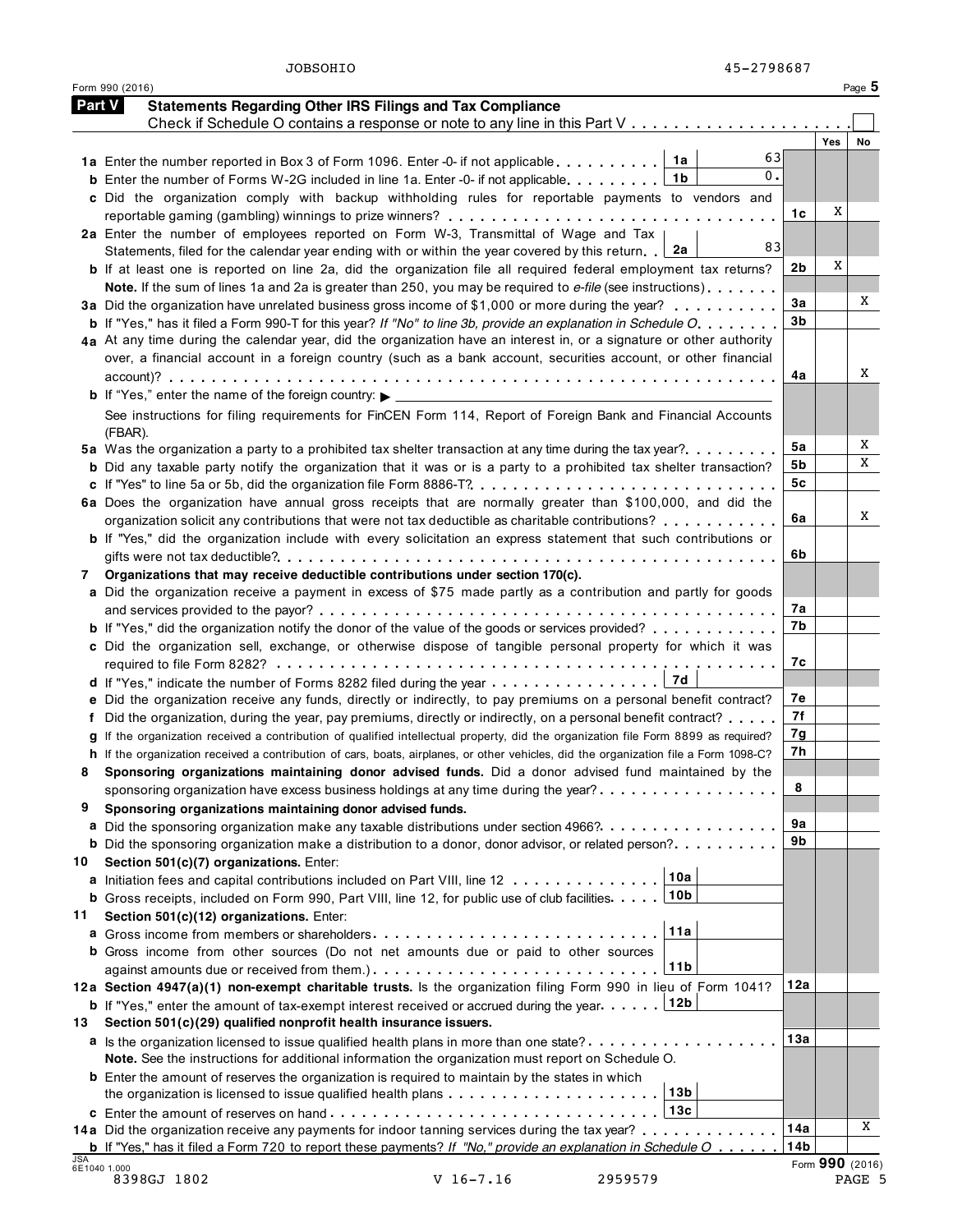JOBSOHIO 45-2798687

Form 990 (2016)

## Part V Statements Regarding Other IRS Filings and Tax Compliance

Check if Schedule O contains a response or note to any line in this Part V . . . . . . . . . . . . . . . . . . . . . . ☐

| | | | | Yes | No |
|---|---|---|---|---|---|
| **1a** Enter the number reported in Box 3 of Form 1096. Enter -0- if not applicable | 1a | 63 | | | |
| **b** Enter the number of Forms W-2G included in line 1a. Enter -0- if not applicable | 1b | 0. | | | |
| **c** Did the organization comply with backup withholding rules for reportable payments to vendors and reportable gaming (gambling) winnings to prize winners? | | | 1c | X | |
| **2a** Enter the number of employees reported on Form W-3, Transmittal of Wage and Tax Statements, filed for the calendar year ending with or within the year covered by this return | 2a | 83 | | | |
| **b** If at least one is reported on line 2a, did the organization file all required federal employment tax returns? | | | 2b | X | |
| **Note.** If the sum of lines 1a and 2a is greater than 250, you may be required to *e-file* (see instructions) | | | | | |
| **3a** Did the organization have unrelated business gross income of $1,000 or more during the year? | | | 3a | | X |
| **b** If "Yes," has it filed a Form 990-T for this year? *If "No" to line 3b, provide an explanation in Schedule O* | | | 3b | | |
| **4a** At any time during the calendar year, did the organization have an interest in, or a signature or other authority over, a financial account in a foreign country (such as a bank account, securities account, or other financial account)? | | | 4a | | X |
| **b** If "Yes," enter the name of the foreign country: ▶ | | | | | |
| See instructions for filing requirements for FinCEN Form 114, Report of Foreign Bank and Financial Accounts (FBAR). | | | | | |
| **5a** Was the organization a party to a prohibited tax shelter transaction at any time during the tax year? | | | 5a | | X |
| **b** Did any taxable party notify the organization that it was or is a party to a prohibited tax shelter transaction? | | | 5b | | X |
| **c** If "Yes" to line 5a or 5b, did the organization file Form 8886-T? | | | 5c | | |
| **6a** Does the organization have annual gross receipts that are normally greater than $100,000, and did the organization solicit any contributions that were not tax deductible as charitable contributions? | | | 6a | | X |
| **b** If "Yes," did the organization include with every solicitation an express statement that such contributions or gifts were not tax deductible? | | | 6b | | |
| **7** **Organizations that may receive deductible contributions under section 170(c).** | | | | | |
| **a** Did the organization receive a payment in excess of $75 made partly as a contribution and partly for goods and services provided to the payor? | | | 7a | | |
| **b** If "Yes," did the organization notify the donor of the value of the goods or services provided? | | | 7b | | |
| **c** Did the organization sell, exchange, or otherwise dispose of tangible personal property for which it was required to file Form 8282? | | | 7c | | |
| **d** If "Yes," indicate the number of Forms 8282 filed during the year | 7d | | | | |
| **e** Did the organization receive any funds, directly or indirectly, to pay premiums on a personal benefit contract? | | | 7e | | |
| **f** Did the organization, during the year, pay premiums, directly or indirectly, on a personal benefit contract? | | | 7f | | |
| **g** If the organization received a contribution of qualified intellectual property, did the organization file Form 8899 as required? | | | 7g | | |
| **h** If the organization received a contribution of cars, boats, airplanes, or other vehicles, did the organization file a Form 1098-C? | | | 7h | | |
| **8** **Sponsoring organizations maintaining donor advised funds.** Did a donor advised fund maintained by the sponsoring organization have excess business holdings at any time during the year? | | | 8 | | |
| **9** **Sponsoring organizations maintaining donor advised funds.** | | | | | |
| **a** Did the sponsoring organization make any taxable distributions under section 4966? | | | 9a | | |
| **b** Did the sponsoring organization make a distribution to a donor, donor advisor, or related person? | | | 9b | | |
| **10** **Section 501(c)(7) organizations.** Enter: | | | | | |
| **a** Initiation fees and capital contributions included on Part VIII, line 12 | 10a | | | | |
| **b** Gross receipts, included on Form 990, Part VIII, line 12, for public use of club facilities | 10b | | | | |
| **11** **Section 501(c)(12) organizations.** Enter: | | | | | |
| **a** Gross income from members or shareholders | 11a | | | | |
| **b** Gross income from other sources (Do not net amounts due or paid to other sources against amounts due or received from them.) | 11b | | | | |
| **12a** **Section 4947(a)(1) non-exempt charitable trusts.** Is the organization filing Form 990 in lieu of Form 1041? | | | 12a | | |
| **b** If "Yes," enter the amount of tax-exempt interest received or accrued during the year | 12b | | | | |
| **13** **Section 501(c)(29) qualified nonprofit health insurance issuers.** | | | | | |
| **a** Is the organization licensed to issue qualified health plans in more than one state? | | | 13a | | |
| **Note.** See the instructions for additional information the organization must report on Schedule O. | | | | | |
| **b** Enter the amount of reserves the organization is required to maintain by the states in which the organization is licensed to issue qualified health plans | 13b | | | | |
| **c** Enter the amount of reserves on hand | 13c | | | | |
| **14a** Did the organization receive any payments for indoor tanning services during the tax year? | | | 14a | | X |
| **b** If "Yes," has it filed a Form 720 to report these payments? *If "No," provide an explanation in Schedule O* | | | 14b | | |

Form **990** (2016)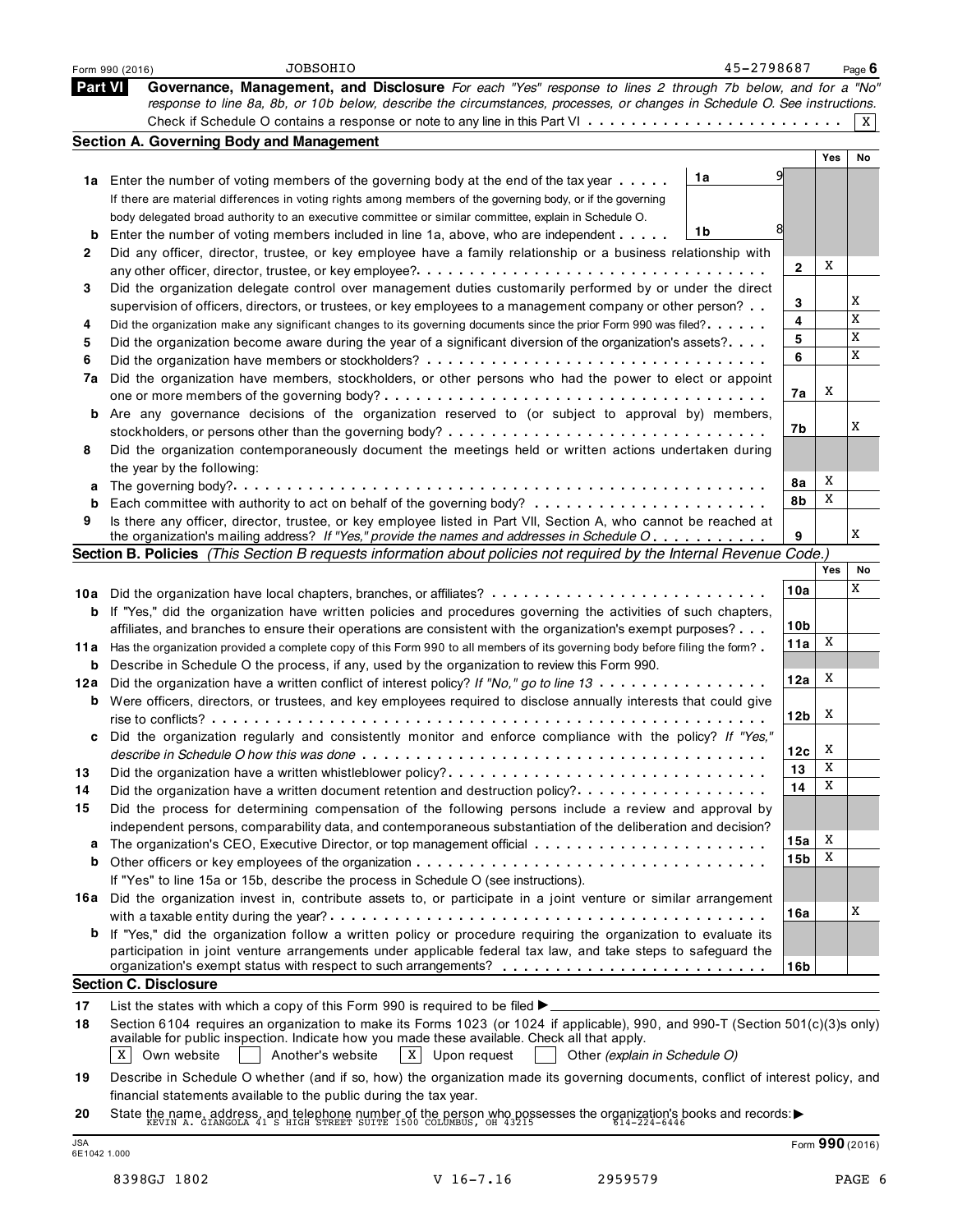Form 990 (2016) JOBSOHIO 45-2798687 Page **6**

## Part VI Governance, Management, and Disclosure

*For each "Yes" response to lines 2 through 7b below, and for a "No" response to line 8a, 8b, or 10b below, describe the circumstances, processes, or changes in Schedule O. See instructions.*

Check if Schedule O contains a response or note to any line in this Part VI . . . . . . . . . . . . . . . . . . . . . . . . [X]

### Section A. Governing Body and Management

| | | | | Yes | No |
|---|---|---|---|---|---|
| **1a** | Enter the number of voting members of the governing body at the end of the tax year . . . . . | **1a** 9 | | | |
| | If there are material differences in voting rights among members of the governing body, or if the governing body delegated broad authority to an executive committee or similar committee, explain in Schedule O. | | | | |
| **b** | Enter the number of voting members included in line 1a, above, who are independent . . . . . | **1b** 8 | | | |
| **2** | Did any officer, director, trustee, or key employee have a family relationship or a business relationship with any other officer, director, trustee, or key employee? . . . . . | | **2** | X | |
| **3** | Did the organization delegate control over management duties customarily performed by or under the direct supervision of officers, directors, or trustees, or key employees to a management company or other person? . . | | **3** | | X |
| **4** | Did the organization make any significant changes to its governing documents since the prior Form 990 was filed? . . . . . | | **4** | | X |
| **5** | Did the organization become aware during the year of a significant diversion of the organization's assets? . . . . | | **5** | | X |
| **6** | Did the organization have members or stockholders? . . . . . | | **6** | | X |
| **7a** | Did the organization have members, stockholders, or other persons who had the power to elect or appoint one or more members of the governing body? . . . . . | | **7a** | X | |
| **b** | Are any governance decisions of the organization reserved to (or subject to approval by) members, stockholders, or persons other than the governing body? . . . . . | | **7b** | | X |
| **8** | Did the organization contemporaneously document the meetings held or written actions undertaken during the year by the following: | | | | |
| **a** | The governing body? . . . . . | | **8a** | X | |
| **b** | Each committee with authority to act on behalf of the governing body? . . . . . | | **8b** | X | |
| **9** | Is there any officer, director, trustee, or key employee listed in Part VII, Section A, who cannot be reached at the organization's mailing address? *If "Yes," provide the names and addresses in Schedule O* . . . . . | | **9** | | X |

### Section B. Policies *(This Section B requests information about policies not required by the Internal Revenue Code.)*

| | | | Yes | No |
|---|---|---|---|---|
| **10a** | Did the organization have local chapters, branches, or affiliates? . . . . . | **10a** | | X |
| **b** | If "Yes," did the organization have written policies and procedures governing the activities of such chapters, affiliates, and branches to ensure their operations are consistent with the organization's exempt purposes? . . . | **10b** | | |
| **11a** | Has the organization provided a complete copy of this Form 990 to all members of its governing body before filing the form? . | **11a** | X | |
| **b** | Describe in Schedule O the process, if any, used by the organization to review this Form 990. | | | |
| **12a** | Did the organization have a written conflict of interest policy? *If "No," go to line 13* . . . . . | **12a** | X | |
| **b** | Were officers, directors, or trustees, and key employees required to disclose annually interests that could give rise to conflicts? . . . . . | **12b** | X | |
| **c** | Did the organization regularly and consistently monitor and enforce compliance with the policy? *If "Yes," describe in Schedule O how this was done* . . . . . | **12c** | X | |
| **13** | Did the organization have a written whistleblower policy? . . . . . | **13** | X | |
| **14** | Did the organization have a written document retention and destruction policy? . . . . . | **14** | X | |
| **15** | Did the process for determining compensation of the following persons include a review and approval by independent persons, comparability data, and contemporaneous substantiation of the deliberation and decision? | | | |
| **a** | The organization's CEO, Executive Director, or top management official . . . . . | **15a** | X | |
| **b** | Other officers or key employees of the organization . . . . . | **15b** | X | |
| | If "Yes" to line 15a or 15b, describe the process in Schedule O (see instructions). | | | |
| **16a** | Did the organization invest in, contribute assets to, or participate in a joint venture or similar arrangement with a taxable entity during the year? . . . . . | **16a** | | X |
| **b** | If "Yes," did the organization follow a written policy or procedure requiring the organization to evaluate its participation in joint venture arrangements under applicable federal tax law, and take steps to safeguard the organization's exempt status with respect to such arrangements? . . . . . | **16b** | | |

### Section C. Disclosure

**17** List the states with which a copy of this Form 990 is required to be filed ▶

**18** Section 6104 requires an organization to make its Forms 1023 (or 1024 if applicable), 990, and 990-T (Section 501(c)(3)s only) available for public inspection. Indicate how you made these available. Check all that apply.

[X] Own website [ ] Another's website [X] Upon request [ ] Other *(explain in Schedule O)*

**19** Describe in Schedule O whether (and if so, how) the organization made its governing documents, conflict of interest policy, and financial statements available to the public during the tax year.

**20** State the name, address, and telephone number of the person who possesses the organization's books and records: ▶ KEVIN A. GIANGOLA 41 S HIGH STREET SUITE 1500 COLUMBUS, OH 43215 614-224-6446

JSA 6E1042 1.000

Form **990** (2016)

8398GJ 1802 V 16-7.16 2959579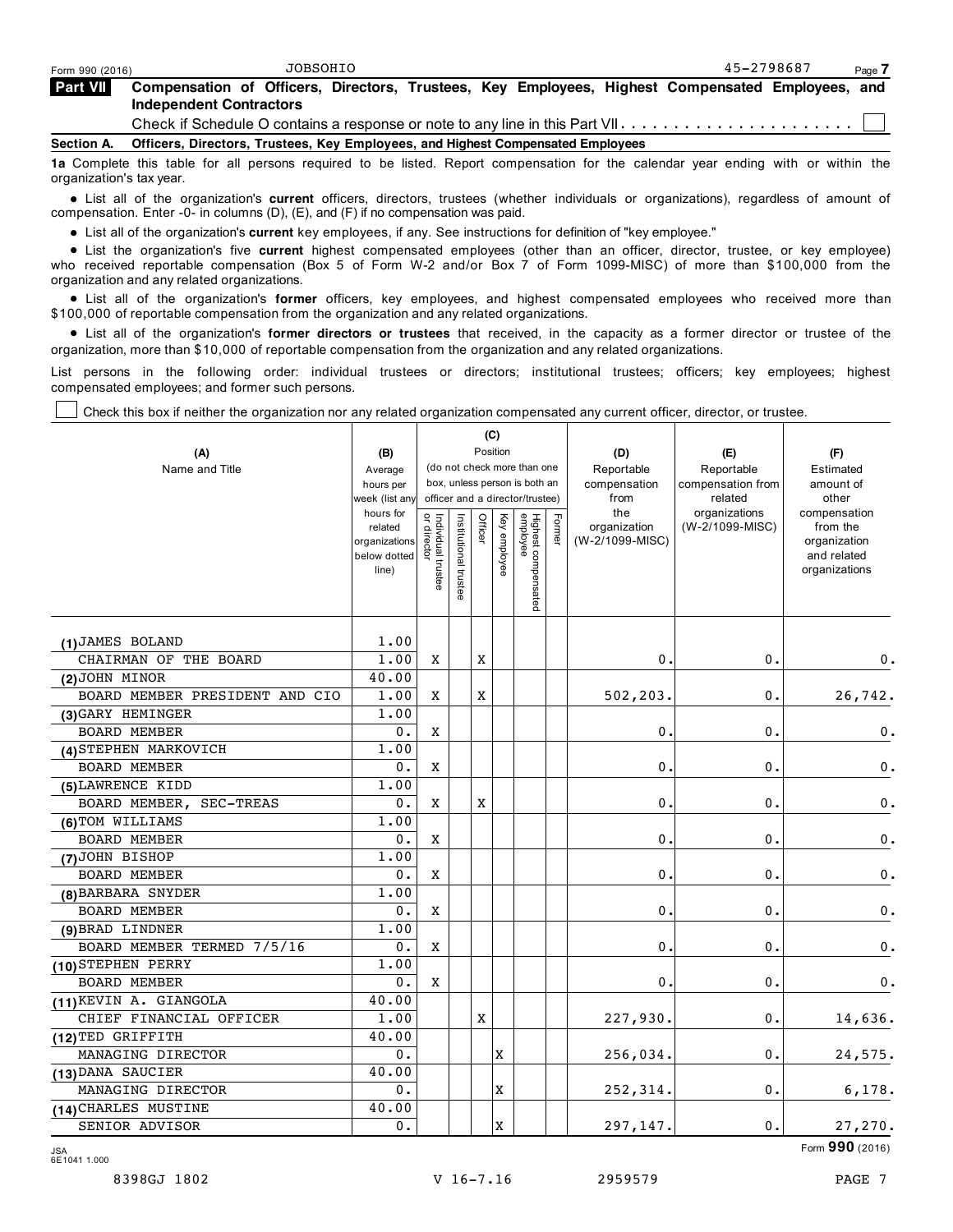Form 990 (2016) JOBSOHIO 45-2798687 Page 7

## Part VII Compensation of Officers, Directors, Trustees, Key Employees, Highest Compensated Employees, and Independent Contractors

Check if Schedule O contains a response or note to any line in this Part VII . . . . . . . . . . . . . . . . . . . . . . . . ☐

### Section A. Officers, Directors, Trustees, Key Employees, and Highest Compensated Employees

**1a** Complete this table for all persons required to be listed. Report compensation for the calendar year ending with or within the organization's tax year.

- List all of the organization's **current** officers, directors, trustees (whether individuals or organizations), regardless of amount of compensation. Enter -0- in columns (D), (E), and (F) if no compensation was paid.
- List all of the organization's **current** key employees, if any. See instructions for definition of "key employee."
- List the organization's five **current** highest compensated employees (other than an officer, director, trustee, or key employee) who received reportable compensation (Box 5 of Form W-2 and/or Box 7 of Form 1099-MISC) of more than $100,000 from the organization and any related organizations.
- List all of the organization's **former** officers, key employees, and highest compensated employees who received more than $100,000 of reportable compensation from the organization and any related organizations.
- List all of the organization's **former directors or trustees** that received, in the capacity as a former director or trustee of the organization, more than $10,000 of reportable compensation from the organization and any related organizations.

List persons in the following order: individual trustees or directors; institutional trustees; officers; key employees; highest compensated employees; and former such persons.

☐ Check this box if neither the organization nor any related organization compensated any current officer, director, or trustee.

| (A) Name and Title | (B) Average hours per week (list any hours for related organizations below dotted line) | (C) Position: Individual trustee or director | Institutional trustee | Officer | Key employee | Highest compensated employee | Former | (D) Reportable compensation from the organization (W-2/1099-MISC) | (E) Reportable compensation from related organizations (W-2/1099-MISC) | (F) Estimated amount of other compensation from the organization and related organizations |
|---|---|---|---|---|---|---|---|---|---|---|
| (1) JAMES BOLAND<br>CHAIRMAN OF THE BOARD | 1.00<br>1.00 | X | | X | | | | 0. | 0. | 0. |
| (2) JOHN MINOR<br>BOARD MEMBER PRESIDENT AND CIO | 40.00<br>1.00 | X | | X | | | | 502,203. | 0. | 26,742. |
| (3) GARY HEMINGER<br>BOARD MEMBER | 1.00<br>0. | X | | | | | | 0. | 0. | 0. |
| (4) STEPHEN MARKOVICH<br>BOARD MEMBER | 1.00<br>0. | X | | | | | | 0. | 0. | 0. |
| (5) LAWRENCE KIDD<br>BOARD MEMBER, SEC-TREAS | 1.00<br>0. | X | | X | | | | 0. | 0. | 0. |
| (6) TOM WILLIAMS<br>BOARD MEMBER | 1.00<br>0. | X | | | | | | 0. | 0. | 0. |
| (7) JOHN BISHOP<br>BOARD MEMBER | 1.00<br>0. | X | | | | | | 0. | 0. | 0. |
| (8) BARBARA SNYDER<br>BOARD MEMBER | 1.00<br>0. | X | | | | | | 0. | 0. | 0. |
| (9) BRAD LINDNER<br>BOARD MEMBER TERMED 7/5/16 | 1.00<br>0. | X | | | | | | 0. | 0. | 0. |
| (10) STEPHEN PERRY<br>BOARD MEMBER | 1.00<br>0. | X | | | | | | 0. | 0. | 0. |
| (11) KEVIN A. GIANGOLA<br>CHIEF FINANCIAL OFFICER | 40.00<br>1.00 | | | X | | | | 227,930. | 0. | 14,636. |
| (12) TED GRIFFITH<br>MANAGING DIRECTOR | 40.00<br>0. | | | | X | | | 256,034. | 0. | 24,575. |
| (13) DANA SAUCIER<br>MANAGING DIRECTOR | 40.00<br>0. | | | | X | | | 252,314. | 0. | 6,178. |
| (14) CHARLES MUSTINE<br>SENIOR ADVISOR | 40.00<br>0. | | | | X | | | 297,147. | 0. | 27,270. |

JSA 6E1041 1.000

Form **990** (2016)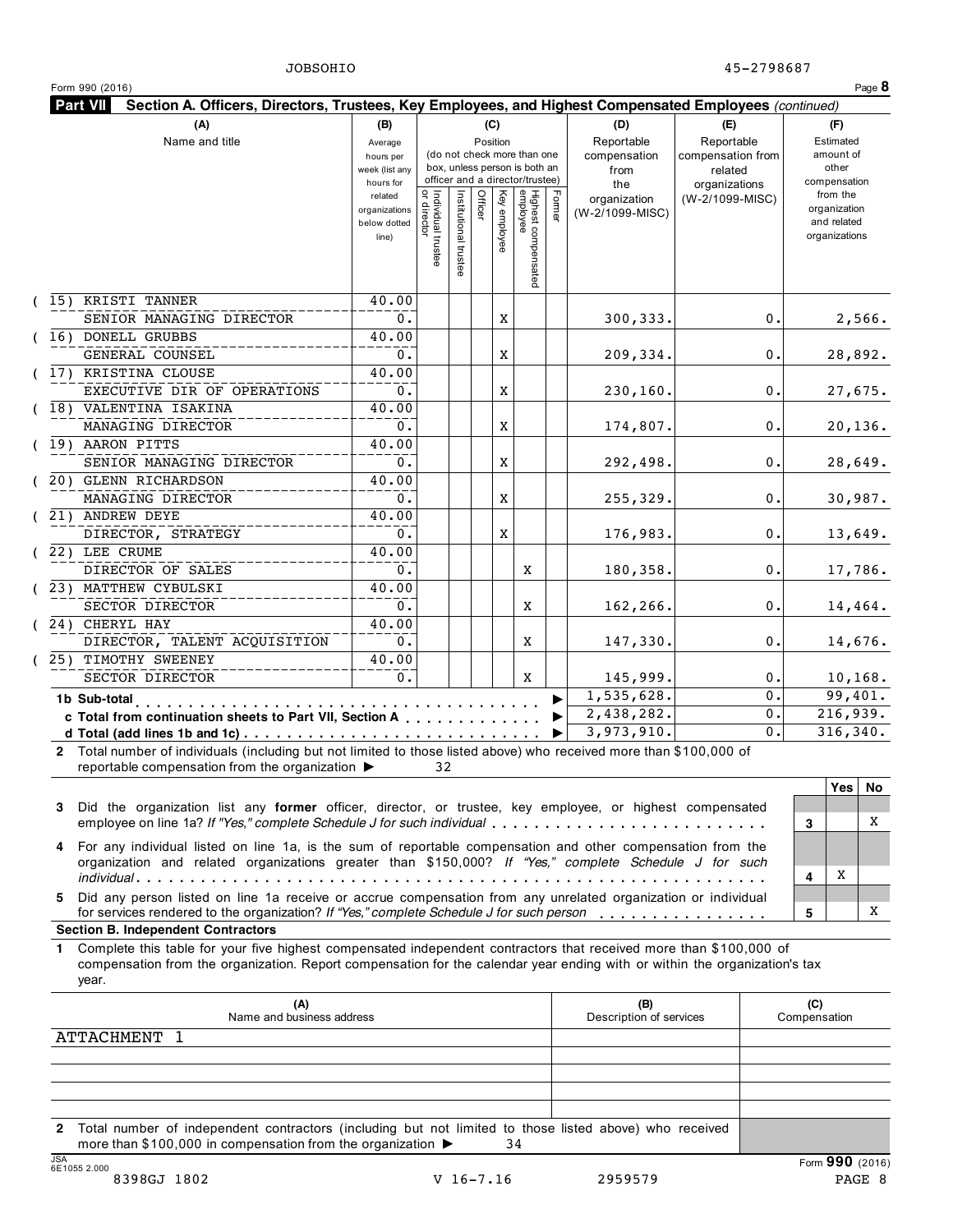JOBSOHIO 45-2798687

Form 990 (2016) Page **8**

**Part VII Section A. Officers, Directors, Trustees, Key Employees, and Highest Compensated Employees** *(continued)*

| (A) Name and title | (B) Average hours per week (list any hours for related organizations below dotted line) | (C) Position: Individual trustee or director | Institutional trustee | Officer | Key employee | Highest compensated employee | Former | (D) Reportable compensation from the organization (W-2/1099-MISC) | (E) Reportable compensation from related organizations (W-2/1099-MISC) | (F) Estimated amount of other compensation from the organization and related organizations |
|---|---|---|---|---|---|---|---|---|---|---|
| (15) KRISTI TANNER<br>SENIOR MANAGING DIRECTOR | 40.00<br>0. | | | | X | | | 300,333. | 0. | 2,566. |
| (16) DONELL GRUBBS<br>GENERAL COUNSEL | 40.00<br>0. | | | | X | | | 209,334. | 0. | 28,892. |
| (17) KRISTINA CLOUSE<br>EXECUTIVE DIR OF OPERATIONS | 40.00<br>0. | | | | X | | | 230,160. | 0. | 27,675. |
| (18) VALENTINA ISAKINA<br>MANAGING DIRECTOR | 40.00<br>0. | | | | X | | | 174,807. | 0. | 20,136. |
| (19) AARON PITTS<br>SENIOR MANAGING DIRECTOR | 40.00<br>0. | | | | X | | | 292,498. | 0. | 28,649. |
| (20) GLENN RICHARDSON<br>MANAGING DIRECTOR | 40.00<br>0. | | | | X | | | 255,329. | 0. | 30,987. |
| (21) ANDREW DEYE<br>DIRECTOR, STRATEGY | 40.00<br>0. | | | | X | | | 176,983. | 0. | 13,649. |
| (22) LEE CRUME<br>DIRECTOR OF SALES | 40.00<br>0. | | | | | X | | 180,358. | 0. | 17,786. |
| (23) MATTHEW CYBULSKI<br>SECTOR DIRECTOR | 40.00<br>0. | | | | | X | | 162,266. | 0. | 14,464. |
| (24) CHERYL HAY<br>DIRECTOR, TALENT ACQUISITION | 40.00<br>0. | | | | | X | | 147,330. | 0. | 14,676. |
| (25) TIMOTHY SWEENEY<br>SECTOR DIRECTOR | 40.00<br>0. | | | | | X | | 145,999. | 0. | 10,168. |
| **1b Sub-total** | | | | | | | | 1,535,628. | 0. | 99,401. |
| **c Total from continuation sheets to Part VII, Section A** | | | | | | | | 2,438,282. | 0. | 216,939. |
| **d Total (add lines 1b and 1c)** | | | | | | | | 3,973,910. | 0. | 316,340. |

**2** Total number of individuals (including but not limited to those listed above) who received more than $100,000 of reportable compensation from the organization ▶ 32

| | | Yes | No |
|---|---|---|---|
| **3** Did the organization list any **former** officer, director, or trustee, key employee, or highest compensated employee on line 1a? *If "Yes," complete Schedule J for such individual* | 3 | | X |
| **4** For any individual listed on line 1a, is the sum of reportable compensation and other compensation from the organization and related organizations greater than $150,000? *If "Yes," complete Schedule J for such individual* | 4 | X | |
| **5** Did any person listed on line 1a receive or accrue compensation from any unrelated organization or individual for services rendered to the organization? *If "Yes," complete Schedule J for such person* | 5 | | X |

**Section B. Independent Contractors**

**1** Complete this table for your five highest compensated independent contractors that received more than $100,000 of compensation from the organization. Report compensation for the calendar year ending with or within the organization's tax year.

| (A) Name and business address | (B) Description of services | (C) Compensation |
|---|---|---|
| ATTACHMENT 1 | | |
| | | |
| | | |
| | | |
| | | |

**2** Total number of independent contractors (including but not limited to those listed above) who received more than $100,000 in compensation from the organization ▶ 34

Form **990** (2016)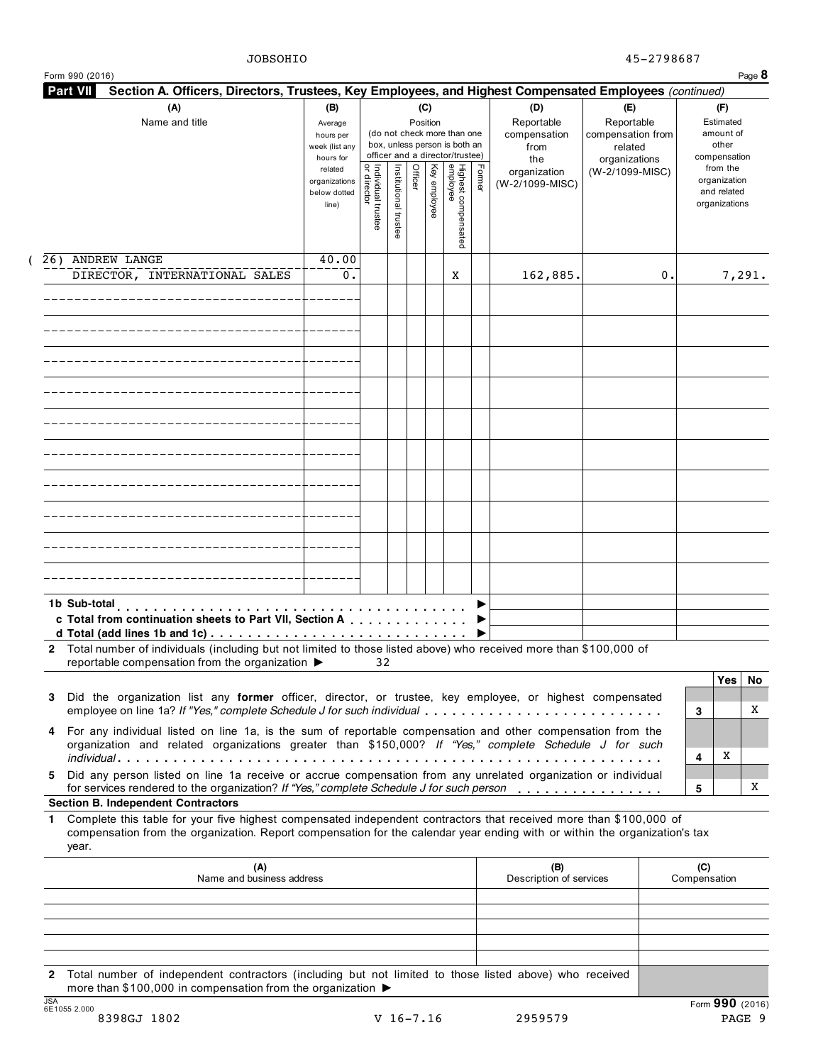JOBSOHIO 45-2798687

Form 990 (2016) Page **8**

**Part VII Section A. Officers, Directors, Trustees, Key Employees, and Highest Compensated Employees** *(continued)*

| (A) Name and title | (B) Average hours per week (list any hours for related organizations below dotted line) | (C) Position: Individual trustee or director | Institutional trustee | Officer | Key employee | Highest compensated employee | Former | (D) Reportable compensation from the organization (W-2/1099-MISC) | (E) Reportable compensation from related organizations (W-2/1099-MISC) | (F) Estimated amount of other compensation from the organization and related organizations |
|---|---|---|---|---|---|---|---|---|---|---|
| (26) ANDREW LANGE<br>DIRECTOR, INTERNATIONAL SALES | 40.00<br>0. | | | | | X | | 162,885. | 0. | 7,291. |
| | | | | | | | | | | |
| | | | | | | | | | | |
| | | | | | | | | | | |
| | | | | | | | | | | |
| | | | | | | | | | | |
| | | | | | | | | | | |
| | | | | | | | | | | |
| | | | | | | | | | | |
| | | | | | | | | | | |
| | | | | | | | | | | |

**1b Sub-total** . . . . . . ▶

**c Total from continuation sheets to Part VII, Section A** . . . . . . ▶

**d Total (add lines 1b and 1c)** . . . . . . ▶

**2** Total number of individuals (including but not limited to those listed above) who received more than $100,000 of reportable compensation from the organization ▶ 32

| | | | Yes | No |
|---|---|---|---|---|
| **3** | Did the organization list any **former** officer, director, or trustee, key employee, or highest compensated employee on line 1a? *If "Yes," complete Schedule J for such individual* | 3 | | X |
| **4** | For any individual listed on line 1a, is the sum of reportable compensation and other compensation from the organization and related organizations greater than $150,000? *If "Yes," complete Schedule J for such individual* | 4 | X | |
| **5** | Did any person listed on line 1a receive or accrue compensation from any unrelated organization or individual for services rendered to the organization? *If "Yes," complete Schedule J for such person* | 5 | | X |

**Section B. Independent Contractors**

**1** Complete this table for your five highest compensated independent contractors that received more than $100,000 of compensation from the organization. Report compensation for the calendar year ending with or within the organization's tax year.

| (A) Name and business address | (B) Description of services | (C) Compensation |
|---|---|---|
| | | |
| | | |
| | | |
| | | |
| | | |

**2** Total number of independent contractors (including but not limited to those listed above) who received more than $100,000 in compensation from the organization ▶

JSA 6E1055 2.000 8398GJ 1802 V 16-7.16 2959579

Form **990** (2016)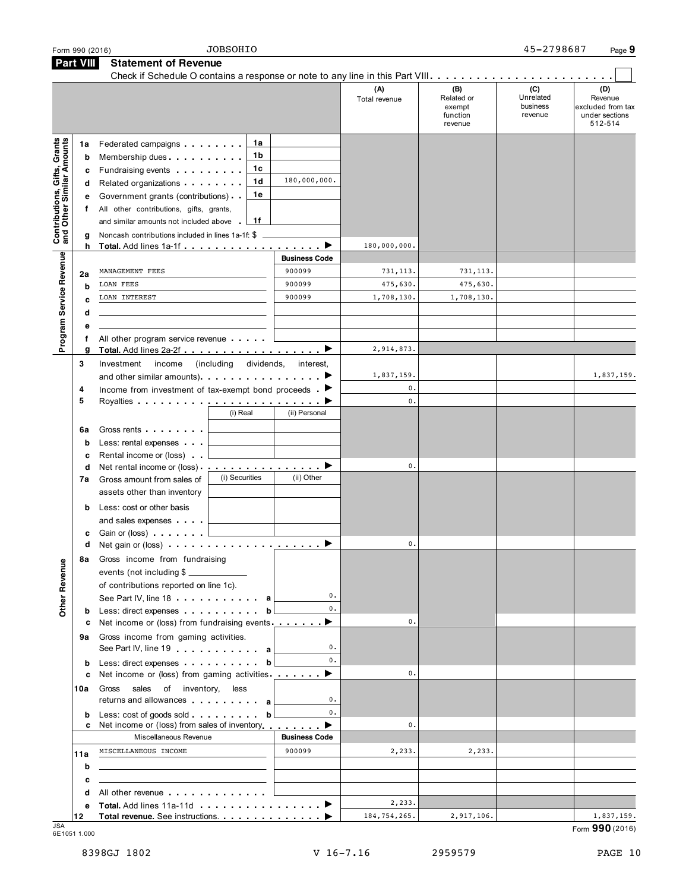Form 990 (2016) JOBSOHIO 45-2798687 Page **9**

## Part VIII Statement of Revenue

Check if Schedule O contains a response or note to any line in this Part VIII . . . . . . . . . . . . . . . . . . . . . . . . ☐

| | | | | (A) Total revenue | (B) Related or exempt function revenue | (C) Unrelated business revenue | (D) Revenue excluded from tax under sections 512-514 |
|---|---|---|---|---|---|---|---|
| **Contributions, Gifts, Grants and Other Similar Amounts** | | | | | | | |
| 1a | Federated campaigns | 1a | | | | | |
| b | Membership dues | 1b | | | | | |
| c | Fundraising events | 1c | | | | | |
| d | Related organizations | 1d | 180,000,000. | | | | |
| e | Government grants (contributions) | 1e | | | | | |
| f | All other contributions, gifts, grants, and similar amounts not included above | 1f | | | | | |
| g | Noncash contributions included in lines 1a-1f: $ | | | | | | |
| h | **Total.** Add lines 1a-1f ▶ | | | 180,000,000. | | | |
| **Program Service Revenue** | | | **Business Code** | | | | |
| 2a | MANAGEMENT FEES | | 900099 | 731,113. | 731,113. | | |
| b | LOAN FEES | | 900099 | 475,630. | 475,630. | | |
| c | LOAN INTEREST | | 900099 | 1,708,130. | 1,708,130. | | |
| d | | | | | | | |
| e | | | | | | | |
| f | All other program service revenue | | | | | | |
| g | **Total.** Add lines 2a-2f ▶ | | | 2,914,873. | | | |
| **Other Revenue** | | | | | | | |
| 3 | Investment income (including dividends, interest, and other similar amounts) ▶ | | | 1,837,159. | | | 1,837,159. |
| 4 | Income from investment of tax-exempt bond proceeds ▶ | | | 0. | | | |
| 5 | Royalties ▶ | | | 0. | | | |
| | | (i) Real | (ii) Personal | | | | |
| 6a | Gross rents | | | | | | |
| b | Less: rental expenses | | | | | | |
| c | Rental income or (loss) | | | | | | |
| d | Net rental income or (loss) ▶ | | | 0. | | | |
| | | (i) Securities | (ii) Other | | | | |
| 7a | Gross amount from sales of assets other than inventory | | | | | | |
| b | Less: cost or other basis and sales expenses | | | | | | |
| c | Gain or (loss) | | | | | | |
| d | Net gain or (loss) ▶ | | | 0. | | | |
| 8a | Gross income from fundraising events (not including $ of contributions reported on line 1c). See Part IV, line 18 | a | 0. | | | | |
| b | Less: direct expenses | b | 0. | | | | |
| c | Net income or (loss) from fundraising events ▶ | | | 0. | | | |
| 9a | Gross income from gaming activities. See Part IV, line 19 | a | 0. | | | | |
| b | Less: direct expenses | b | 0. | | | | |
| c | Net income or (loss) from gaming activities ▶ | | | 0. | | | |
| 10a | Gross sales of inventory, less returns and allowances | a | 0. | | | | |
| b | Less: cost of goods sold | b | 0. | | | | |
| c | Net income or (loss) from sales of inventory ▶ | | | 0. | | | |
| | Miscellaneous Revenue | | **Business Code** | | | | |
| 11a | MISCELLANEOUS INCOME | | 900099 | 2,233. | 2,233. | | |
| b | | | | | | | |
| c | | | | | | | |
| d | All other revenue | | | | | | |
| e | **Total.** Add lines 11a-11d ▶ | | | 2,233. | | | |
| 12 | **Total revenue.** See instructions ▶ | | | 184,754,265. | 2,917,106. | | 1,837,159. |

JSA 6E1051 1.000 Form **990** (2016)

8398GJ 1802 V 16-7.16 2959579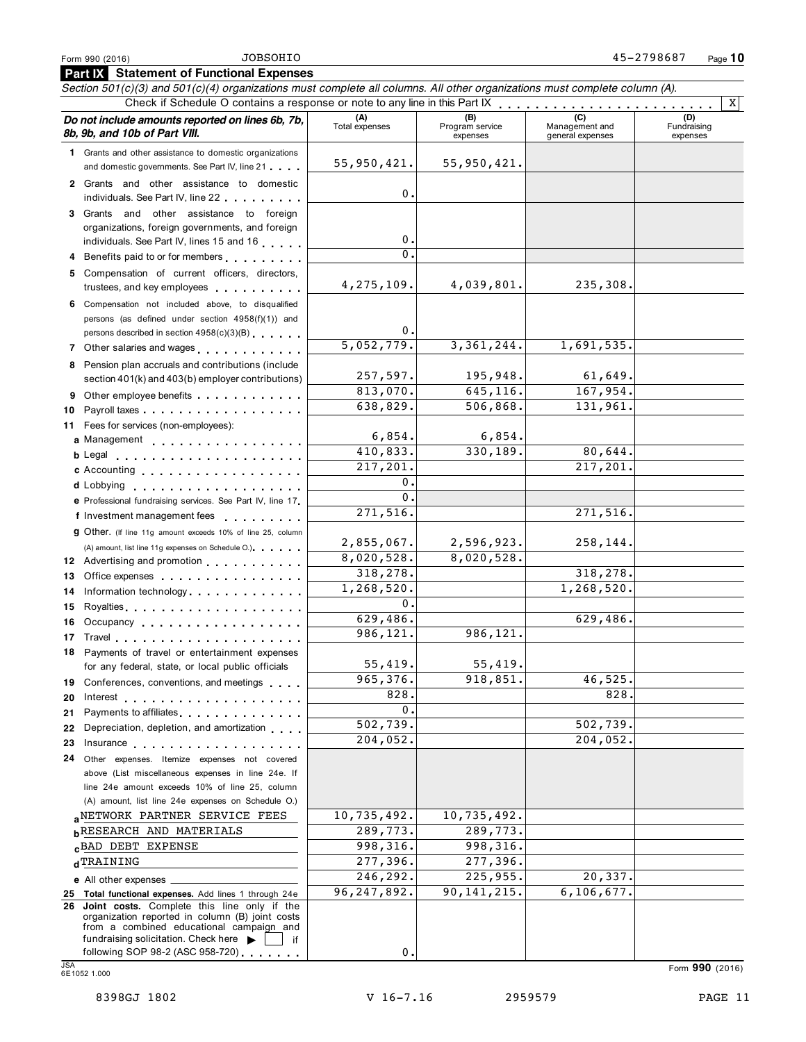Form 990 (2016) JOBSOHIO 45-2798687

## Part IX Statement of Functional Expenses

*Section 501(c)(3) and 501(c)(4) organizations must complete all columns. All other organizations must complete column (A).*

Check if Schedule O contains a response or note to any line in this Part IX . . . . . . . . . . . . . . . . . . . . . . . X

| *Do not include amounts reported on lines 6b, 7b, 8b, 9b, and 10b of Part VIII.* | (A) Total expenses | (B) Program service expenses | (C) Management and general expenses | (D) Fundraising expenses |
|---|---|---|---|---|
| 1 Grants and other assistance to domestic organizations and domestic governments. See Part IV, line 21 | 55,950,421. | 55,950,421. | | |
| 2 Grants and other assistance to domestic individuals. See Part IV, line 22 | 0. | | | |
| 3 Grants and other assistance to foreign organizations, foreign governments, and foreign individuals. See Part IV, lines 15 and 16 | 0. | | | |
| 4 Benefits paid to or for members | 0. | | | |
| 5 Compensation of current officers, directors, trustees, and key employees | 4,275,109. | 4,039,801. | 235,308. | |
| 6 Compensation not included above, to disqualified persons (as defined under section 4958(f)(1)) and persons described in section 4958(c)(3)(B) | 0. | | | |
| 7 Other salaries and wages | 5,052,779. | 3,361,244. | 1,691,535. | |
| 8 Pension plan accruals and contributions (include section 401(k) and 403(b) employer contributions) | 257,597. | 195,948. | 61,649. | |
| 9 Other employee benefits | 813,070. | 645,116. | 167,954. | |
| 10 Payroll taxes | 638,829. | 506,868. | 131,961. | |
| 11 Fees for services (non-employees): | | | | |
| a Management | 6,854. | 6,854. | | |
| b Legal | 410,833. | 330,189. | 80,644. | |
| c Accounting | 217,201. | | 217,201. | |
| d Lobbying | 0. | | | |
| e Professional fundraising services. See Part IV, line 17 | 0. | | | |
| f Investment management fees | 271,516. | | 271,516. | |
| g Other. (If line 11g amount exceeds 10% of line 25, column (A) amount, list line 11g expenses on Schedule O.) | 2,855,067. | 2,596,923. | 258,144. | |
| 12 Advertising and promotion | 8,020,528. | 8,020,528. | | |
| 13 Office expenses | 318,278. | | 318,278. | |
| 14 Information technology | 1,268,520. | | 1,268,520. | |
| 15 Royalties | 0. | | | |
| 16 Occupancy | 629,486. | | 629,486. | |
| 17 Travel | 986,121. | 986,121. | | |
| 18 Payments of travel or entertainment expenses for any federal, state, or local public officials | 55,419. | 55,419. | | |
| 19 Conferences, conventions, and meetings | 965,376. | 918,851. | 46,525. | |
| 20 Interest | 828. | | 828. | |
| 21 Payments to affiliates | 0. | | | |
| 22 Depreciation, depletion, and amortization | 502,739. | | 502,739. | |
| 23 Insurance | 204,052. | | 204,052. | |
| 24 Other expenses. Itemize expenses not covered above (List miscellaneous expenses in line 24e. If line 24e amount exceeds 10% of line 25, column (A) amount, list line 24e expenses on Schedule O.) | | | | |
| a NETWORK PARTNER SERVICE FEES | 10,735,492. | 10,735,492. | | |
| b RESEARCH AND MATERIALS | 289,773. | 289,773. | | |
| c BAD DEBT EXPENSE | 998,316. | 998,316. | | |
| d TRAINING | 277,396. | 277,396. | | |
| e All other expenses | 246,292. | 225,955. | 20,337. | |
| 25 **Total functional expenses.** Add lines 1 through 24e | 96,247,892. | 90,141,215. | 6,106,677. | |
| 26 **Joint costs.** Complete this line only if the organization reported in column (B) joint costs from a combined educational campaign and fundraising solicitation. Check here ▶ ☐ if following SOP 98-2 (ASC 958-720) | 0. | | | |

Form **990** (2016)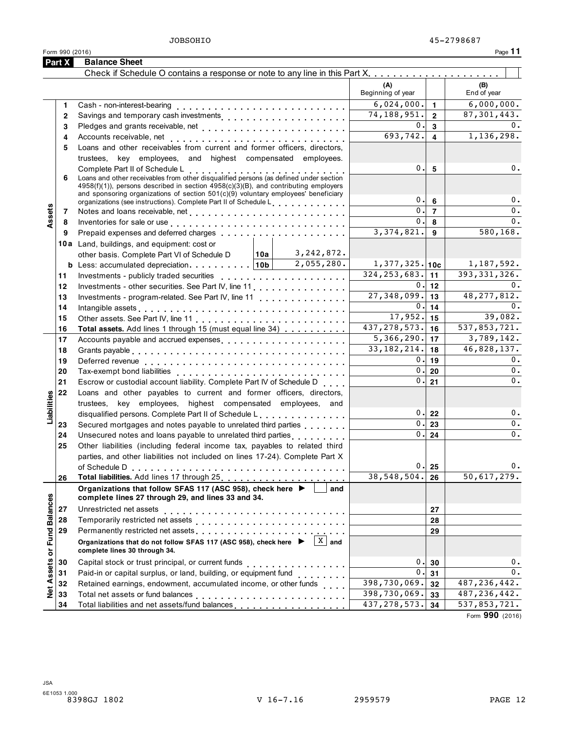JOBSOHIO 45-2798687

Form 990 (2016)

## Part X Balance Sheet

Check if Schedule O contains a response or note to any line in this Part X. . . . . . . . . . . . . . . . . . . . . . [ ]

| | | | | (A) Beginning of year | | (B) End of year |
|---|---|---|---|---|---|---|
| **Assets** | 1 | Cash - non-interest-bearing | | 6,024,000. | 1 | 6,000,000. |
| | 2 | Savings and temporary cash investments | | 74,188,951. | 2 | 87,301,443. |
| | 3 | Pledges and grants receivable, net | | 0. | 3 | 0. |
| | 4 | Accounts receivable, net | | 693,742. | 4 | 1,136,298. |
| | 5 | Loans and other receivables from current and former officers, directors, trustees, key employees, and highest compensated employees. Complete Part II of Schedule L | | 0. | 5 | 0. |
| | 6 | Loans and other receivables from other disqualified persons (as defined under section 4958(f)(1)), persons described in section 4958(c)(3)(B), and contributing employers and sponsoring organizations of section 501(c)(9) voluntary employees' beneficiary organizations (see instructions). Complete Part II of Schedule L | | 0. | 6 | 0. |
| | 7 | Notes and loans receivable, net | | 0. | 7 | 0. |
| | 8 | Inventories for sale or use | | 0. | 8 | 0. |
| | 9 | Prepaid expenses and deferred charges | | 3,374,821. | 9 | 580,168. |
| | 10a | Land, buildings, and equipment: cost or other basis. Complete Part VI of Schedule D | 10a 3,242,872. | | | |
| | b | Less: accumulated depreciation | 10b 2,055,280. | 1,377,325. | 10c | 1,187,592. |
| | 11 | Investments - publicly traded securities | | 324,253,683. | 11 | 393,331,326. |
| | 12 | Investments - other securities. See Part IV, line 11 | | 0. | 12 | 0. |
| | 13 | Investments - program-related. See Part IV, line 11 | | 27,348,099. | 13 | 48,277,812. |
| | 14 | Intangible assets | | 0. | 14 | 0. |
| | 15 | Other assets. See Part IV, line 11 | | 17,952. | 15 | 39,082. |
| | 16 | **Total assets.** Add lines 1 through 15 (must equal line 34) | | 437,278,573. | 16 | 537,853,721. |
| **Liabilities** | 17 | Accounts payable and accrued expenses | | 5,366,290. | 17 | 3,789,142. |
| | 18 | Grants payable | | 33,182,214. | 18 | 46,828,137. |
| | 19 | Deferred revenue | | 0. | 19 | 0. |
| | 20 | Tax-exempt bond liabilities | | 0. | 20 | 0. |
| | 21 | Escrow or custodial account liability. Complete Part IV of Schedule D | | 0. | 21 | 0. |
| | 22 | Loans and other payables to current and former officers, directors, trustees, key employees, highest compensated employees, and disqualified persons. Complete Part II of Schedule L | | 0. | 22 | 0. |
| | 23 | Secured mortgages and notes payable to unrelated third parties | | 0. | 23 | 0. |
| | 24 | Unsecured notes and loans payable to unrelated third parties | | 0. | 24 | 0. |
| | 25 | Other liabilities (including federal income tax, payables to related third parties, and other liabilities not included on lines 17-24). Complete Part X of Schedule D | | 0. | 25 | 0. |
| | 26 | **Total liabilities.** Add lines 17 through 25 | | 38,548,504. | 26 | 50,617,279. |
| **Net Assets or Fund Balances** | | **Organizations that follow SFAS 117 (ASC 958), check here ▶ [ ] and complete lines 27 through 29, and lines 33 and 34.** | | | | |
| | 27 | Unrestricted net assets | | | 27 | |
| | 28 | Temporarily restricted net assets | | | 28 | |
| | 29 | Permanently restricted net assets | | | 29 | |
| | | **Organizations that do not follow SFAS 117 (ASC 958), check here ▶ [X] and complete lines 30 through 34.** | | | | |
| | 30 | Capital stock or trust principal, or current funds | | 0. | 30 | 0. |
| | 31 | Paid-in or capital surplus, or land, building, or equipment fund | | 0. | 31 | 0. |
| | 32 | Retained earnings, endowment, accumulated income, or other funds | | 398,730,069. | 32 | 487,236,442. |
| | 33 | Total net assets or fund balances | | 398,730,069. | 33 | 487,236,442. |
| | 34 | Total liabilities and net assets/fund balances | | 437,278,573. | 34 | 537,853,721. |

Form **990** (2016)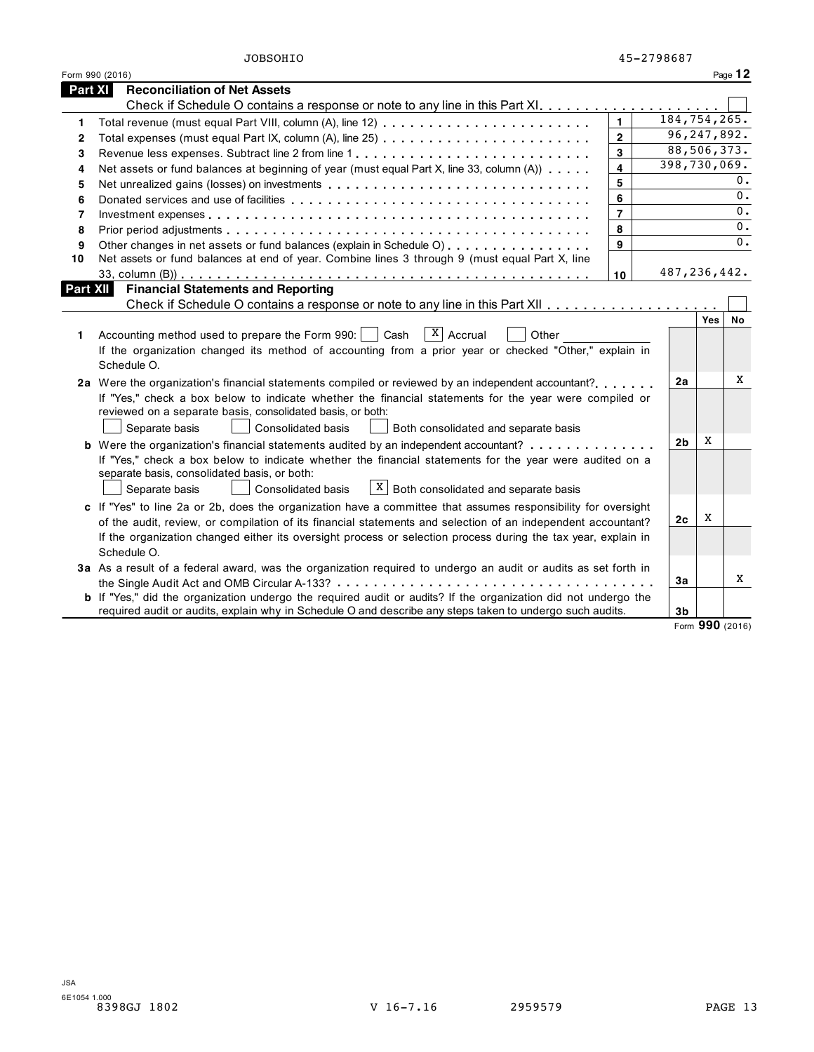JOBSOHIO 45-2798687

Form 990 (2016) Page **12**

## Part XI Reconciliation of Net Assets

Check if Schedule O contains a response or note to any line in this Part XI . . . . . . . . . . . . . . . . . . . . ☐

| | | | |
|---|---|---|---|
| 1 | Total revenue (must equal Part VIII, column (A), line 12) | 1 | 184,754,265. |
| 2 | Total expenses (must equal Part IX, column (A), line 25) | 2 | 96,247,892. |
| 3 | Revenue less expenses. Subtract line 2 from line 1 | 3 | 88,506,373. |
| 4 | Net assets or fund balances at beginning of year (must equal Part X, line 33, column (A)) | 4 | 398,730,069. |
| 5 | Net unrealized gains (losses) on investments | 5 | 0. |
| 6 | Donated services and use of facilities | 6 | 0. |
| 7 | Investment expenses | 7 | 0. |
| 8 | Prior period adjustments | 8 | 0. |
| 9 | Other changes in net assets or fund balances (explain in Schedule O) | 9 | 0. |
| 10 | Net assets or fund balances at end of year. Combine lines 3 through 9 (must equal Part X, line 33, column (B)) | 10 | 487,236,442. |

## Part XII Financial Statements and Reporting

Check if Schedule O contains a response or note to any line in this Part XII . . . . . . . . . . . . . . . . . . . ☐

| | | | Yes | No |
|---|---|---|---|---|
| 1 | Accounting method used to prepare the Form 990: ☐ Cash ☒ Accrual ☐ Other ______<br>If the organization changed its method of accounting from a prior year or checked "Other," explain in Schedule O. | | | |
| 2a | Were the organization's financial statements compiled or reviewed by an independent accountant?<br>If "Yes," check a box below to indicate whether the financial statements for the year were compiled or reviewed on a separate basis, consolidated basis, or both:<br>☐ Separate basis ☐ Consolidated basis ☐ Both consolidated and separate basis | 2a | | X |
| b | Were the organization's financial statements audited by an independent accountant?<br>If "Yes," check a box below to indicate whether the financial statements for the year were audited on a separate basis, consolidated basis, or both:<br>☐ Separate basis ☐ Consolidated basis ☒ Both consolidated and separate basis | 2b | X | |
| c | If "Yes" to line 2a or 2b, does the organization have a committee that assumes responsibility for oversight of the audit, review, or compilation of its financial statements and selection of an independent accountant?<br>If the organization changed either its oversight process or selection process during the tax year, explain in Schedule O. | 2c | X | |
| 3a | As a result of a federal award, was the organization required to undergo an audit or audits as set forth in the Single Audit Act and OMB Circular A-133? | 3a | | X |
| b | If "Yes," did the organization undergo the required audit or audits? If the organization did not undergo the required audit or audits, explain in Schedule O and describe any steps taken to undergo such audits. | 3b | | |

Form **990** (2016)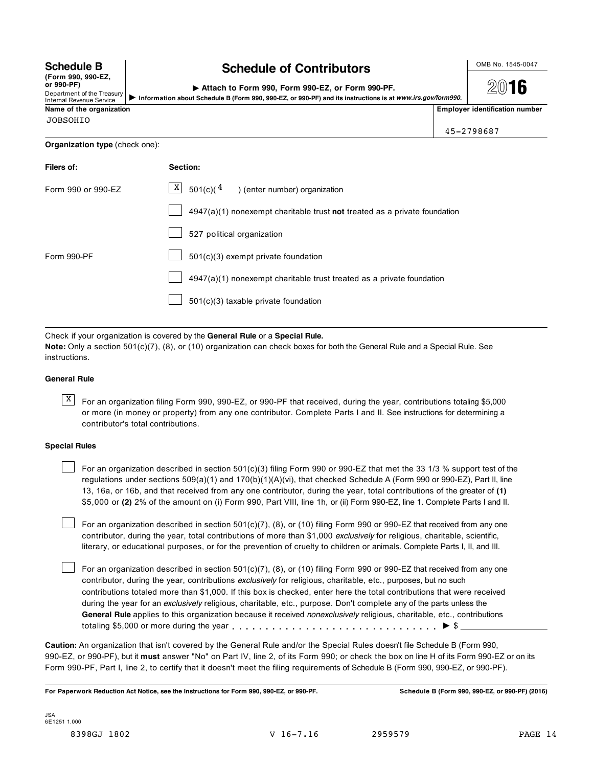**Schedule B** (Form 990, 990-EZ, or 990-PF)
Department of the Treasury
Internal Revenue Service

# Schedule of Contributors

▶ Attach to Form 990, Form 990-EZ, or Form 990-PF.
▶ Information about Schedule B (Form 990, 990-EZ, or 990-PF) and its instructions is at *www.irs.gov/form990*.

OMB No. 1545-0047

**2016**

**Name of the organization**
JOBSOHIO

**Employer identification number**
45-2798687

**Organization type** (check one):

| Filers of: | Section: |
|---|---|
| Form 990 or 990-EZ | [X] 501(c)( 4 ) (enter number) organization |
| | [ ] 4947(a)(1) nonexempt charitable trust **not** treated as a private foundation |
| | [ ] 527 political organization |
| Form 990-PF | [ ] 501(c)(3) exempt private foundation |
| | [ ] 4947(a)(1) nonexempt charitable trust treated as a private foundation |
| | [ ] 501(c)(3) taxable private foundation |

Check if your organization is covered by the **General Rule** or a **Special Rule.**
**Note:** Only a section 501(c)(7), (8), or (10) organization can check boxes for both the General Rule and a Special Rule. See instructions.

### General Rule

[X] For an organization filing Form 990, 990-EZ, or 990-PF that received, during the year, contributions totaling $5,000 or more (in money or property) from any one contributor. Complete Parts I and II. See instructions for determining a contributor's total contributions.

### Special Rules

[ ] For an organization described in section 501(c)(3) filing Form 990 or 990-EZ that met the 33 1/3 % support test of the regulations under sections 509(a)(1) and 170(b)(1)(A)(vi), that checked Schedule A (Form 990 or 990-EZ), Part II, line 13, 16a, or 16b, and that received from any one contributor, during the year, total contributions of the greater of **(1)** $5,000 or **(2)** 2% of the amount on (i) Form 990, Part VIII, line 1h, or (ii) Form 990-EZ, line 1. Complete Parts I and II.

[ ] For an organization described in section 501(c)(7), (8), or (10) filing Form 990 or 990-EZ that received from any one contributor, during the year, total contributions of more than $1,000 *exclusively* for religious, charitable, scientific, literary, or educational purposes, or for the prevention of cruelty to children or animals. Complete Parts I, II, and III.

[ ] For an organization described in section 501(c)(7), (8), or (10) filing Form 990 or 990-EZ that received from any one contributor, during the year, contributions *exclusively* for religious, charitable, etc., purposes, but no such contributions totaled more than $1,000. If this box is checked, enter here the total contributions that were received during the year for an *exclusively* religious, charitable, etc., purpose. Don't complete any of the parts unless the **General Rule** applies to this organization because it received *nonexclusively* religious, charitable, etc., contributions totaling $5,000 or more during the year . . . . . . . . . . . . . . . . . . . . . . . . . . . . . . ▶ $ ____________

**Caution:** An organization that isn't covered by the General Rule and/or the Special Rules doesn't file Schedule B (Form 990, 990-EZ, or 990-PF), but it **must** answer "No" on Part IV, line 2, of its Form 990; or check the box on line H of its Form 990-EZ or on its Form 990-PF, Part I, line 2, to certify that it doesn't meet the filing requirements of Schedule B (Form 990, 990-EZ, or 990-PF).

**For Paperwork Reduction Act Notice, see the Instructions for Form 990, 990-EZ, or 990-PF.** **Schedule B (Form 990, 990-EZ, or 990-PF) (2016)**

JSA
6E1251 1.000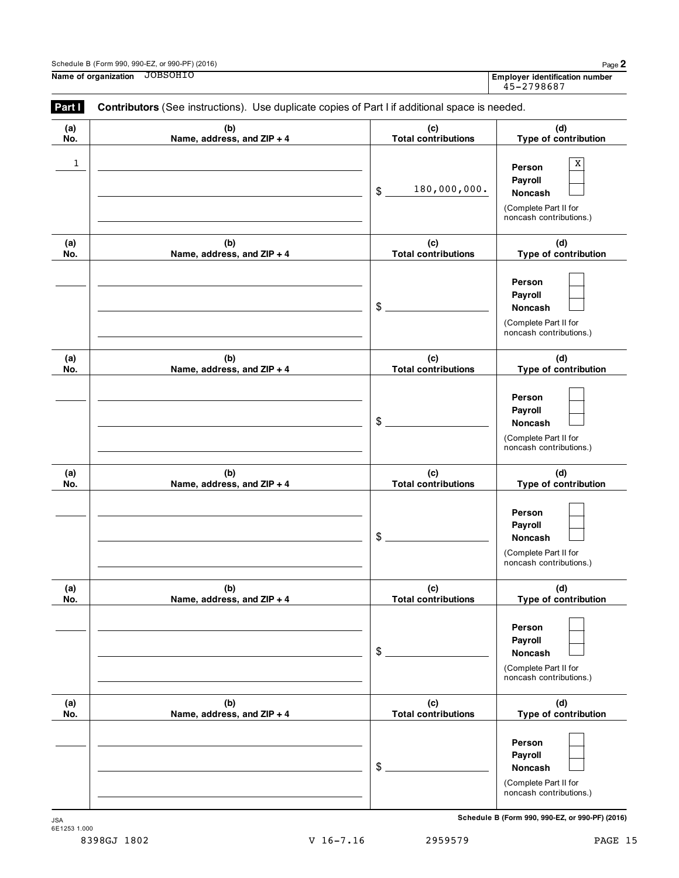Schedule B (Form 990, 990-EZ, or 990-PF) (2016)

**Name of organization** JOBSOHIO

**Employer identification number** 45-2798687

## Part I Contributors (See instructions). Use duplicate copies of Part I if additional space is needed.

| (a) No. | (b) Name, address, and ZIP + 4 | (c) Total contributions | (d) Type of contribution |
|---|---|---|---|
| 1 | | $ 180,000,000. | Person [X] Payroll [ ] Noncash [ ] (Complete Part II for noncash contributions.) |
| | | $ | Person [ ] Payroll [ ] Noncash [ ] (Complete Part II for noncash contributions.) |
| | | $ | Person [ ] Payroll [ ] Noncash [ ] (Complete Part II for noncash contributions.) |
| | | $ | Person [ ] Payroll [ ] Noncash [ ] (Complete Part II for noncash contributions.) |
| | | $ | Person [ ] Payroll [ ] Noncash [ ] (Complete Part II for noncash contributions.) |
| | | $ | Person [ ] Payroll [ ] Noncash [ ] (Complete Part II for noncash contributions.) |

JSA 6E1253 1.000

Schedule B (Form 990, 990-EZ, or 990-PF) (2016)

8398GJ 1802 V 16-7.16 2959579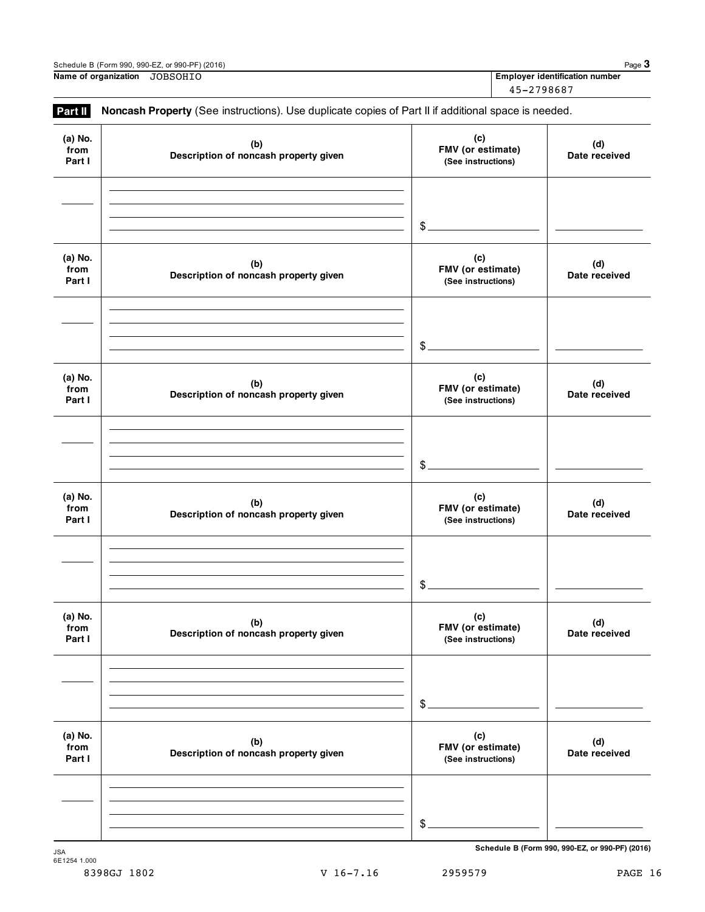Name of organization JOBSOHIO

Employer identification number 45-2798687

**Part II** **Noncash Property** (See instructions). Use duplicate copies of Part II if additional space is needed.

| (a) No. from Part I | (b) Description of noncash property given | (c) FMV (or estimate) (See instructions) | (d) Date received |
|---|---|---|---|
| | | $ | |

| (a) No. from Part I | (b) Description of noncash property given | (c) FMV (or estimate) (See instructions) | (d) Date received |
|---|---|---|---|
| | | $ | |

| (a) No. from Part I | (b) Description of noncash property given | (c) FMV (or estimate) (See instructions) | (d) Date received |
|---|---|---|---|
| | | $ | |

| (a) No. from Part I | (b) Description of noncash property given | (c) FMV (or estimate) (See instructions) | (d) Date received |
|---|---|---|---|
| | | $ | |

| (a) No. from Part I | (b) Description of noncash property given | (c) FMV (or estimate) (See instructions) | (d) Date received |
|---|---|---|---|
| | | $ | |

| (a) No. from Part I | (b) Description of noncash property given | (c) FMV (or estimate) (See instructions) | (d) Date received |
|---|---|---|---|
| | | $ | |

Schedule B (Form 990, 990-EZ, or 990-PF) (2016)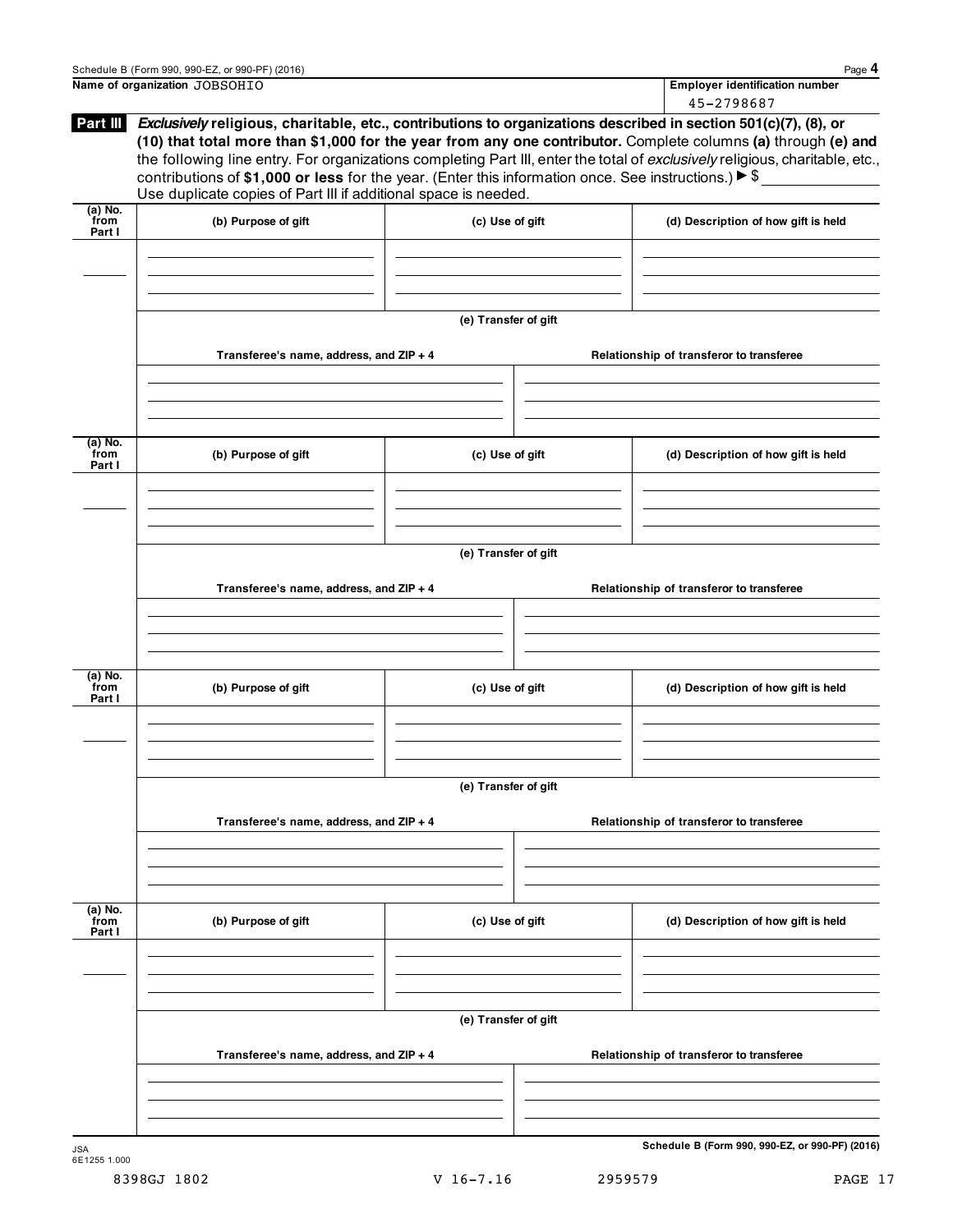Name of organization JOBSOHIO

Employer identification number 45-2798687

**Part III** ***Exclusively* religious, charitable, etc., contributions to organizations described in section 501(c)(7), (8), or (10) that total more than $1,000 for the year from any one contributor.** Complete columns **(a)** through **(e) and** the following line entry. For organizations completing Part III, enter the total of *exclusively* religious, charitable, etc., contributions of **$1,000 or less** for the year. (Enter this information once. See instructions.) ▶ $ \_\_\_\_\_\_\_\_\_\_\_\_\_\_

Use duplicate copies of Part III if additional space is needed.

| (a) No. from Part I | (b) Purpose of gift | (c) Use of gift | (d) Description of how gift is held |
|---|---|---|---|
| | | | |

**(e) Transfer of gift**

| Transferee's name, address, and ZIP + 4 | Relationship of transferor to transferee |
|---|---|
| | |

| (a) No. from Part I | (b) Purpose of gift | (c) Use of gift | (d) Description of how gift is held |
|---|---|---|---|
| | | | |

**(e) Transfer of gift**

| Transferee's name, address, and ZIP + 4 | Relationship of transferor to transferee |
|---|---|
| | |

| (a) No. from Part I | (b) Purpose of gift | (c) Use of gift | (d) Description of how gift is held |
|---|---|---|---|
| | | | |

**(e) Transfer of gift**

| Transferee's name, address, and ZIP + 4 | Relationship of transferor to transferee |
|---|---|
| | |

| (a) No. from Part I | (b) Purpose of gift | (c) Use of gift | (d) Description of how gift is held |
|---|---|---|---|
| | | | |

**(e) Transfer of gift**

| Transferee's name, address, and ZIP + 4 | Relationship of transferor to transferee |
|---|---|
| | |

**Schedule B (Form 990, 990-EZ, or 990-PF) (2016)**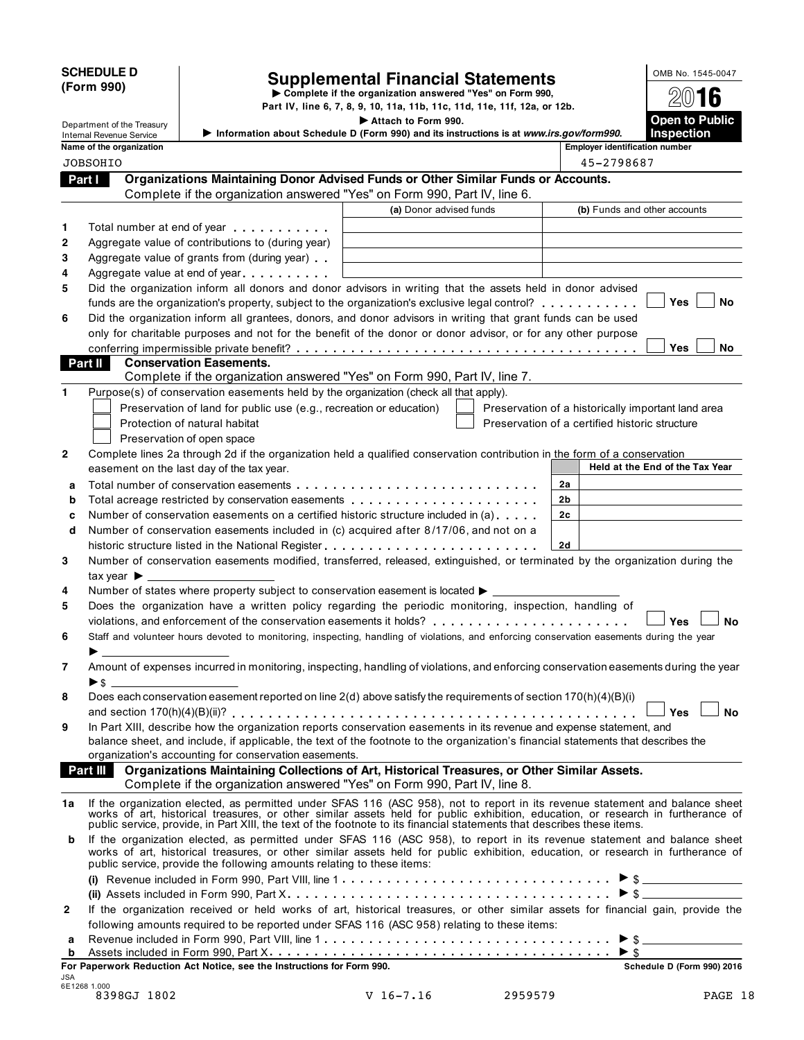**SCHEDULE D (Form 990)**

Department of the Treasury
Internal Revenue Service

# Supplemental Financial Statements

▶ Complete if the organization answered "Yes" on Form 990, Part IV, line 6, 7, 8, 9, 10, 11a, 11b, 11c, 11d, 11e, 11f, 12a, or 12b.

▶ Attach to Form 990.

▶ Information about Schedule D (Form 990) and its instructions is at *www.irs.gov/form990.*

OMB No. 1545-0047

2016

**Open to Public Inspection**

**Name of the organization:** JOBSOHIO

**Employer identification number:** 45-2798687

## Part I Organizations Maintaining Donor Advised Funds or Other Similar Funds or Accounts.

Complete if the organization answered "Yes" on Form 990, Part IV, line 6.

| | | (a) Donor advised funds | (b) Funds and other accounts |
|---|---|---|---|
| 1 | Total number at end of year | | |
| 2 | Aggregate value of contributions to (during year) | | |
| 3 | Aggregate value of grants from (during year) | | |
| 4 | Aggregate value at end of year | | |

5 Did the organization inform all donors and donor advisors in writing that the assets held in donor advised funds are the organization's property, subject to the organization's exclusive legal control? ☐ Yes ☐ No

6 Did the organization inform all grantees, donors, and donor advisors in writing that grant funds can be used only for charitable purposes and not for the benefit of the donor or donor advisor, or for any other purpose conferring impermissible private benefit? ☐ Yes ☐ No

## Part II Conservation Easements.

Complete if the organization answered "Yes" on Form 990, Part IV, line 7.

1 Purpose(s) of conservation easements held by the organization (check all that apply).

- ☐ Preservation of land for public use (e.g., recreation or education)
- ☐ Protection of natural habitat
- ☐ Preservation of open space
- ☐ Preservation of a historically important land area
- ☐ Preservation of a certified historic structure

2 Complete lines 2a through 2d if the organization held a qualified conservation contribution in the form of a conservation easement on the last day of the tax year.

| | | | Held at the End of the Tax Year |
|---|---|---|---|
| a | Total number of conservation easements | 2a | |
| b | Total acreage restricted by conservation easements | 2b | |
| c | Number of conservation easements on a certified historic structure included in (a) | 2c | |
| d | Number of conservation easements included in (c) acquired after 8/17/06, and not on a historic structure listed in the National Register | 2d | |

3 Number of conservation easements modified, transferred, released, extinguished, or terminated by the organization during the tax year ▶ ______

4 Number of states where property subject to conservation easement is located ▶ ______

5 Does the organization have a written policy regarding the periodic monitoring, inspection, handling of violations, and enforcement of the conservation easements it holds? ☐ Yes ☐ No

6 Staff and volunteer hours devoted to monitoring, inspecting, handling of violations, and enforcing conservation easements during the year ▶ ______

7 Amount of expenses incurred in monitoring, inspecting, handling of violations, and enforcing conservation easements during the year ▶ $ ______

8 Does each conservation easement reported on line 2(d) above satisfy the requirements of section 170(h)(4)(B)(i) and section 170(h)(4)(B)(ii)? ☐ Yes ☐ No

9 In Part XIII, describe how the organization reports conservation easements in its revenue and expense statement, and balance sheet, and include, if applicable, the text of the footnote to the organization's financial statements that describes the organization's accounting for conservation easements.

## Part III Organizations Maintaining Collections of Art, Historical Treasures, or Other Similar Assets.

Complete if the organization answered "Yes" on Form 990, Part IV, line 8.

1a If the organization elected, as permitted under SFAS 116 (ASC 958), not to report in its revenue statement and balance sheet works of art, historical treasures, or other similar assets held for public exhibition, education, or research in furtherance of public service, provide, in Part XIII, the text of the footnote to its financial statements that describes these items.

b If the organization elected, as permitted under SFAS 116 (ASC 958), to report in its revenue statement and balance sheet works of art, historical treasures, or other similar assets held for public exhibition, education, or research in furtherance of public service, provide the following amounts relating to these items:

(i) Revenue included in Form 990, Part VIII, line 1 ▶ $ ______

(ii) Assets included in Form 990, Part X ▶ $ ______

2 If the organization received or held works of art, historical treasures, or other similar assets for financial gain, provide the following amounts required to be reported under SFAS 116 (ASC 958) relating to these items:

a Revenue included in Form 990, Part VIII, line 1 ▶ $ ______

b Assets included in Form 990, Part X ▶ $ ______

**For Paperwork Reduction Act Notice, see the Instructions for Form 990.** **Schedule D (Form 990) 2016**

JSA
6E1268 1.000
8398GJ 1802 V 16-7.16 2959579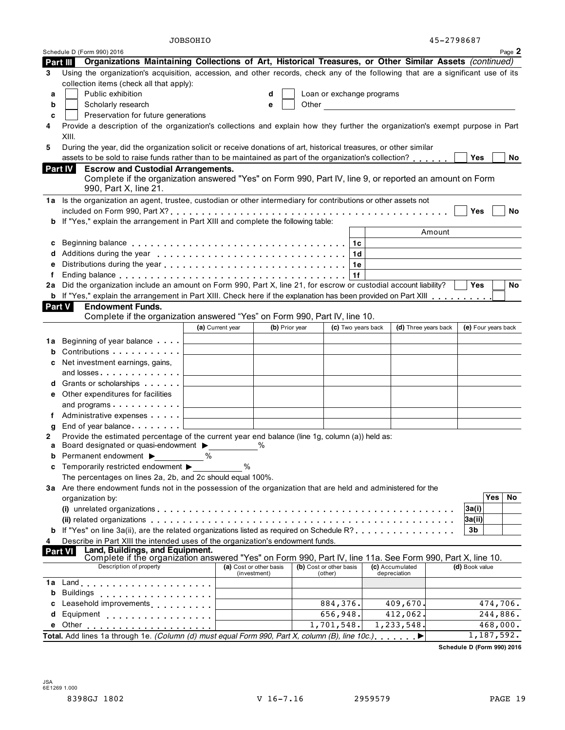JOBSOHIO 45-2798687

Schedule D (Form 990) 2016 Page **2**

## Part III Organizations Maintaining Collections of Art, Historical Treasures, or Other Similar Assets *(continued)*

**3** Using the organization's acquisition, accession, and other records, check any of the following that are a significant use of its collection items (check all that apply):

- **a** ☐ Public exhibition
- **b** ☐ Scholarly research
- **c** ☐ Preservation for future generations
- **d** ☐ Loan or exchange programs
- **e** ☐ Other

**4** Provide a description of the organization's collections and explain how they further the organization's exempt purpose in Part XIII.

**5** During the year, did the organization solicit or receive donations of art, historical treasures, or other similar assets to be sold to raise funds rather than to be maintained as part of the organization's collection? ☐ Yes ☐ No

## Part IV Escrow and Custodial Arrangements.

Complete if the organization answered "Yes" on Form 990, Part IV, line 9, or reported an amount on Form 990, Part X, line 21.

**1a** Is the organization an agent, trustee, custodian or other intermediary for contributions or other assets not included on Form 990, Part X? ☐ Yes ☐ No

**b** If "Yes," explain the arrangement in Part XIII and complete the following table:

| | | | Amount |
|---|---|---|---|
| **c** | Beginning balance | 1c | |
| **d** | Additions during the year | 1d | |
| **e** | Distributions during the year | 1e | |
| **f** | Ending balance | 1f | |

**2a** Did the organization include an amount on Form 990, Part X, line 21, for escrow or custodial account liability? ☐ Yes ☐ No

**b** If "Yes," explain the arrangement in Part XIII. Check here if the explanation has been provided on Part XIII ☐

## Part V Endowment Funds.

Complete if the organization answered "Yes" on Form 990, Part IV, line 10.

| | **(a)** Current year | **(b)** Prior year | **(c)** Two years back | **(d)** Three years back | **(e)** Four years back |
|---|---|---|---|---|---|
| **1a** Beginning of year balance | | | | | |
| **b** Contributions | | | | | |
| **c** Net investment earnings, gains, and losses | | | | | |
| **d** Grants or scholarships | | | | | |
| **e** Other expenditures for facilities and programs | | | | | |
| **f** Administrative expenses | | | | | |
| **g** End of year balance | | | | | |

**2** Provide the estimated percentage of the current year end balance (line 1g, column (a)) held as:

**a** Board designated or quasi-endowment ▶ ______ %

**b** Permanent endowment ▶ ______ %

**c** Temporarily restricted endowment ▶ ______ %

The percentages on lines 2a, 2b, and 2c should equal 100%.

**3a** Are there endowment funds not in the possession of the organization that are held and administered for the organization by:

| | | Yes | No |
|---|---|---|---|
| **(i)** unrelated organizations | 3a(i) | | |
| **(ii)** related organizations | 3a(ii) | | |
| **b** If "Yes" on line 3a(ii), are the related organizations listed as required on Schedule R? | 3b | | |

**4** Describe in Part XIII the intended uses of the organization's endowment funds.

## Part VI Land, Buildings, and Equipment.

Complete if the organization answered "Yes" on Form 990, Part IV, line 11a. See Form 990, Part X, line 10.

| Description of property | **(a)** Cost or other basis (investment) | **(b)** Cost or other basis (other) | **(c)** Accumulated depreciation | **(d)** Book value |
|---|---|---|---|---|
| **1a** Land | | | | |
| **b** Buildings | | | | |
| **c** Leasehold improvements | | 884,376. | 409,670. | 474,706. |
| **d** Equipment | | 656,948. | 412,062. | 244,886. |
| **e** Other | | 1,701,548. | 1,233,548. | 468,000. |
| **Total.** Add lines 1a through 1e. *(Column (d) must equal Form 990, Part X, column (B), line 10c.)* ▶ | | | | 1,187,592. |

**Schedule D (Form 990) 2016**

JSA
6E1269 1.000

8398GJ 1802 V 16-7.16 2959579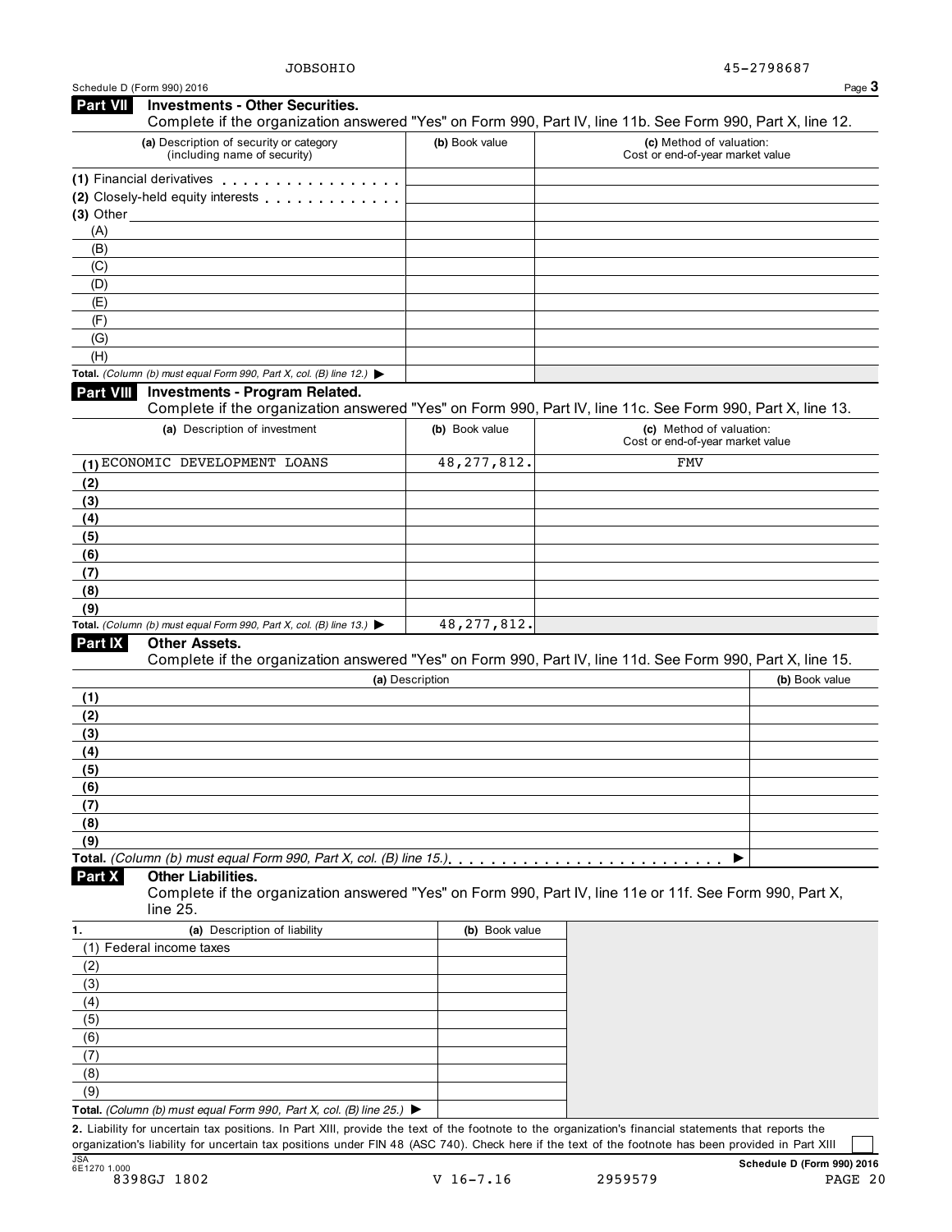JOBSOHIO 45-2798687

Schedule D (Form 990) 2016

## Part VII Investments - Other Securities.

Complete if the organization answered "Yes" on Form 990, Part IV, line 11b. See Form 990, Part X, line 12.

| (a) Description of security or category (including name of security) | (b) Book value | (c) Method of valuation: Cost or end-of-year market value |
|---|---|---|
| (1) Financial derivatives | | |
| (2) Closely-held equity interests | | |
| (3) Other | | |
| (A) | | |
| (B) | | |
| (C) | | |
| (D) | | |
| (E) | | |
| (F) | | |
| (G) | | |
| (H) | | |
| **Total.** *(Column (b) must equal Form 990, Part X, col. (B) line 12.)* ▶ | | |

## Part VIII Investments - Program Related.

Complete if the organization answered "Yes" on Form 990, Part IV, line 11c. See Form 990, Part X, line 13.

| (a) Description of investment | (b) Book value | (c) Method of valuation: Cost or end-of-year market value |
|---|---|---|
| (1) ECONOMIC DEVELOPMENT LOANS | 48,277,812. | FMV |
| (2) | | |
| (3) | | |
| (4) | | |
| (5) | | |
| (6) | | |
| (7) | | |
| (8) | | |
| (9) | | |
| **Total.** *(Column (b) must equal Form 990, Part X, col. (B) line 13.)* ▶ | 48,277,812. | |

## Part IX Other Assets.

Complete if the organization answered "Yes" on Form 990, Part IV, line 11d. See Form 990, Part X, line 15.

| (a) Description | (b) Book value |
|---|---|
| (1) | |
| (2) | |
| (3) | |
| (4) | |
| (5) | |
| (6) | |
| (7) | |
| (8) | |
| (9) | |
| **Total.** *(Column (b) must equal Form 990, Part X, col. (B) line 15.)* ▶ | |

## Part X Other Liabilities.

Complete if the organization answered "Yes" on Form 990, Part IV, line 11e or 11f. See Form 990, Part X, line 25.

| 1. (a) Description of liability | (b) Book value |
|---|---|
| (1) Federal income taxes | |
| (2) | |
| (3) | |
| (4) | |
| (5) | |
| (6) | |
| (7) | |
| (8) | |
| (9) | |
| **Total.** *(Column (b) must equal Form 990, Part X, col. (B) line 25.)* ▶ | |

**2.** Liability for uncertain tax positions. In Part XIII, provide the text of the footnote to the organization's financial statements that reports the organization's liability for uncertain tax positions under FIN 48 (ASC 740). Check here if the text of the footnote has been provided in Part XIII ☐

Schedule D (Form 990) 2016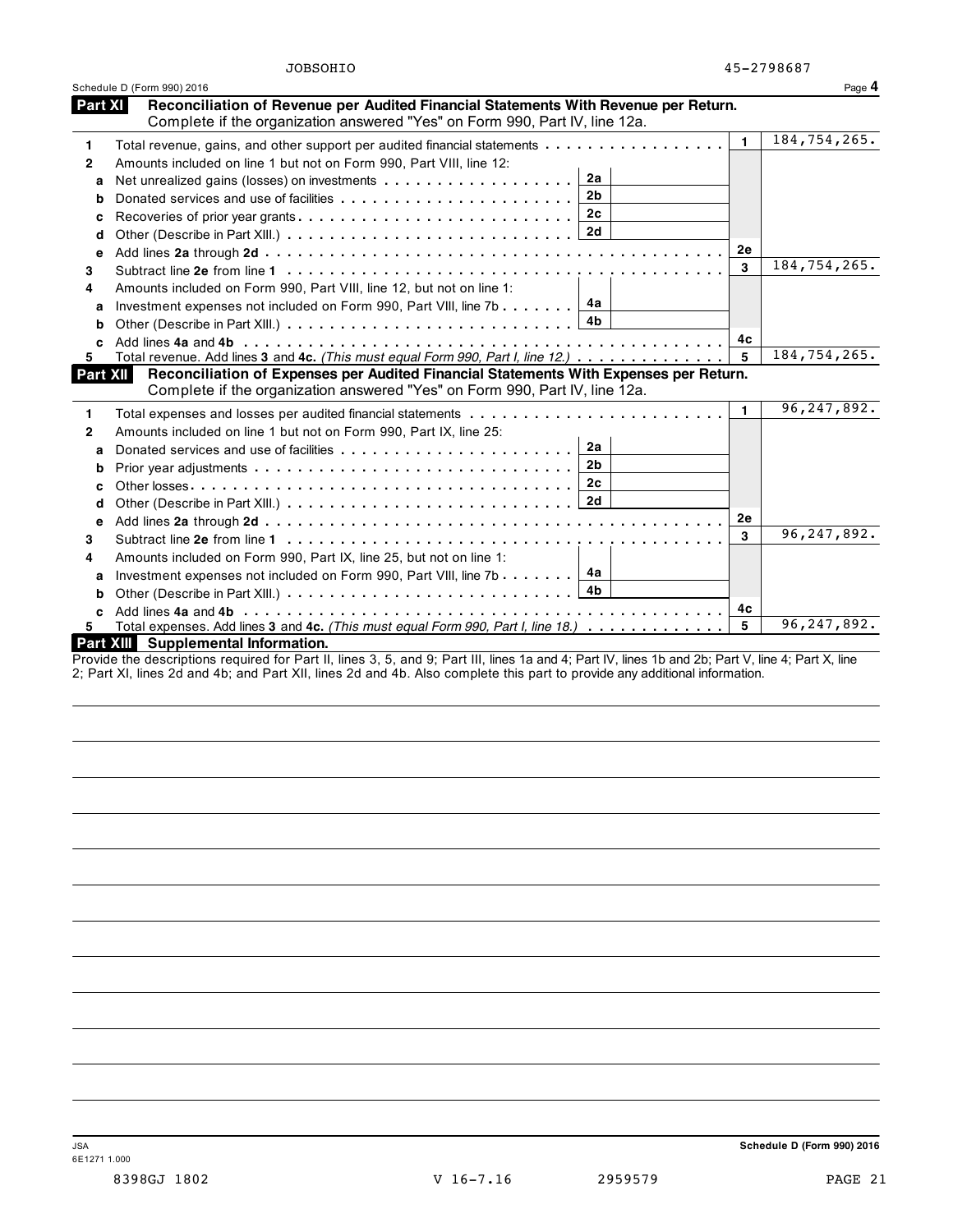JOBSOHIO 45-2798687

Schedule D (Form 990) 2016

## Part XI Reconciliation of Revenue per Audited Financial Statements With Revenue per Return.

Complete if the organization answered "Yes" on Form 990, Part IV, line 12a.

| | | | | | |
|---|---|---|---|---|---|
| 1 | Total revenue, gains, and other support per audited financial statements | | | 1 | 184,754,265. |
| 2 | Amounts included on line 1 but not on Form 990, Part VIII, line 12: | | | | |
| a | Net unrealized gains (losses) on investments | 2a | | | |
| b | Donated services and use of facilities | 2b | | | |
| c | Recoveries of prior year grants | 2c | | | |
| d | Other (Describe in Part XIII.) | 2d | | | |
| e | Add lines **2a** through **2d** | | | 2e | |
| 3 | Subtract line **2e** from line **1** | | | 3 | 184,754,265. |
| 4 | Amounts included on Form 990, Part VIII, line 12, but not on line 1: | | | | |
| a | Investment expenses not included on Form 990, Part VIII, line 7b | 4a | | | |
| b | Other (Describe in Part XIII.) | 4b | | | |
| c | Add lines **4a** and **4b** | | | 4c | |
| 5 | Total revenue. Add lines **3** and **4c.** *(This must equal Form 990, Part I, line 12.)* | | | 5 | 184,754,265. |

## Part XII Reconciliation of Expenses per Audited Financial Statements With Expenses per Return.

Complete if the organization answered "Yes" on Form 990, Part IV, line 12a.

| | | | | | |
|---|---|---|---|---|---|
| 1 | Total expenses and losses per audited financial statements | | | 1 | 96,247,892. |
| 2 | Amounts included on line 1 but not on Form 990, Part IX, line 25: | | | | |
| a | Donated services and use of facilities | 2a | | | |
| b | Prior year adjustments | 2b | | | |
| c | Other losses | 2c | | | |
| d | Other (Describe in Part XIII.) | 2d | | | |
| e | Add lines **2a** through **2d** | | | 2e | |
| 3 | Subtract line **2e** from line **1** | | | 3 | 96,247,892. |
| 4 | Amounts included on Form 990, Part IX, line 25, but not on line 1: | | | | |
| a | Investment expenses not included on Form 990, Part VIII, line 7b | 4a | | | |
| b | Other (Describe in Part XIII.) | 4b | | | |
| c | Add lines **4a** and **4b** | | | 4c | |
| 5 | Total expenses. Add lines **3** and **4c.** *(This must equal Form 990, Part I, line 18.)* | | | 5 | 96,247,892. |

## Part XIII Supplemental Information.

Provide the descriptions required for Part II, lines 3, 5, and 9; Part III, lines 1a and 4; Part IV, lines 1b and 2b; Part V, line 4; Part X, line 2; Part XI, lines 2d and 4b; and Part XII, lines 2d and 4b. Also complete this part to provide any additional information.

Schedule D (Form 990) 2016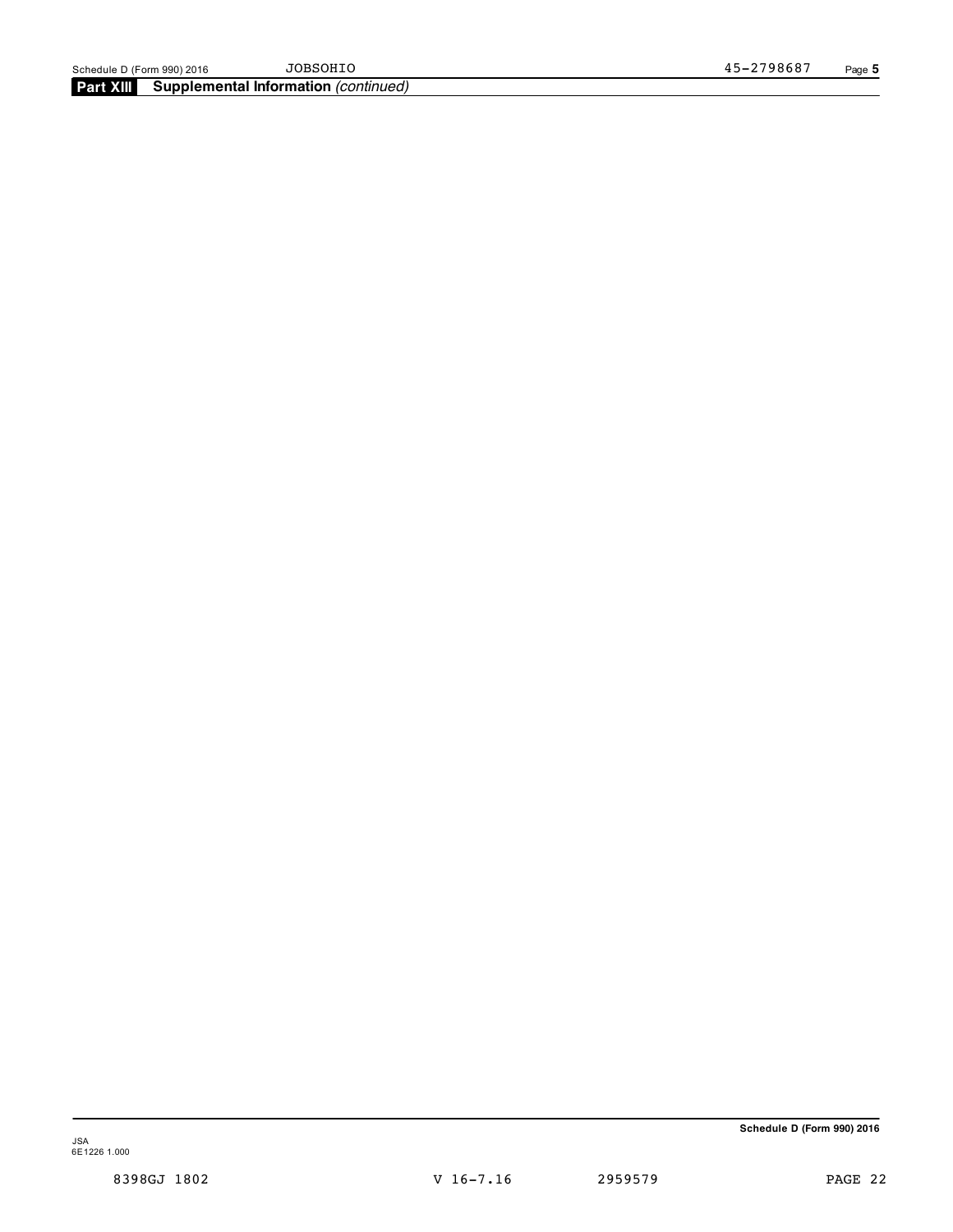## Part XIII Supplemental Information *(continued)*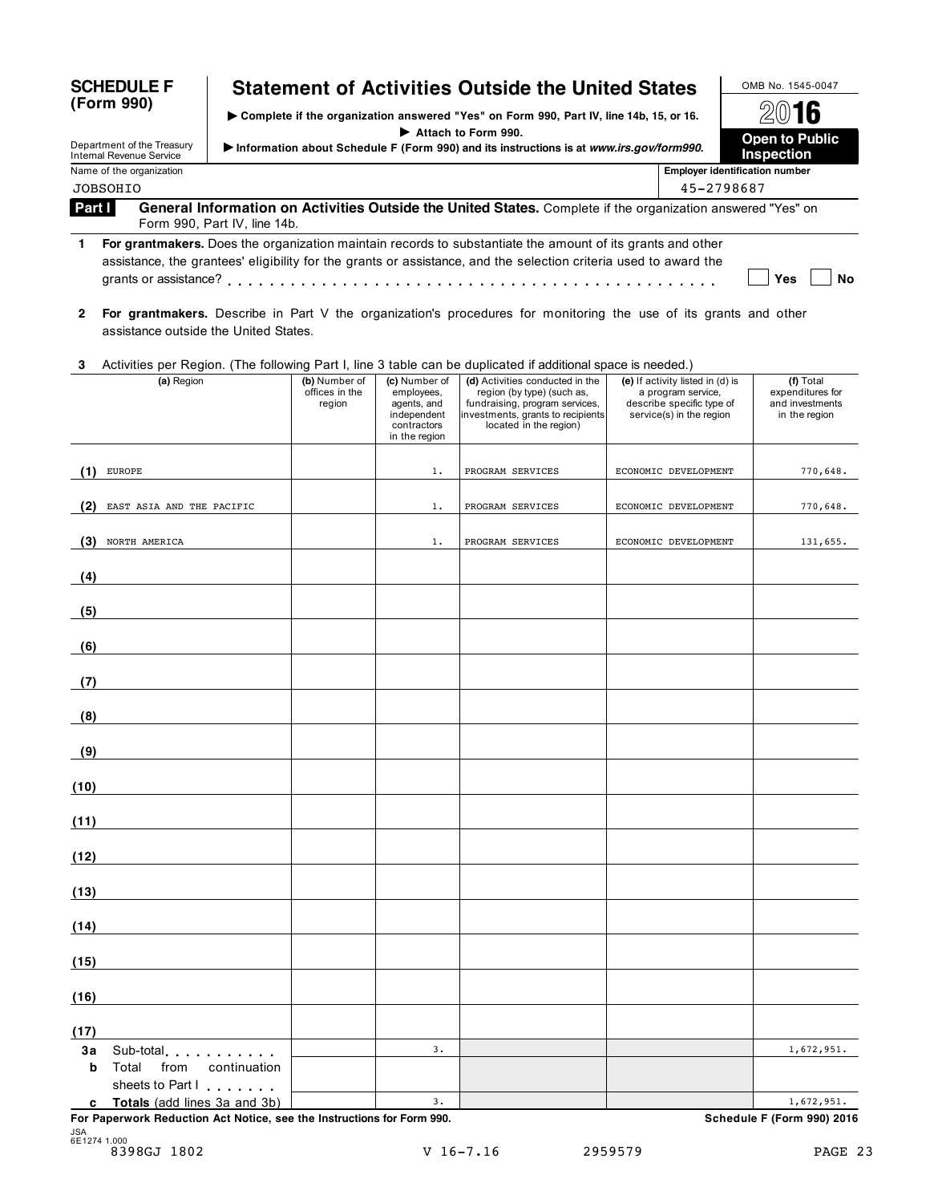**SCHEDULE F (Form 990)**

# Statement of Activities Outside the United States

▶ Complete if the organization answered "Yes" on Form 990, Part IV, line 14b, 15, or 16.

▶ Attach to Form 990.

▶ Information about Schedule F (Form 990) and its instructions is at *www.irs.gov/form990.*

Department of the Treasury
Internal Revenue Service

OMB No. 1545-0047

2016

**Open to Public Inspection**

Name of the organization: JOBSOHIO

Employer identification number: 45-2798687

## Part I General Information on Activities Outside the United States.

Complete if the organization answered "Yes" on Form 990, Part IV, line 14b.

**1 For grantmakers.** Does the organization maintain records to substantiate the amount of its grants and other assistance, the grantees' eligibility for the grants or assistance, and the selection criteria used to award the grants or assistance? . . . . . . ☐ Yes ☐ No

**2 For grantmakers.** Describe in Part V the organization's procedures for monitoring the use of its grants and other assistance outside the United States.

**3** Activities per Region. (The following Part I, line 3 table can be duplicated if additional space is needed.)

| | (a) Region | (b) Number of offices in the region | (c) Number of employees, agents, and independent contractors in the region | (d) Activities conducted in the region (by type) (such as, fundraising, program services, investments, grants to recipients located in the region) | (e) If activity listed in (d) is a program service, describe specific type of service(s) in the region | (f) Total expenditures for and investments in the region |
|---|---|---|---|---|---|---|
| (1) | EUROPE | | 1. | PROGRAM SERVICES | ECONOMIC DEVELOPMENT | 770,648. |
| (2) | EAST ASIA AND THE PACIFIC | | 1. | PROGRAM SERVICES | ECONOMIC DEVELOPMENT | 770,648. |
| (3) | NORTH AMERICA | | 1. | PROGRAM SERVICES | ECONOMIC DEVELOPMENT | 131,655. |
| (4) | | | | | | |
| (5) | | | | | | |
| (6) | | | | | | |
| (7) | | | | | | |
| (8) | | | | | | |
| (9) | | | | | | |
| (10) | | | | | | |
| (11) | | | | | | |
| (12) | | | | | | |
| (13) | | | | | | |
| (14) | | | | | | |
| (15) | | | | | | |
| (16) | | | | | | |
| (17) | | | | | | |
| 3a | Sub-total . . . . . . . . . . | | 3. | | | 1,672,951. |
| b | Total from continuation sheets to Part I . . . . . . . | | | | | |
| c | **Totals** (add lines 3a and 3b) | | 3. | | | 1,672,951. |

**For Paperwork Reduction Act Notice, see the Instructions for Form 990.**

**Schedule F (Form 990) 2016**

JSA
6E1274 1.000
8398GJ 1802 V 16-7.16 2959579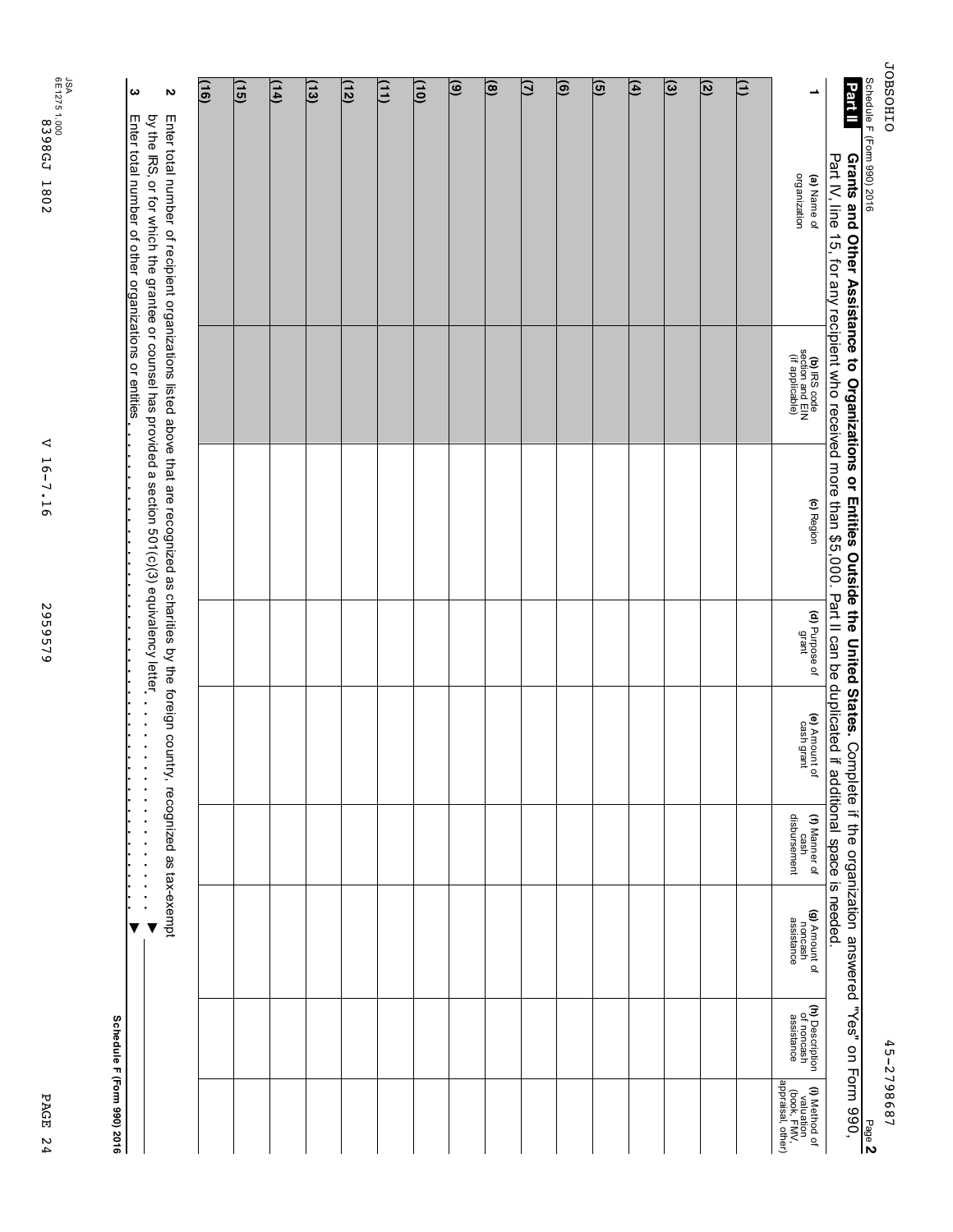Schedule F (Form 990) 2016 Page **2**

JOBSOHIO 45-2798687

## Part II Grants and Other Assistance to Organizations or Entities Outside the United States.

Complete if the organization answered "Yes" on Form 990, Part IV, line 15, for any recipient who received more than $5,000. Part II can be duplicated if additional space is needed.

| 1 | (a) Name of organization | (b) IRS code section and EIN (if applicable) | (c) Region | (d) Purpose of grant | (e) Amount of cash grant | (f) Manner of cash disbursement | (g) Amount of noncash assistance | (h) Description of noncash assistance | (i) Method of valuation (book, FMV, appraisal, other) |
|---|---|---|---|---|---|---|---|---|---|
| (1) | | | | | | | | | |
| (2) | | | | | | | | | |
| (3) | | | | | | | | | |
| (4) | | | | | | | | | |
| (5) | | | | | | | | | |
| (6) | | | | | | | | | |
| (7) | | | | | | | | | |
| (8) | | | | | | | | | |
| (9) | | | | | | | | | |
| (10) | | | | | | | | | |
| (11) | | | | | | | | | |
| (12) | | | | | | | | | |
| (13) | | | | | | | | | |
| (14) | | | | | | | | | |
| (15) | | | | | | | | | |
| (16) | | | | | | | | | |

**2** Enter total number of recipient organizations listed above that are recognized as charities by the foreign country, recognized as tax-exempt by the IRS, or for which the grantee or counsel has provided a section 501(c)(3) equivalency letter . . . . . . . . . . . . . . . . . . . . ▶

**3** Enter total number of other organizations or entities . . . . . . . . . . . . . . . . . . . . . . . . . . . . . . . . . . . . . . . . . . . . . ▶

**Schedule F (Form 990) 2016**

JSA 6E1275 1.000

8398GJ 1802 V 16-7.16 2959579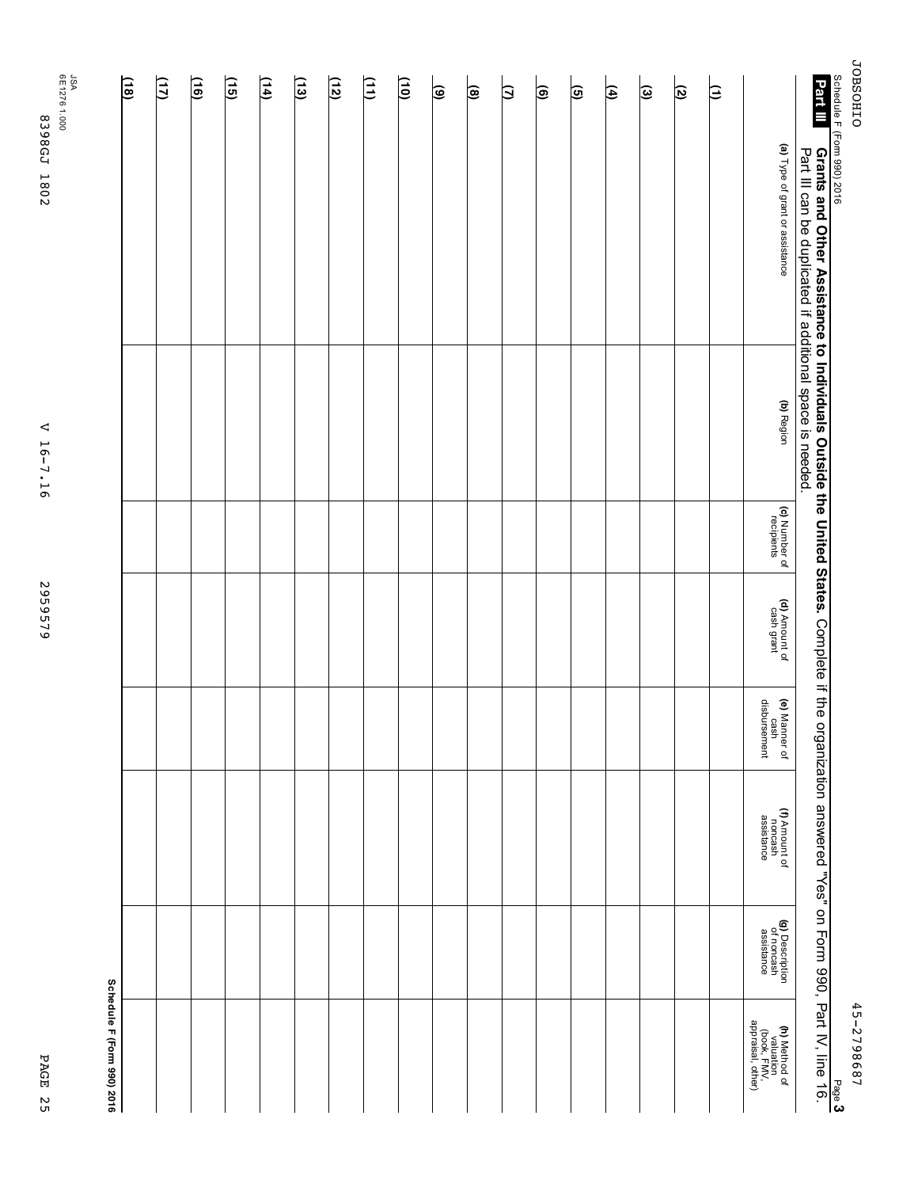JOBSOHIO 45-2798687

Schedule F (Form 990) 2016 Page **3**

**Part III** **Grants and Other Assistance to Individuals Outside the United States.** Complete if the organization answered "Yes" on Form 990, Part IV, line 16. Part III can be duplicated if additional space is needed.

| | (a) Type of grant or assistance | (b) Region | (c) Number of recipients | (d) Amount of cash grant | (e) Manner of cash disbursement | (f) Amount of noncash assistance | (g) Description of noncash assistance | (h) Method of valuation (book, FMV, appraisal, other) |
|---|---|---|---|---|---|---|---|---|
| (1) | | | | | | | | |
| (2) | | | | | | | | |
| (3) | | | | | | | | |
| (4) | | | | | | | | |
| (5) | | | | | | | | |
| (6) | | | | | | | | |
| (7) | | | | | | | | |
| (8) | | | | | | | | |
| (9) | | | | | | | | |
| (10) | | | | | | | | |
| (11) | | | | | | | | |
| (12) | | | | | | | | |
| (13) | | | | | | | | |
| (14) | | | | | | | | |
| (15) | | | | | | | | |
| (16) | | | | | | | | |
| (17) | | | | | | | | |
| (18) | | | | | | | | |

**Schedule F (Form 990) 2016**

JSA
6E1276 1.000

8398GJ 1802 V 16-7.16 2959579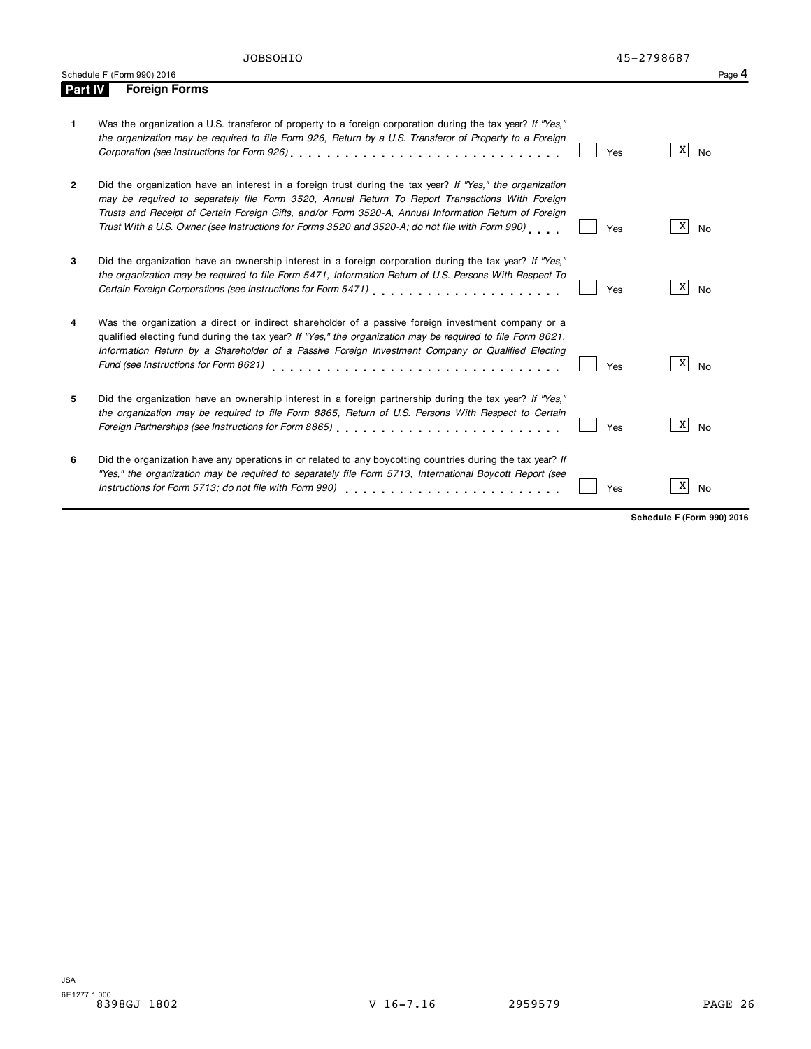JOBSOHIO 45-2798687

Schedule F (Form 990) 2016

## Part IV Foreign Forms

| | | Yes | No |
|---|---|---|---|
| **1** | Was the organization a U.S. transferor of property to a foreign corporation during the tax year? *If "Yes," the organization may be required to file Form 926, Return by a U.S. Transferor of Property to a Foreign Corporation (see Instructions for Form 926)* | | X |
| **2** | Did the organization have an interest in a foreign trust during the tax year? *If "Yes," the organization may be required to separately file Form 3520, Annual Return To Report Transactions With Foreign Trusts and Receipt of Certain Foreign Gifts, and/or Form 3520-A, Annual Information Return of Foreign Trust With a U.S. Owner (see Instructions for Forms 3520 and 3520-A; do not file with Form 990)* | | X |
| **3** | Did the organization have an ownership interest in a foreign corporation during the tax year? *If "Yes," the organization may be required to file Form 5471, Information Return of U.S. Persons With Respect To Certain Foreign Corporations (see Instructions for Form 5471)* | | X |
| **4** | Was the organization a direct or indirect shareholder of a passive foreign investment company or a qualified electing fund during the tax year? *If "Yes," the organization may be required to file Form 8621, Information Return by a Shareholder of a Passive Foreign Investment Company or Qualified Electing Fund (see Instructions for Form 8621)* | | X |
| **5** | Did the organization have an ownership interest in a foreign partnership during the tax year? *If "Yes," the organization may be required to file Form 8865, Return of U.S. Persons With Respect to Certain Foreign Partnerships (see Instructions for Form 8865)* | | X |
| **6** | Did the organization have any operations in or related to any boycotting countries during the tax year? *If "Yes," the organization may be required to separately file Form 5713, International Boycott Report (see Instructions for Form 5713; do not file with Form 990)* | | X |

**Schedule F (Form 990) 2016**

JSA
6E1277 1.000
8398GJ 1802 V 16-7.16 2959579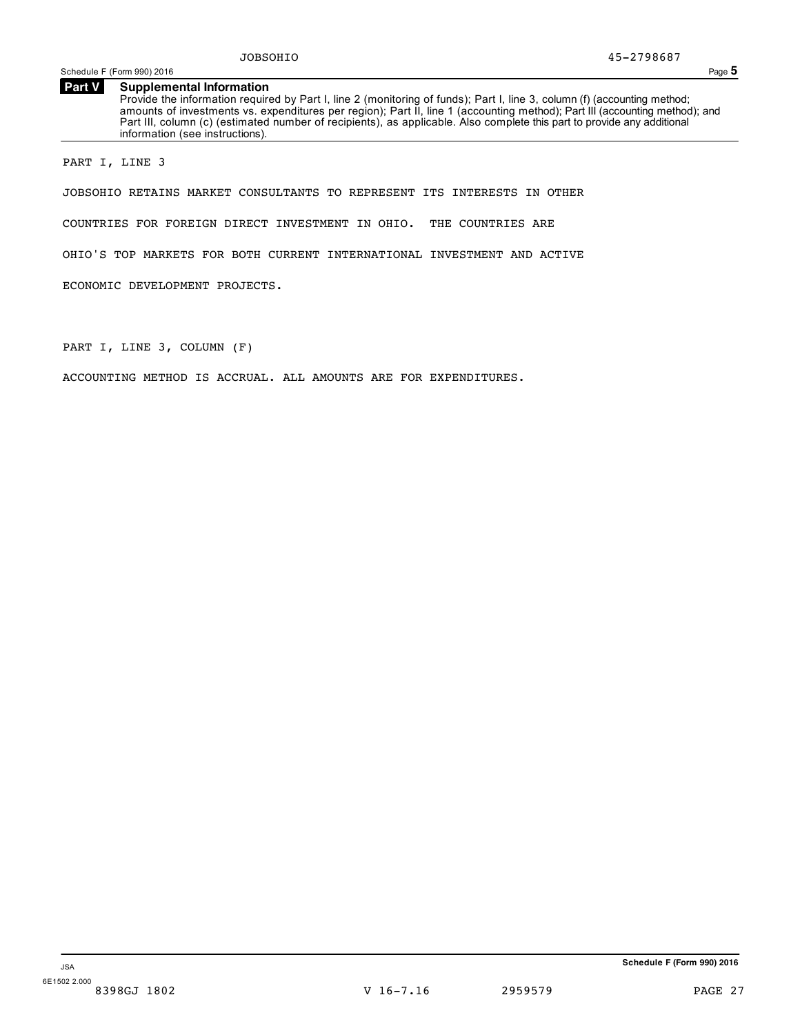## Part V Supplemental Information

Provide the information required by Part I, line 2 (monitoring of funds); Part I, line 3, column (f) (accounting method; amounts of investments vs. expenditures per region); Part II, line 1 (accounting method); Part III (accounting method); and Part III, column (c) (estimated number of recipients), as applicable. Also complete this part to provide any additional information (see instructions).

PART I, LINE 3

JOBSOHIO RETAINS MARKET CONSULTANTS TO REPRESENT ITS INTERESTS IN OTHER COUNTRIES FOR FOREIGN DIRECT INVESTMENT IN OHIO. THE COUNTRIES ARE OHIO'S TOP MARKETS FOR BOTH CURRENT INTERNATIONAL INVESTMENT AND ACTIVE ECONOMIC DEVELOPMENT PROJECTS.

PART I, LINE 3, COLUMN (F)

ACCOUNTING METHOD IS ACCRUAL. ALL AMOUNTS ARE FOR EXPENDITURES.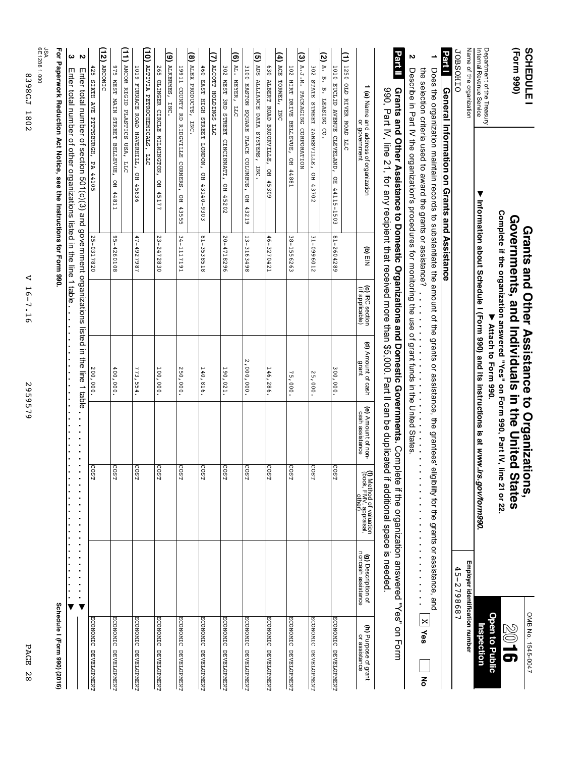**SCHEDULE I**
**(Form 990)**

Department of the Treasury
Internal Revenue Service

# Grants and Other Assistance to Organizations, Governments, and Individuals in the United States

**Complete if the organization answered "Yes" on Form 990, Part IV, line 21 or 22.**
**▶ Attach to Form 990.**
**▶ Information about Schedule I (Form 990) and its instructions is at www.irs.gov/form990.**

OMB No. 1545-0047
**2016**
**Open to Public Inspection**

Name of the organization: JOBSOHIO
Employer identification number: 45-2798687

## Part I General Information on Grants and Assistance

1 Does the organization maintain records to substantiate the amount of the grants or assistance, the grantees' eligibility for the grants or assistance, and the selection criteria used to award the grants or assistance? . . . . . . . . . . . . . . . . . . . . . . . . [X] Yes [ ] No

2 Describe in Part IV the organization's procedures for monitoring the use of grant funds in the United States.

## Part II Grants and Other Assistance to Domestic Organizations and Domestic Governments.

Complete if the organization answered "Yes" on Form 990, Part IV, line 21, for any recipient that received more than $5,000. Part II can be duplicated if additional space is needed.

| 1 (a) Name and address of organization or government | (b) EIN | (c) IRC section (if applicable) | (d) Amount of cash grant | (e) Amount of non-cash assistance | (f) Method of valuation (book, FMV, appraisal, other) | (g) Description of noncash assistance | (h) Purpose of grant or assistance |
|---|---|---|---|---|---|---|---|
| (1) 1250 OLD RIVER ROAD LLC<br>1010 EUCLID AVENUE CLEVELAND, OH 44115-1503 | 81-2604289 | | 300,000. | | COST | | ECONOMIC DEVELOPMENT |
| (2) A. B. B. LEASING CO.<br>302 STATE STREET ZANESVILLE, OH 43702 | 31-0996012 | | 25,000. | | COST | | ECONOMIC DEVELOPMENT |
| (3) A.J.M. PACKAGING CORPORATION<br>102 HIRT DRIVE BELLEVUE, OH 44881 | 38-1556263 | | 75,000. | | COST | | ECONOMIC DEVELOPMENT |
| (4) ACE TORWEL, INC<br>630 ALBERT ROAD BROOKVILLE, OH 45309 | 46-3270421 | | 146,286. | | COST | | ECONOMIC DEVELOPMENT |
| (5) ADS ALLIANCE DATA SYSTEMS, INC.<br>3100 EASTON SQUARE PLACE COLUMBUS, OH 43219 | 13-3163498 | | 2,000,000. | | COST | | ECONOMIC DEVELOPMENT |
| (6) AL. NEYER, LLC<br>302 WEST 3RD STREET CINCINNATI, OH 45202 | 20-4718296 | | 190,021. | | COST | | ECONOMIC DEVELOPMENT |
| (7) ALCOTT HOLDINGS LLC<br>460 EAST HIGH STREET LONDON, OH 43140-9303 | 81-3538518 | | 140,816. | | COST | | ECONOMIC DEVELOPMENT |
| (8) ALEX PRODUCTS, INC.<br>1911 COUNTY RD RIDGVILLE CORNERS, OH 43555 | 34-1117191 | | 250,000. | | COST | | ECONOMIC DEVELOPMENT |
| (9) ALKERMES, INC.<br>265 OLINGER CIRCLE WILMINGTON, OH 45177 | 23-2472830 | | 100,000. | | COST | | ECONOMIC DEVELOPMENT |
| (10) ALTIVIA PETROCHEMICALS, LLC<br>1019 FURNACE ROAD HAVERHILL, OH 45636 | 47-4927987 | | 773,554. | | COST | | ECONOMIC DEVELOPMENT |
| (11) AMCOR RIGID PLASTICS USA, LLC<br>975 WEST MAIN STREET BELLEVUE, OH 44811 | 95-4260108 | | 400,000. | | COST | | ECONOMIC DEVELOPMENT |
| (12) ARCONIC<br>425 SIXTH AVE PITTSBURGH, PA 44105 | 25-0317820 | | 200,000. | | COST | | ECONOMIC DEVELOPMENT |

2 Enter total number of section 501(c)(3) and government organizations listed in the line 1 table . . . . . . . . . . . . . . . . . . . . ▶

3 Enter total number of other organizations listed in the line 1 table . . . . . . . . . . . . . . . . . . . . ▶

**For Paperwork Reduction Act Notice, see the Instructions for Form 990.** **Schedule I (Form 990) (2016)**

JSA
6E1288 1.000
8398GJ 1802 V 16-7.16 2959579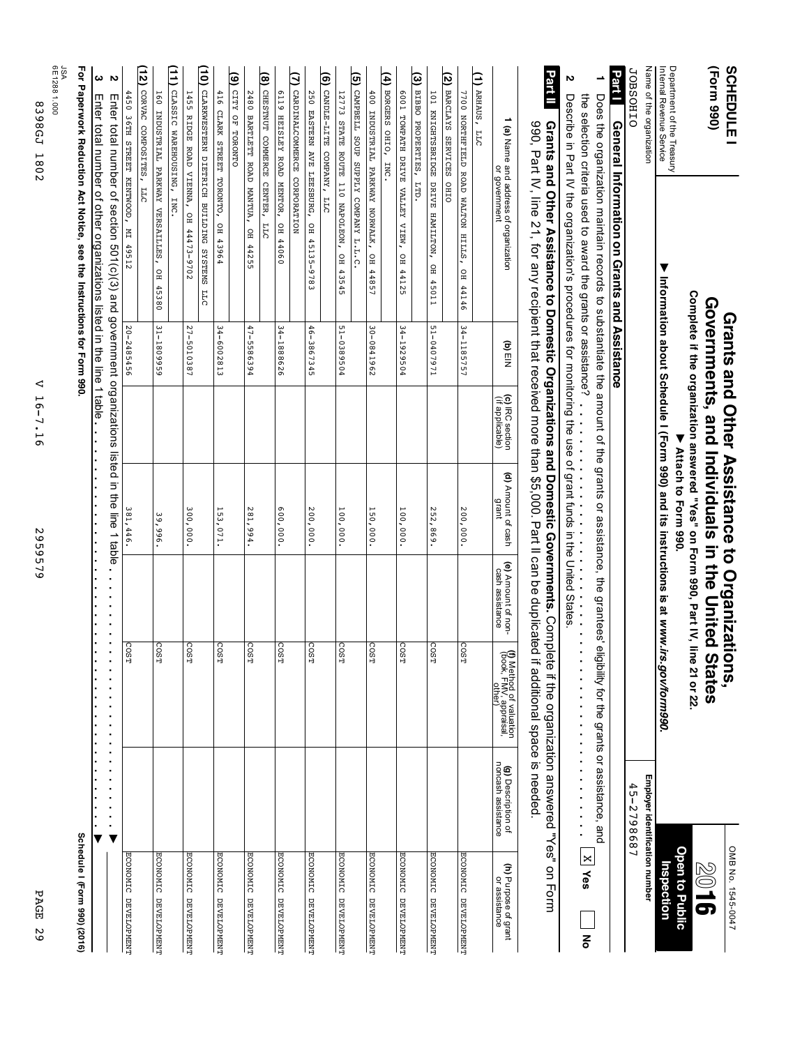**SCHEDULE I (Form 990)**

Department of the Treasury
Internal Revenue Service

# Grants and Other Assistance to Organizations, Governments, and Individuals in the United States

**Complete if the organization answered "Yes" on Form 990, Part IV, line 21 or 22.**

**▶ Attach to Form 990.**

**▶ Information about Schedule I (Form 990) and its instructions is at *www.irs.gov/form990*.**

OMB No. 1545-0047

**2016**

**Open to Public Inspection**

Name of the organization: JOBSOHIO

Employer identification number: 45-2798687

## Part I General Information on Grants and Assistance

1 Does the organization maintain records to substantiate the amount of the grants or assistance, the grantees' eligibility for the grants or assistance, and the selection criteria used to award the grants or assistance? . . . . . . . . . . . . [X] Yes [ ] No

2 Describe in Part IV the organization's procedures for monitoring the use of grant funds in the United States.

## Part II Grants and Other Assistance to Domestic Organizations and Domestic Governments.

Complete if the organization answered "Yes" on Form 990, Part IV, line 21, for any recipient that received more than $5,000. Part II can be duplicated if additional space is needed.

| 1 (a) Name and address of organization or government | (b) EIN | (c) IRC section (if applicable) | (d) Amount of cash grant | (e) Amount of non-cash assistance | (f) Method of valuation (book, FMV, appraisal, other) | (g) Description of noncash assistance | (h) Purpose of grant or assistance |
|---|---|---|---|---|---|---|---|
| (1) AKHAUS, LLC 7700 NORTHFIELD ROAD WALTON HILLS, OH 44146 | 34-1185757 | | 200,000. | | COST | | ECONOMIC DEVELOPMENT |
| (2) BARCLAYS SERVICES OHIO 101 KNIGHTSBRIDGE DRIVE HAMILTON, OH 45011 | 51-0407971 | | 252,869. | | COST | | ECONOMIC DEVELOPMENT |
| (3) BIBBO PROPERTIES, LTD. 6001 TOWPATH DRIVE VALLEY VIEW, OH 44125 | 34-1929504 | | 100,000. | | COST | | ECONOMIC DEVELOPMENT |
| (4) BORGERS OHIO, INC. 400 INDUSTRIAL PARKWAY NORWALK, OH 44857 | 30-0841962 | | 150,000. | | COST | | ECONOMIC DEVELOPMENT |
| (5) CAMPBELL SOUP SUPPLY COMPANY L.L.C. 12773 STATE ROUTE 110 NAPOLEON, OH 43545 | 51-0389504 | | 100,000. | | COST | | ECONOMIC DEVELOPMENT |
| (6) CANDLE-LITE COMPANY, LLC 250 EASTERN AVE LEESBURG, OH 45135-9783 | 46-3867345 | | 200,000. | | COST | | ECONOMIC DEVELOPMENT |
| (7) CARDINALCOMMERCE CORPORATION 6119 HEISLEY ROAD MENTOR, OH 4060 | 34-1888626 | | 600,000. | | COST | | ECONOMIC DEVELOPMENT |
| (8) CHESTNUT COMMERCE CENTER, LLC 2480 BARTLETT ROAD MANTUA, OH 44255 | 47-5586394 | | 281,994. | | COST | | ECONOMIC DEVELOPMENT |
| (9) CITY OF TORONTO 416 CLARK STREET TORONTO, OH 43964 | 34-6002813 | | 153,071. | | COST | | ECONOMIC DEVELOPMENT |
| (10) CLARKWESTERN DIETRICH BUILDING SYSTEMS LLC 1455 RIDGE ROAD VIENNA, OH 44473-9702 | 27-5010387 | | 300,000. | | COST | | ECONOMIC DEVELOPMENT |
| (11) CLASSIC WAREHOUSING, INC. 160 INDUSTRIAL PARKWAY VERSAILLES, OH 45380 | 31-1809959 | | 39,996. | | COST | | ECONOMIC DEVELOPMENT |
| (12) CORVAC COMPOSITES, LLC 4450 36TH STREET KENTWOOD, MI 49512 | 20-2485456 | | 381,446. | | COST | | ECONOMIC DEVELOPMENT |

2 Enter total number of section 501(c)(3) and government organizations listed in the line 1 table . . . . . . . . . . . . ▶

3 Enter total number of other organizations listed in the line 1 table . . . . . . . . . . . . ▶

**For Paperwork Reduction Act Notice, see the Instructions for Form 990.** **Schedule I (Form 990) (2016)**

JSA 6E1288 1.000

8398GJ 1802 V 16-7.16 2959579 PAGE 29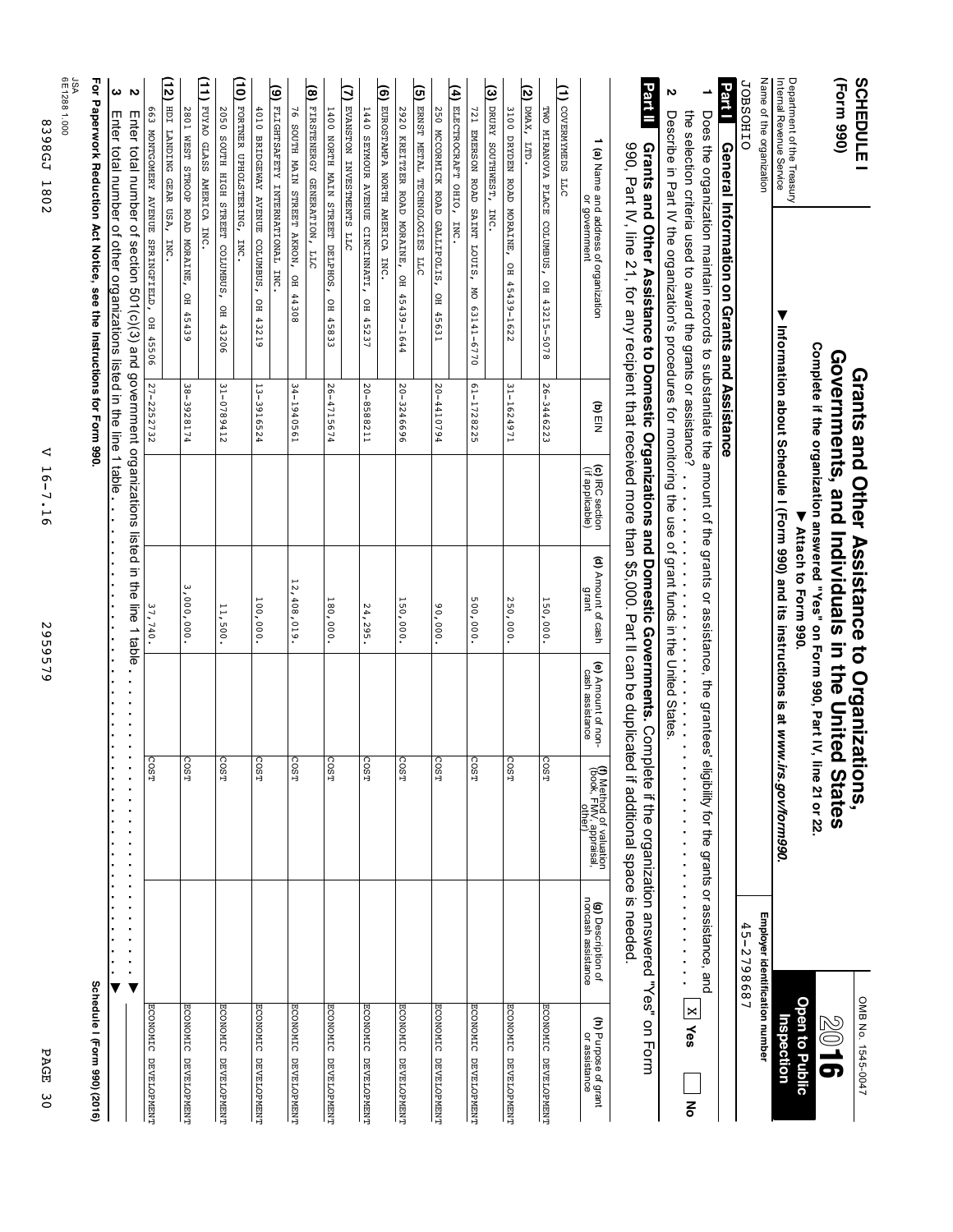**SCHEDULE I (Form 990)**

# Grants and Other Assistance to Organizations, Governments, and Individuals in the United States

**Complete if the organization answered "Yes" on Form 990, Part IV, line 21 or 22.**

▶ **Attach to Form 990.**

▶ **Information about Schedule I (Form 990) and its instructions is at www.irs.gov/form990.**

OMB No. 1545-0047

**2016**

**Open to Public Inspection**

Department of the Treasury
Internal Revenue Service

Name of the organization: JOBSOHIO

Employer identification number: 45-2798687

## Part I General Information on Grants and Assistance

**1** Does the organization maintain records to substantiate the amount of the grants or assistance, the grantees' eligibility for the grants or assistance, and the selection criteria used to award the grants or assistance? . . . . . . [X] Yes [ ] No

**2** Describe in Part IV the organization's procedures for monitoring the use of grant funds in the United States.

## Part II Grants and Other Assistance to Domestic Organizations and Domestic Governments.

Complete if the organization answered "Yes" on Form 990, Part IV, line 21, for any recipient that received more than $5,000. Part II can be duplicated if additional space is needed.

| 1 (a) Name and address of organization or government | (b) EIN | (c) IRC section (if applicable) | (d) Amount of cash grant | (e) Amount of non-cash assistance | (f) Method of valuation (book, FMV, appraisal, other) | (g) Description of noncash assistance | (h) Purpose of grant or assistance |
|---|---|---|---|---|---|---|---|
| (1) COVERMYMEDS LLC<br>TWO MIRANOVA PLACE COLUMBUS, OH 43215-5078 | 26-3446223 | | 150,000. | | COST | | ECONOMIC DEVELOPMENT |
| (2) DMAX, LTD.<br>3100 DRYDEN ROAD MORAINE, OH 45439-1622 | 31-1624971 | | 250,000. | | COST | | ECONOMIC DEVELOPMENT |
| (3) DRURY SOUTHWEST, INC.<br>721 EMERSON ROAD SAINT LOUIS, MO 63141-6770 | 61-1728225 | | 500,000. | | COST | | ECONOMIC DEVELOPMENT |
| (4) ELECTROCRAFT OHIO, INC.<br>250 MCCORMICK ROAD GALLIPOLIS, OH 45631 | 20-4410794 | | 90,000. | | COST | | ECONOMIC DEVELOPMENT |
| (5) ERNST METAL TECHNOLOGIES LLC<br>2920 KREITZER ROAD MORAINE, OH 45439-1644 | 20-3246696 | | 150,000. | | COST | | ECONOMIC DEVELOPMENT |
| (6) EUROSTAMPA NORTH AMERICA INC.<br>1440 SEYMOUR AVENUE CINCINNATI, OH 45237 | 20-8588211 | | 24,295. | | COST | | ECONOMIC DEVELOPMENT |
| (7) EVANSTON INVESTMENTS LLC<br>1400 NORTH MAIN STREET DELPHOS, OH 45833 | 26-4715674 | | 180,000. | | COST | | ECONOMIC DEVELOPMENT |
| (8) FIRSTENERGY GENERATION, LLC<br>76 SOUTH MAIN STREET AKRON, OH 44308 | 34-1940561 | | 12,408,019. | | COST | | ECONOMIC DEVELOPMENT |
| (9) FLIGHTSAFETY INTERNATIONAL INC.<br>4010 BRIDGEWAY AVENUE COLUMBUS, OH 43219 | 13-3916524 | | 100,000. | | COST | | ECONOMIC DEVELOPMENT |
| (10) FORTNER UPHOLSTERING, INC.<br>2050 SOUTH HIGH STREET COLUMBUS, OH 43206 | 31-0789412 | | 11,500. | | COST | | ECONOMIC DEVELOPMENT |
| (11) FUYAO GLASS AMERICA INC.<br>2801 WEST STROOP ROAD MORAINE, OH 45439 | 38-3928174 | | 3,000,000. | | COST | | ECONOMIC DEVELOPMENT |
| (12) HDI LANDING GEAR USA, INC.<br>663 MONTGOMERY AVENUE SPRINGFIELD, OH 45506 | 27-2252732 | | 37,740. | | COST | | ECONOMIC DEVELOPMENT |

**2** Enter total number of section 501(c)(3) and government organizations listed in the line 1 table . . . . . . ▶

**3** Enter total number of other organizations listed in the line 1 table . . . . . . ▶

**For Paperwork Reduction Act Notice, see the Instructions for Form 990.**

Schedule I (Form 990) (2016)

JSA 6E1288 1.000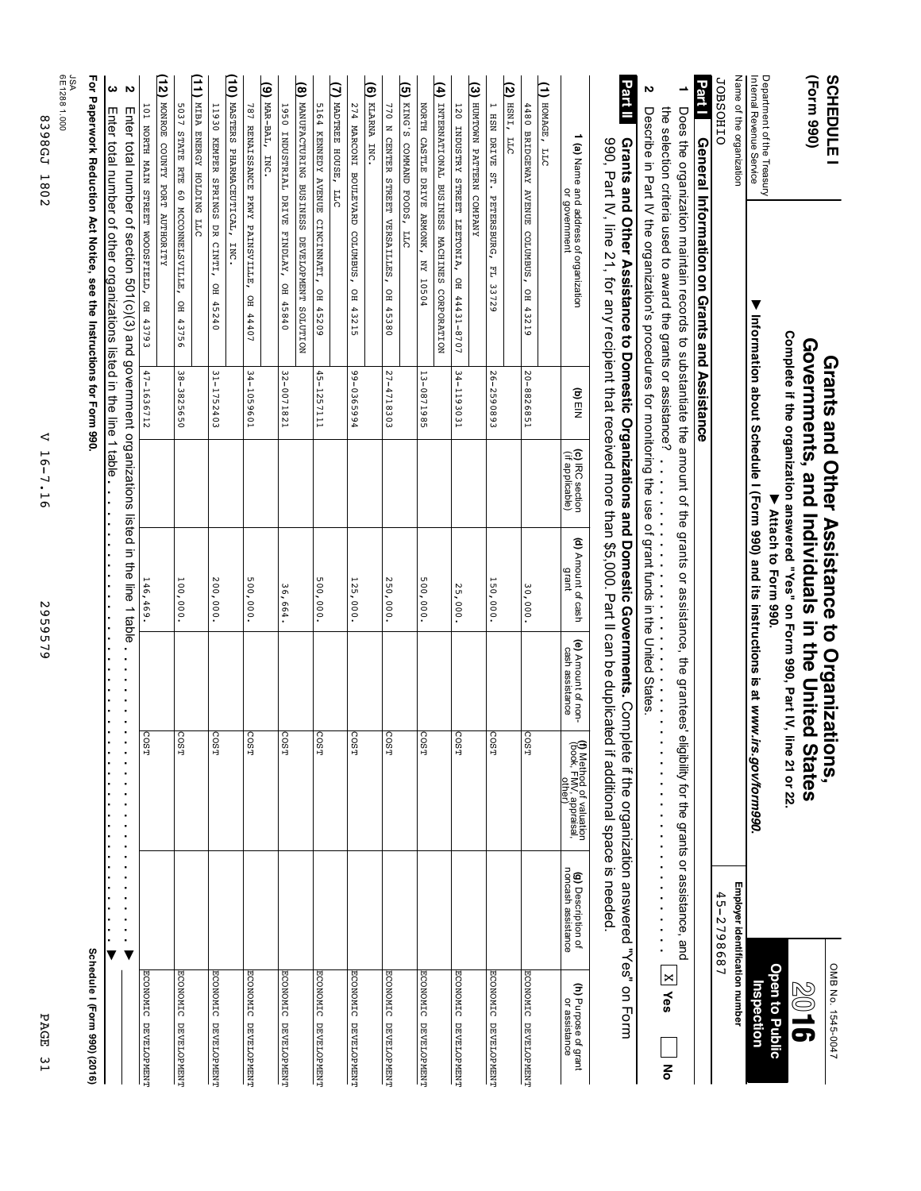**SCHEDULE I**
**(Form 990)**

Department of the Treasury
Internal Revenue Service

# Grants and Other Assistance to Organizations, Governments, and Individuals in the United States

**Complete if the organization answered "Yes" on Form 990, Part IV, line 21 or 22.**
**▶ Attach to Form 990.**
**▶ Information about Schedule I (Form 990) and its instructions is at *www.irs.gov/form990*.**

OMB No. 1545-0047

**2016**

**Open to Public Inspection**

Name of the organization: JOBSOHIO

Employer identification number: 45-2798687

## Part I General Information on Grants and Assistance

**1** Does the organization maintain records to substantiate the amount of the grants or assistance, the grantees' eligibility for the grants or assistance, and the selection criteria used to award the grants or assistance? . . . . . . . . . . . . . . . . . . . . [X] Yes [ ] No

**2** Describe in Part IV the organization's procedures for monitoring the use of grant funds in the United States.

## Part II Grants and Other Assistance to Domestic Organizations and Domestic Governments.

Complete if the organization answered "Yes" on Form 990, Part IV, line 21, for any recipient that received more than $5,000. Part II can be duplicated if additional space is needed.

| 1 (a) Name and address of organization or government | (b) EIN | (c) IRC section (if applicable) | (d) Amount of cash grant | (e) Amount of non-cash assistance | (f) Method of valuation (book, FMV, appraisal, other) | (g) Description of noncash assistance | (h) Purpose of grant or assistance |
|---|---|---|---|---|---|---|---|
| (1) HOMAGE, LLC 4480 BRIDGEWAY AVENUE COLUMBUS, OH 43219 | 20-8826851 | | 30,000. | | COST | | ECONOMIC DEVELOPMENT |
| (2) HSNI, LLC 1 HSN DRIVE ST. PETERSBURG, FL 33729 | 26-2590893 | | 150,000. | | COST | | ECONOMIC DEVELOPMENT |
| (3) HUNTOWN PATTERN COMPANY 120 INDUSTRY STREET LEETONIA, OH 44431-8707 | 34-1193031 | | 25,000. | | COST | | ECONOMIC DEVELOPMENT |
| (4) INTERNATIONAL BUSINESS MACHINES CORPORATION NORTH CASTLE DRIVE ARMONK, NY 10504 | 13-0871985 | | 500,000. | | COST | | ECONOMIC DEVELOPMENT |
| (5) KING'S COMMAND FOODS, LLC 770 N CENTER STREET VERSAILLES, OH 45380 | 27-4718303 | | 250,000. | | COST | | ECONOMIC DEVELOPMENT |
| (6) KLARNA INC. 274 MARCONI BOULEVARD COLUMBUS, OH 43215 | 99-0365994 | | 125,000. | | COST | | ECONOMIC DEVELOPMENT |
| (7) MADTREE HOUSE, LLC 5164 KENNEDY AVENUE CINCINNATI, OH 45209 | 45-1257111 | | 500,000. | | COST | | ECONOMIC DEVELOPMENT |
| (8) MANUFACTURING BUSINESS DEVELOPMENT SOLUTION 1950 INDUSTRIAL DRIVE FINDLAY, OH 45840 | 32-0071821 | | 36,664. | | COST | | ECONOMIC DEVELOPMENT |
| (9) MAR-BAL, INC. 787 RENAISSANCE PKWY PAINSVILLE, OH 44407 | 34-1059601 | | 500,000. | | COST | | ECONOMIC DEVELOPMENT |
| (10) MASTERS PHARMACEUTICAL, INC. 11930 KEMPER SPRINGS DR CINTI, OH 45240 | 31-1752403 | | 200,000. | | COST | | ECONOMIC DEVELOPMENT |
| (11) MIBA ENERGY HOLDING LLC 5037 STATE RTE 60 MCCONNELSVILLE, OH 43756 | 38-3825650 | | 100,000. | | COST | | ECONOMIC DEVELOPMENT |
| (12) MONROE COUNTY PORT AUTHORITY 101 NORTH MAIN STREET WOODSFIELD, OH 43793 | 47-1636712 | | 146,469. | | COST | | ECONOMIC DEVELOPMENT |

**2** Enter total number of section 501(c)(3) and government organizations listed in the line 1 table . . . . . . . . . . . . ▶

**3** Enter total number of other organizations listed in the line 1 table . . . . . . . . . . . . ▶

**For Paperwork Reduction Act Notice, see the Instructions for Form 990.** Schedule I (Form 990) (2016)

JSA 6E1288 1.000

8398GJ 1802 V 16-7.16 2959579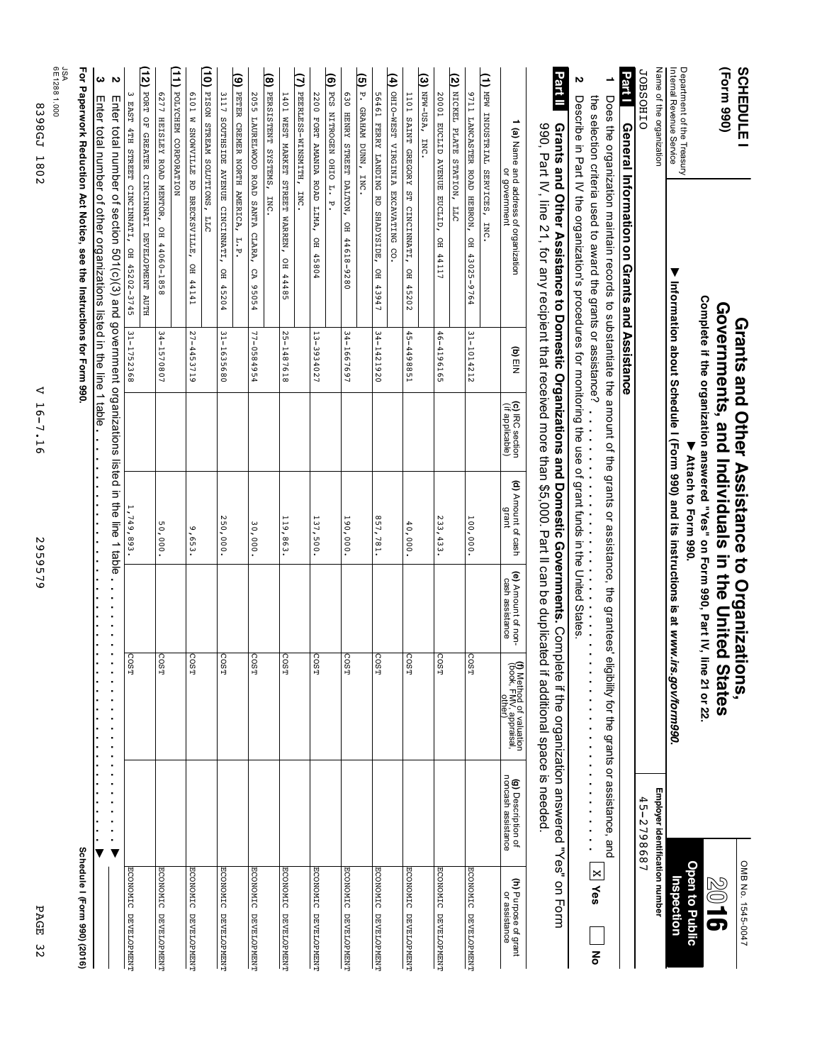**SCHEDULE I**
**(Form 990)**

Department of the Treasury
Internal Revenue Service

# Grants and Other Assistance to Organizations, Governments, and Individuals in the United States

**Complete if the organization answered "Yes" on Form 990, Part IV, line 21 or 22.**
**▶ Attach to Form 990.**
**▶ Information about Schedule I (Form 990) and its instructions is at *www.irs.gov/form990.***

OMB No. 1545-0047

**2016**

**Open to Public Inspection**

Name of the organization: JOBSOHIO

Employer identification number: 45-2798687

## Part I General Information on Grants and Assistance

1 Does the organization maintain records to substantiate the amount of the grants or assistance, the grantees' eligibility for the grants or assistance, and the selection criteria used to award the grants or assistance? . . . . . . . . . . . . . . . . . . . . . . . . . . . . . . . . . . . . . . . . . . . . . . . . [X] Yes [ ] No

2 Describe in Part IV the organization's procedures for monitoring the use of grant funds in the United States.

## Part II Grants and Other Assistance to Domestic Organizations and Domestic Governments.

Complete if the organization answered "Yes" on Form 990, Part IV, line 21, for any recipient that received more than $5,000. Part II can be duplicated if additional space is needed.

| 1 (a) Name and address of organization or government | (b) EIN | (c) IRC section (if applicable) | (d) Amount of cash grant | (e) Amount of non-cash assistance | (f) Method of valuation (book, FMV, appraisal, other) | (g) Description of noncash assistance | (h) Purpose of grant or assistance |
|---|---|---|---|---|---|---|---|
| (1) MPW INDUSTRIAL SERVICES, INC. 9711 LANCASTER ROAD HEBRON, OH 43025-9764 | 31-1014212 | | 100,000. | | COST | | ECONOMIC DEVELOPMENT |
| (2) NICKEL PLATE STATION, LLC 2001 EUCLID AVENUE EUCLID, OH 44117 | 46-4196165 | | 233,433. | | COST | | ECONOMIC DEVELOPMENT |
| (3) NPW-USA, INC. 1101 SAINT GREGORY ST CINCINNATI, OH 45202 | 45-4498851 | | 40,000. | | COST | | ECONOMIC DEVELOPMENT |
| (4) OHIO-WEST VIRGINIA EXCAVATING CO. 56461 FERRY LANDING RD SHADYSIDE, OH 43947 | 34-1421920 | | 857,781. | | COST | | ECONOMIC DEVELOPMENT |
| (5) P. GRAHAM DUNN, INC. 630 HENRY STREET DALTON, OH 44618-9280 | 34-1667697 | | 190,000. | | COST | | ECONOMIC DEVELOPMENT |
| (6) PCS NITROGEN OHIO L. P. 2200 FORT AMANDA ROAD LIMA, OH 45804 | 13-3934027 | | 137,500. | | COST | | ECONOMIC DEVELOPMENT |
| (7) PEERLESS-WINSMITH, INC. 1401 WEST MARKET STREET WARREN, OH 44485 | 25-1487618 | | 119,863. | | COST | | ECONOMIC DEVELOPMENT |
| (8) PERSISTENT SYSTEMS, INC. 2055 LAURELWOOD ROAD SANTA CLARA, CA 95054 | 77-0584954 | | 30,000. | | COST | | ECONOMIC DEVELOPMENT |
| (9) PETER CREMER NORTH AMERICA, L.P. 3117 SOUTHSIDE AVENUE CINCINNATI, OH 45204 | 31-1635680 | | 250,000. | | COST | | ECONOMIC DEVELOPMENT |
| (10) PISON STREAM SOLUTIONS, LLC 6101 W SNOWVILLE RD BRECKSVILLE, OH 44141 | 27-4453719 | | 9,653. | | COST | | ECONOMIC DEVELOPMENT |
| (11) POLYCHEM CORPORATION 6277 HEISLEY ROAD MENTOR, OH 44060-1858 | 34-1570807 | | 50,000. | | COST | | ECONOMIC DEVELOPMENT |
| (12) PORT OF GREATER CINCINNATI DEVELOPMENT AUTH 3 EAST 4TH STREET CINCINNATI, OH 45202-3745 | 31-1752368 | | 1,749,893. | | COST | | ECONOMIC DEVELOPMENT |

2 Enter total number of section 501(c)(3) and government organizations listed in the line 1 table . . . . . . . . . . . . . . . . . . . . . . ▶

3 Enter total number of other organizations listed in the line 1 table. . . . . . . . . . . . . . . . . . . . . . . . . . . . . . . . . . . . . . . . ▶

**For Paperwork Reduction Act Notice, see the Instructions for Form 990.**

**Schedule I (Form 990) (2016)**

JSA
6E1288 1.000

8398GJ 1802 V 16-7.16 2959579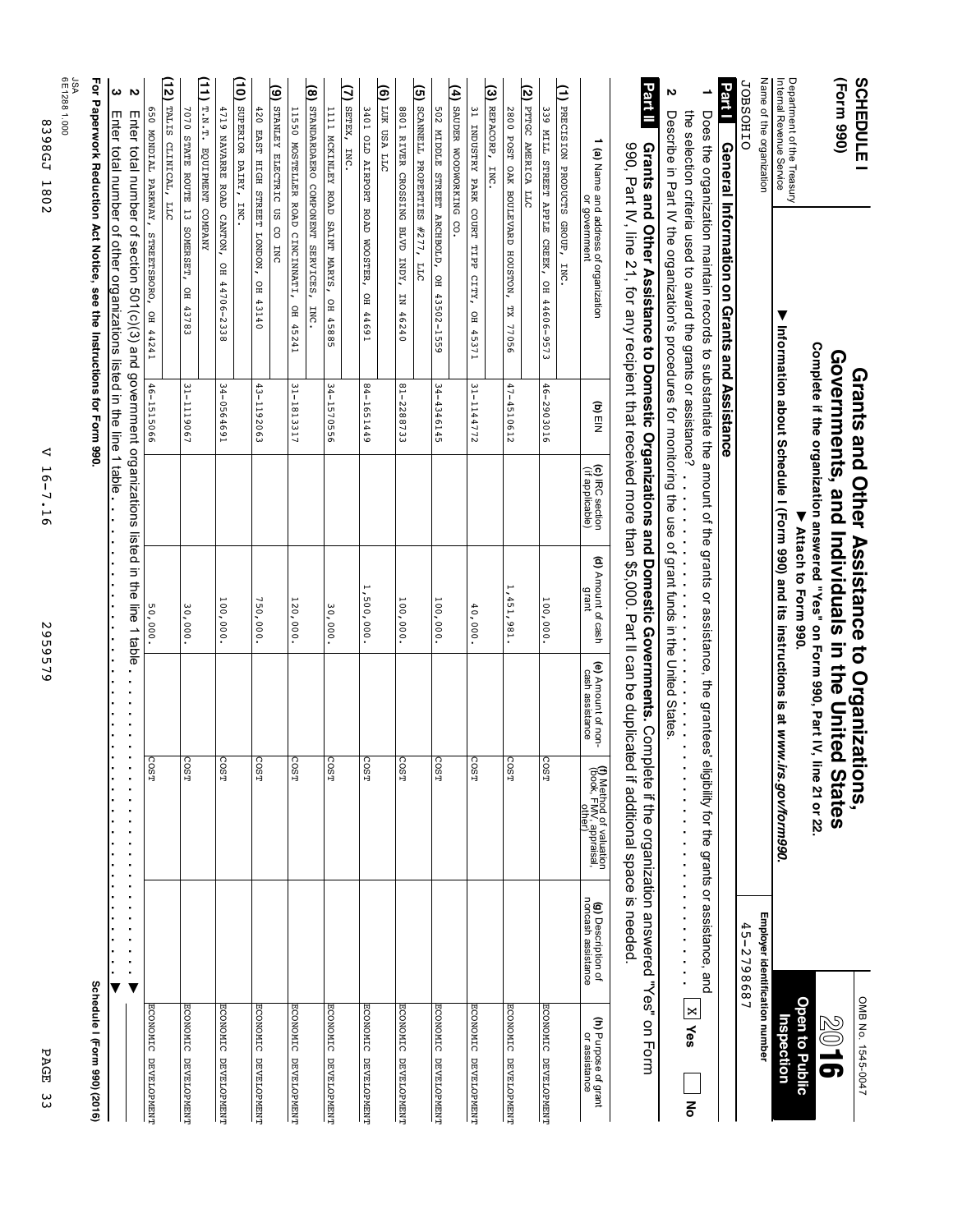**SCHEDULE I**
**(Form 990)**

Department of the Treasury
Internal Revenue Service

# Grants and Other Assistance to Organizations, Governments, and Individuals in the United States

**Complete if the organization answered "Yes" on Form 990, Part IV, line 21 or 22.**
**▶ Attach to Form 990.**
**▶ Information about Schedule I (Form 990) and its instructions is at *www.irs.gov/form990*.**

OMB No. 1545-0047

**2016**

**Open to Public Inspection**

Name of the organization: JOBSOHIO

Employer identification number: 45-2798687

## Part I General Information on Grants and Assistance

1 Does the organization maintain records to substantiate the amount of the grants or assistance, the grantees' eligibility for the grants or assistance, and the selection criteria used to award the grants or assistance? . . . . . . . . . . . . . . . . . . . . . . . . . . . . . . . . . . [X] Yes [ ] No

2 Describe in Part IV the organization's procedures for monitoring the use of grant funds in the United States.

## Part II Grants and Other Assistance to Domestic Organizations and Domestic Governments.

Complete if the organization answered "Yes" on Form 990, Part IV, line 21, for any recipient that received more than $5,000. Part II can be duplicated if additional space is needed.

| 1 (a) Name and address of organization or government | (b) EIN | (c) IRC section (if applicable) | (d) Amount of cash grant | (e) Amount of non-cash assistance | (f) Method of valuation (book, FMV, appraisal, other) | (g) Description of noncash assistance | (h) Purpose of grant or assistance |
|---|---|---|---|---|---|---|---|
| (1) PRECISION PRODUCTS GROUP, INC. 339 MILL STREET APPLE CREEK, OH 44606-9573 | 46-2903016 | | 100,000. | | COST | | ECONOMIC DEVELOPMENT |
| (2) PTTGC AMERICA LLC 2800 POST OAK BOULEVARD HOUSTON, TX 77056 | 47-4510612 | | 1,451,981. | | COST | | ECONOMIC DEVELOPMENT |
| (3) REPACORP, INC. 31 INDUSTRY PARK COURT TIPP CITY, OH 45371 | 31-1144772 | | 40,000. | | COST | | ECONOMIC DEVELOPMENT |
| (4) SAUDER WOODWORKING CO. 502 MIDDLE STREET ARCHBOLD, OH 43502-1559 | 34-4346145 | | 100,000. | | COST | | ECONOMIC DEVELOPMENT |
| (5) SCANNELL PROPERTIES #277, LLC 8801 RIVER CROSSING BLVD INDY, IN 46240 | 81-2288733 | | 100,000. | | COST | | ECONOMIC DEVELOPMENT |
| (6) LUK USA LLC 3401 OLD AIRPORT ROAD WOOSTER, OH 44691 | 84-1651449 | | 1,500,000. | | COST | | ECONOMIC DEVELOPMENT |
| (7) SETEX, INC. 1111 MCKINLEY ROAD SAINT MARYS, OH 45885 | 34-1570556 | | 30,000. | | COST | | ECONOMIC DEVELOPMENT |
| (8) STANDARDAERO COMPONENT SERVICES, INC. 11550 MOSTELLER ROAD CINCINNATI, OH 45241 | 31-1813317 | | 120,000. | | COST | | ECONOMIC DEVELOPMENT |
| (9) STANLEY ELECTRIC US CO INC 420 EAST HIGH STREET LONDON, OH 43140 | 43-1192063 | | 750,000. | | COST | | ECONOMIC DEVELOPMENT |
| (10) SUPERIOR DAIRY, INC. 4719 NAVARRE ROAD CANTON, OH 44706-2338 | 34-0564691 | | 100,000. | | COST | | ECONOMIC DEVELOPMENT |
| (11) T.N.T. EQUIPMENT COMPANY 7070 STATE ROUTE 13 SOMERSET, OH 43783 | 31-1119067 | | 30,000. | | COST | | ECONOMIC DEVELOPMENT |
| (12) TALIS CLINICAL, LLC 650 MONDIAL PARKWAY, STREETSBORO, OH 44241 | 46-1515066 | | 50,000. | | COST | | ECONOMIC DEVELOPMENT |

2 Enter total number of section 501(c)(3) and government organizations listed in the line 1 table . . . . . . . . . . . . . . . . . . . . ▶

3 Enter total number of other organizations listed in the line 1 table . . . . . . . . . . . . . . . . . . . . . . . . . . . . . . ▶

**For Paperwork Reduction Act Notice, see the Instructions for Form 990.**

**Schedule I (Form 990) (2016)**

JSA
6E1288 1.000

8398GJ 1802 V 16-7.16 2959579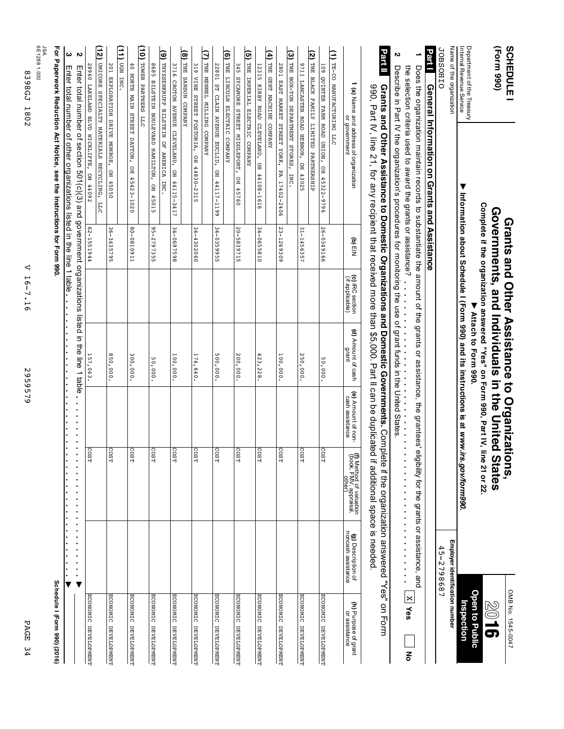**SCHEDULE I (Form 990)**

Department of the Treasury
Internal Revenue Service

# Grants and Other Assistance to Organizations, Governments, and Individuals in the United States

**Complete if the organization answered "Yes" on Form 990, Part IV, line 21 or 22.**

**▶ Attach to Form 990.**

**▶ Information about Schedule I (Form 990) and its instructions is at *www.irs.gov/form990*.**

OMB No. 1545-0047

**2016**

**Open to Public Inspection**

Name of the organization: JOBSOHIO

Employer identification number: 45-2798687

## Part I General Information on Grants and Assistance

**1** Does the organization maintain records to substantiate the amount of the grants or assistance, the grantees' eligibility for the grants or assistance, and the selection criteria used to award the grants or assistance? . . . . . . . . . . . . . . . . . . . . . . . . . . . . . . . . . . [X] Yes [ ] No

**2** Describe in Part IV the organization's procedures for monitoring the use of grant funds in the United States.

## Part II Grants and Other Assistance to Domestic Organizations and Domestic Governments.

Complete if the organization answered "Yes" on Form 990, Part IV, line 21, for any recipient that received more than $5,000. Part II can be duplicated if additional space is needed.

| 1 (a) Name and address of organization or government | (b) EIN | (c) IRC section (if applicable) | (d) Amount of cash grant | (e) Amount of non-cash assistance | (f) Method of valuation (book, FMV, appraisal, other) | (g) Description of noncash assistance | (h) Purpose of grant or assistance |
|---|---|---|---|---|---|---|---|
| (1) TE-CO MANUFACTURING LLC 109 QUINTER FARM ROAD UNION, OH 45322-9796 | 26-0349166 | | 50,000. | | COST | | ECONOMIC DEVELOPMENT |
| (2) THE BLACK FAMILY LIMITED PARTNERSHIP 9711 LANCASTER ROAD HEBRON, OH 43025 | 31-1456357 | | 250,000. | | COST | | ECONOMIC DEVELOPMENT |
| (3) THE BON-TON DEPARTMENT STORES, INC. 2801 EAST MARKET STREET YORK, PA 17402-2406 | 23-1269309 | | 100,000. | | COST | | ECONOMIC DEVELOPMENT |
| (4) THE GENT MACHINE COMPANY 12315 KIRBY ROAD CLEVELAND, OH 44108-1616 | 34-0655810 | | 423,228. | | COST | | ECONOMIC DEVELOPMENT |
| (5) THE IMPERIAL ELECTRIC COMPANY 345 SYCAMORE STREET MIDDLEPORT, OH 45760 | 20-5839715 | | 200,000. | | COST | | ECONOMIC DEVELOPMENT |
| (6) THE LINCOLN ELECTRIC COMPANY 22801 ST CLAIR AVENUE EUCLID, OH 44117-1199 | 34-0359955 | | 500,000. | | COST | | ECONOMIC DEVELOPMENT |
| (7) THE MENNEL MILLING COMPANY 319 VINE STREET FOSTORIA, OH 44830-2315 | 34-4302060 | | 174,640. | | COST | | ECONOMIC DEVELOPMENT |
| (8) THE SANSON COMPANY 3716 CROTON AVENUE CLEVELAND, OH 44115-3417 | 34-0697598 | | 100,000. | | COST | | ECONOMIC DEVELOPMENT |
| (9) THYSSENKRUPP BILSTEIN OF AMERICA INC. 8685 BILSTEIN BOULEVARD HAMILTON, OH 45015 | 95-2797355 | | 50,000. | | COST | | ECONOMIC DEVELOPMENT |
| (10) TOWER PARTNERS LLC 40 NORTH MAIN STREET DAYTON, OH 45423-1020 | 80-0810911 | | 300,000. | | COST | | ECONOMIC DEVELOPMENT |
| (11) UGN INC. 201 EXPLORATION DRIVE MONROE, OH 45050 | 36-3435795 | | 850,000. | | COST | | ECONOMIC DEVELOPMENT |
| (12) UMICORE SPECIALTY MATERIALS RECYCLING, LLC 28960 LAKELAND BLVD WICKLIFFE, OH 44092 | 62-1551944 | | 157,043. | | COST | | ECONOMIC DEVELOPMENT |

**2** Enter total number of section 501(c)(3) and government organizations listed in the line 1 table . . . . . . . . . . . . . . . . . . . . . . . . ▶

**3** Enter total number of other organizations listed in the line 1 table. . . . . . . . . . . . . . . . . . . . . . . . . . . . . . . . . . . . . . ▶

**For Paperwork Reduction Act Notice, see the Instructions for Form 990.** Schedule I (Form 990) (2016)

JSA
6E1288 1.000

8398GJ 1802 V 16-7.16 2959579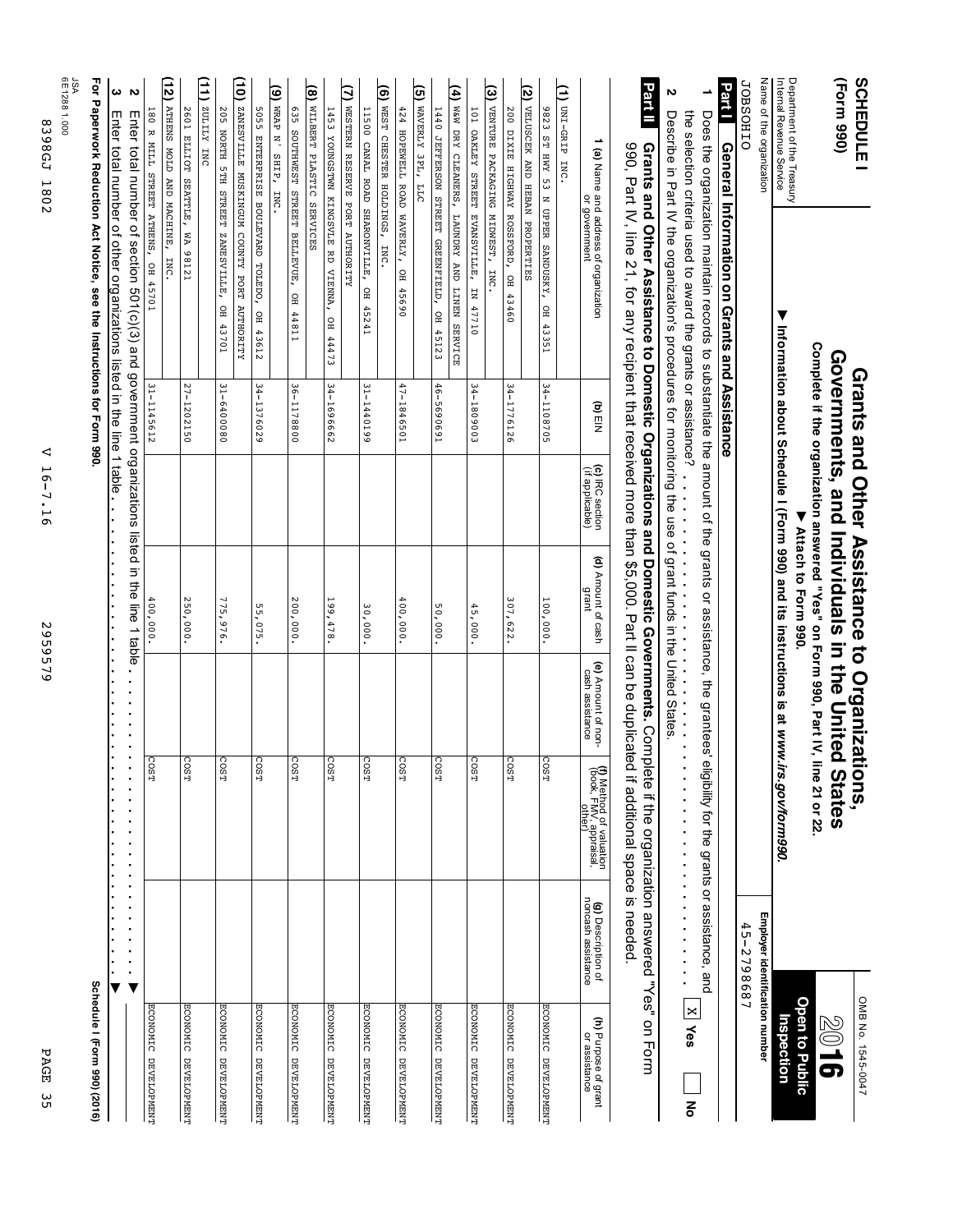**SCHEDULE I (Form 990)**

# Grants and Other Assistance to Organizations, Governments, and Individuals in the United States

**Complete if the organization answered "Yes" on Form 990, Part IV, line 21 or 22.**

▶ **Attach to Form 990.**

▶ **Information about Schedule I (Form 990) and its instructions is at** ***www.irs.gov/form990.***

OMB No. 1545-0047

**2016**

**Open to Public Inspection**

Department of the Treasury
Internal Revenue Service

Name of the organization: JOBSOHIO

Employer identification number: 45-2798687

## Part I General Information on Grants and Assistance

**1** Does the organization maintain records to substantiate the amount of the grants or assistance, the grantees' eligibility for the grants or assistance, and the selection criteria used to award the grants or assistance? [X] **Yes** [ ] **No**

**2** Describe in Part IV the organization's procedures for monitoring the use of grant funds in the United States.

## Part II Grants and Other Assistance to Domestic Organizations and Domestic Governments.

Complete if the organization answered "Yes" on Form 990, Part IV, line 21, for any recipient that received more than $5,000. Part II can be duplicated if additional space is needed.

| 1 (a) Name and address of organization or government | (b) EIN | (c) IRC section (if applicable) | (d) Amount of cash grant | (e) Amount of non-cash assistance | (f) Method of valuation (book, FMV, appraisal, other) | (g) Description of noncash assistance | (h) Purpose of grant or assistance |
|---|---|---|---|---|---|---|---|
| (1) UNI-GRIP INC. 9823 ST HWY 53 N UPPER SANDUSKY, OH 43351 | 34-1108705 | | 100,000. | | COST | | ECONOMIC DEVELOPMENT |
| (2) VELOSCEK AND HEBAN PROPERTIES 200 DIXIE HIGHWAY ROSSFORD, OH 43460 | 34-1776126 | | 307,622. | | COST | | ECONOMIC DEVELOPMENT |
| (3) VENTURE PACKAGING MIDWEST, INC. 101 OAKLEY STREET EVANSVILLE, IN 47710 | 34-1809003 | | 45,000. | | COST | | ECONOMIC DEVELOPMENT |
| (4) W&W DRY CLEANERS, LAUNDRY AND LINEN SERVICE 1440 JEFFERSON STREET GREENFIELD, OH 45123 | 46-5690691 | | 50,000. | | COST | | ECONOMIC DEVELOPMENT |
| (5) WAVERLY 3PL, LLC 424 HOPEWELL ROAD WAVERLY, OH 45690 | 47-1846501 | | 400,000. | | COST | | ECONOMIC DEVELOPMENT |
| (6) WEST CHESTER HOLDINGS, INC. 11500 CANAL ROAD SHARONVILLE, OH 45241 | 31-1440199 | | 30,000. | | COST | | ECONOMIC DEVELOPMENT |
| (7) WESTERN RESERVE PORT AUTHORITY 1453 YOUNGSTWN KINGSVLE RD VIENNA, OH 44473 | 34-1696662 | | 199,478. | | COST | | ECONOMIC DEVELOPMENT |
| (8) WILBERT PLASTIC SERVICES 635 SOUTHWEST STREET BELLEVUE, OH 44811 | 36-1178800 | | 200,000. | | COST | | ECONOMIC DEVELOPMENT |
| (9) WRAP N' SHIP, INC. 5055 ENTERPRISE BOULEVARD TOLEDO, OH 43612 | 34-1376029 | | 55,075. | | COST | | ECONOMIC DEVELOPMENT |
| (10) ZANESVILLE MUSKINGUM COUNTY PORT AUTHORITY 205 NORTH 5TH STREET ZANESVILLE, OH 43701 | 31-6400080 | | 775,976. | | COST | | ECONOMIC DEVELOPMENT |
| (11) ZULILY INC 2601 ELLIOT SEATTLE, WA 98121 | 27-1202150 | | 250,000. | | COST | | ECONOMIC DEVELOPMENT |
| (12) ATHENS MOLD AND MACHINE, INC. 180 R MILL STREET ATHENS, OH 45701 | 31-1145612 | | 400,000. | | COST | | ECONOMIC DEVELOPMENT |

**2** Enter total number of section 501(c)(3) and government organizations listed in the line 1 table ▶

**3** Enter total number of other organizations listed in the line 1 table ▶

**For Paperwork Reduction Act Notice, see the Instructions for Form 990.** **Schedule I (Form 990) (2016)**

JSA 6E1288 1.000

8398GJ 1802 V 16-7.16 2959579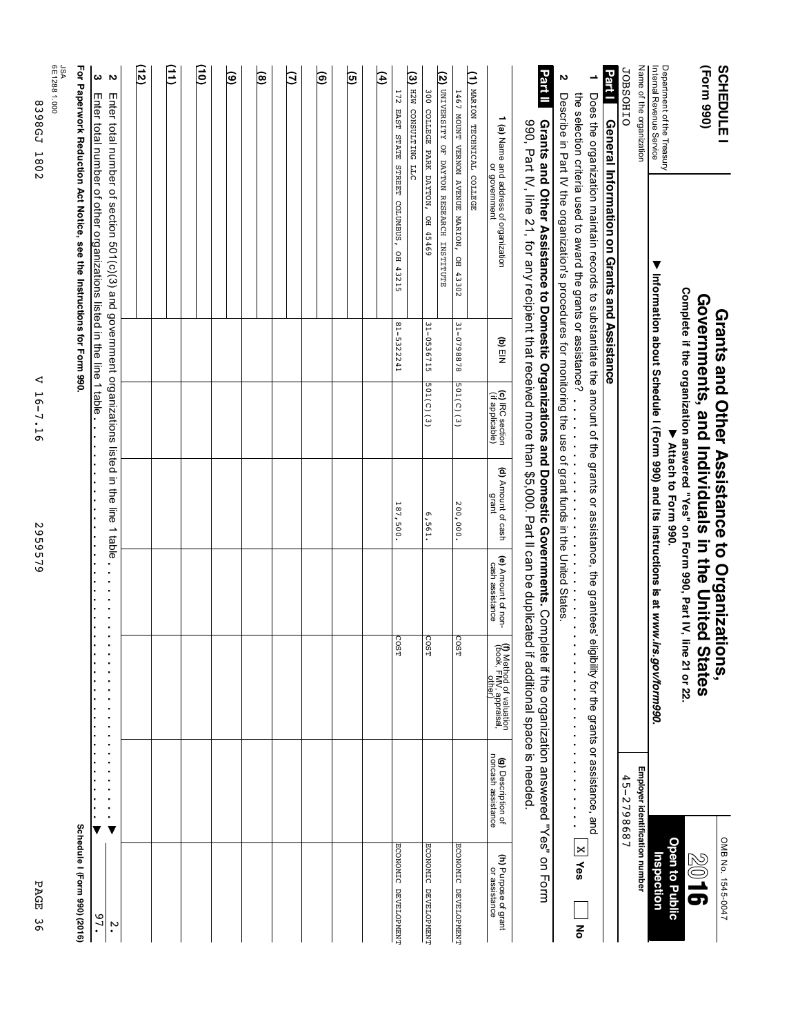**SCHEDULE I (Form 990)**

Department of the Treasury
Internal Revenue Service

# Grants and Other Assistance to Organizations, Governments, and Individuals in the United States

**Complete if the organization answered "Yes" on Form 990, Part IV, line 21 or 22.**

**▶ Attach to Form 990.**

**▶ Information about Schedule I (Form 990) and its instructions is at *www.irs.gov/form990*.**

OMB No. 1545-0047

**2016**

**Open to Public Inspection**

Name of the organization: JOBSOHIO

Employer identification number: 45-2798687

## Part I General Information on Grants and Assistance

**1** Does the organization maintain records to substantiate the amount of the grants or assistance, the grantees' eligibility for the grants or assistance, and the selection criteria used to award the grants or assistance? . . . . . . . . . . . . . . . . . . . . . . . . . . . . . . . . . . [X] **Yes** [ ] **No**

**2** Describe in Part IV the organization's procedures for monitoring the use of grant funds in the United States.

## Part II Grants and Other Assistance to Domestic Organizations and Domestic Governments.

Complete if the organization answered "Yes" on Form 990, Part IV, line 21, for any recipient that received more than $5,000. Part II can be duplicated if additional space is needed.

| 1 (a) Name and address of organization or government | (b) EIN | (c) IRC section (if applicable) | (d) Amount of cash grant | (e) Amount of non-cash assistance | (f) Method of valuation (book, FMV, appraisal, other) | (g) Description of noncash assistance | (h) Purpose of grant or assistance |
|---|---|---|---|---|---|---|---|
| (1) MARION TECHNICAL COLLEGE 1467 MOUNT VERNON AVENUE MARION, OH 43302 | 31-0798878 | 501(C)(3) | 200,000. | | COST | | ECONOMIC DEVELOPMENT |
| (2) UNIVERSITY OF DAYTON RESEARCH INSTITUTE 300 COLLEGE PARK DAYTON, OH 45469 | 31-0536715 | 501(C)(3) | 6,561. | | COST | | ECONOMIC DEVELOPMENT |
| (3) H2W CONSULTING LLC 172 EAST STATE STREET COLUMBUS, OH 43215 | 81-5322241 | | 187,500. | | COST | | ECONOMIC DEVELOPMENT |
| (4) | | | | | | | |
| (5) | | | | | | | |
| (6) | | | | | | | |
| (7) | | | | | | | |
| (8) | | | | | | | |
| (9) | | | | | | | |
| (10) | | | | | | | |
| (11) | | | | | | | |
| (12) | | | | | | | |

**2** Enter total number of section 501(c)(3) and government organizations listed in the line 1 table . . . . . . . . . . . . . . . . . . ▶ 2.

**3** Enter total number of other organizations listed in the line 1 table . . . . . . . . . . . . . . . . . . . . . . . . . . . . . . . . . . ▶ 97.

**For Paperwork Reduction Act Notice, see the Instructions for Form 990.** Schedule I (Form 990) (2016)

JSA
6E1288 1.000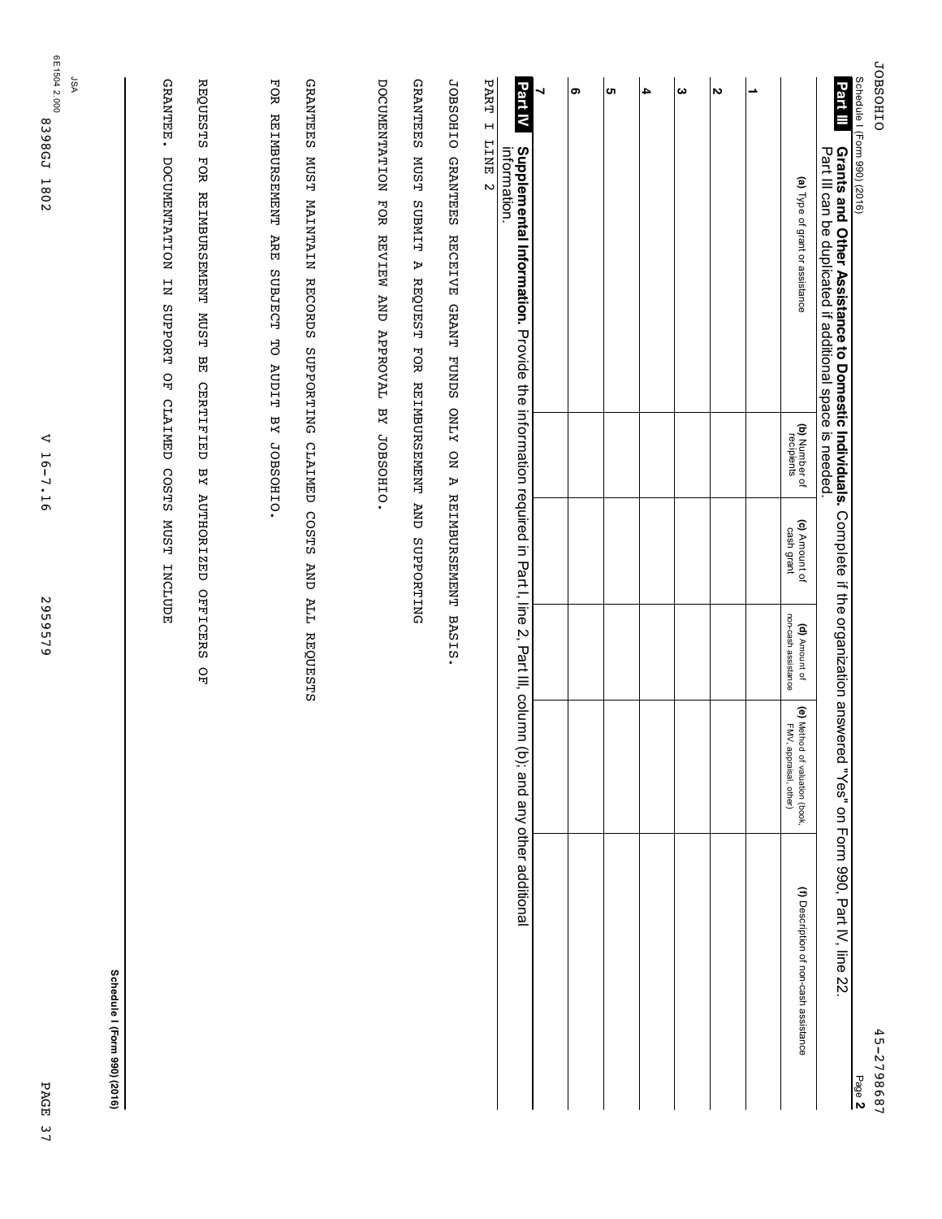JOBSOHIO 45-2798687

Schedule I (Form 990) (2016) Page **2**

**Part III** **Grants and Other Assistance to Domestic Individuals.** Complete if the organization answered "Yes" on Form 990, Part IV, line 22. Part III can be duplicated if additional space is needed.

| | (a) Type of grant or assistance | (b) Number of recipients | (c) Amount of cash grant | (d) Amount of non-cash assistance | (e) Method of valuation (book, FMV, appraisal, other) | (f) Description of non-cash assistance |
|---|---|---|---|---|---|---|
| 1 | | | | | | |
| 2 | | | | | | |
| 3 | | | | | | |
| 4 | | | | | | |
| 5 | | | | | | |
| 6 | | | | | | |
| 7 | | | | | | |

**Part IV** **Supplemental Information.** Provide the information required in Part I, line 2, Part III, column (b); and any other additional information.

PART I LINE 2

JOBSOHIO GRANTEES RECEIVE GRANT FUNDS ONLY ON A REIMBURSEMENT BASIS.

GRANTEES MUST SUBMIT A REQUEST FOR REIMBURSEMENT AND SUPPORTING

DOCUMENTATION FOR REVIEW AND APPROVAL BY JOBSOHIO.

GRANTEES MUST MAINTAIN RECORDS SUPPORTING CLAIMED COSTS AND ALL REQUESTS

FOR REIMBURSEMENT ARE SUBJECT TO AUDIT BY JOBSOHIO.

REQUESTS FOR REIMBURSEMENT MUST BE CERTIFIED BY AUTHORIZED OFFICERS OF

GRANTEE. DOCUMENTATION IN SUPPORT OF CLAIMED COSTS MUST INCLUDE

**Schedule I (Form 990) (2016)**

JSA
6E1504 2.000
8398GJ 1802 V 16-7.16 2959579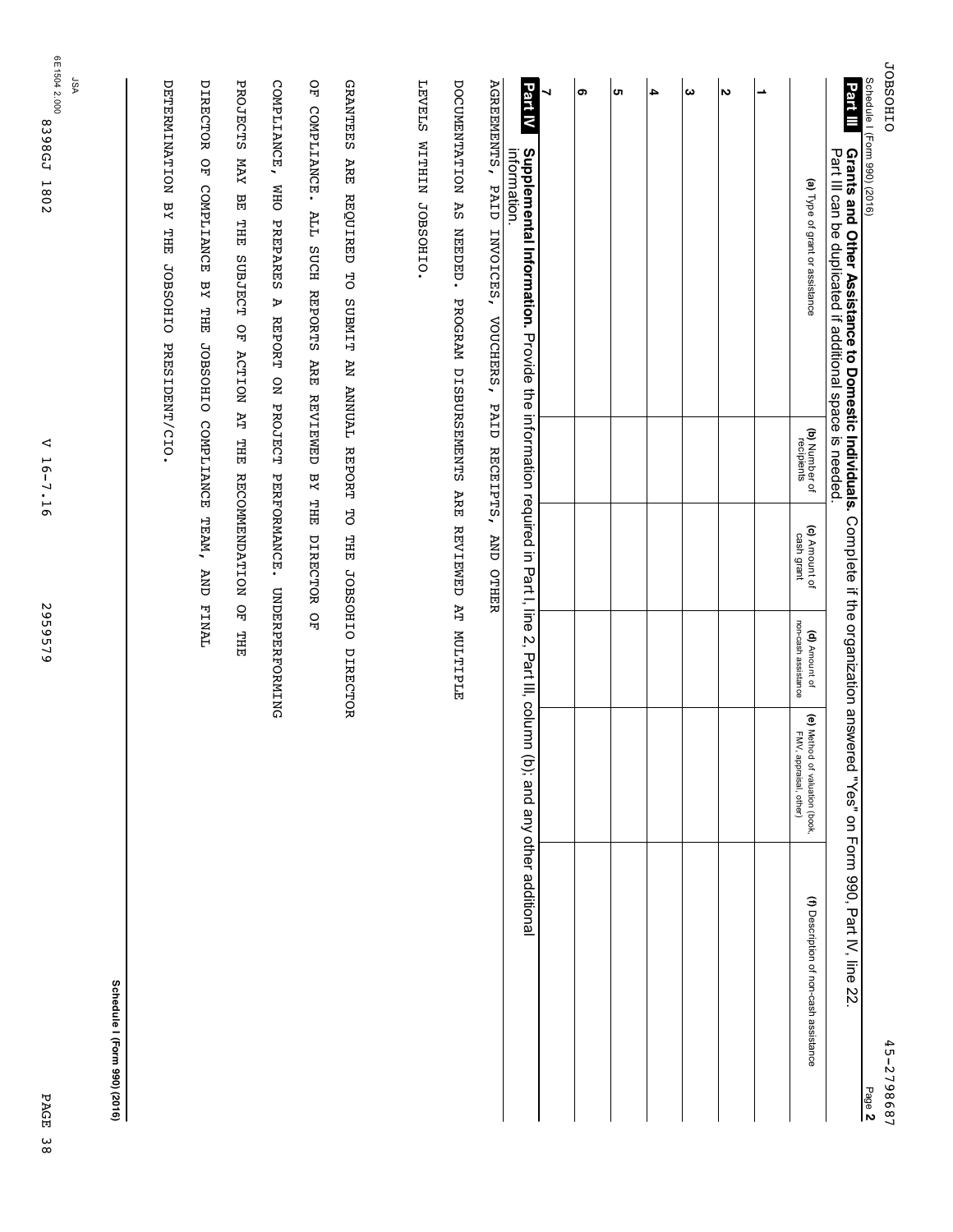JOBSOHIO 45-2798687

Schedule I (Form 990) (2016) Page **2**

**Part III** **Grants and Other Assistance to Domestic Individuals.** Complete if the organization answered "Yes" on Form 990, Part IV, line 22. Part III can be duplicated if additional space is needed.

| | (a) Type of grant or assistance | (b) Number of recipients | (c) Amount of cash grant | (d) Amount of non-cash assistance | (e) Method of valuation (book, FMV, appraisal, other) | (f) Description of non-cash assistance |
|---|---|---|---|---|---|---|
| 1 | | | | | | |
| 2 | | | | | | |
| 3 | | | | | | |
| 4 | | | | | | |
| 5 | | | | | | |
| 6 | | | | | | |
| 7 | | | | | | |

**Part IV** **Supplemental Information.** Provide the information required in Part I, line 2, Part III, column (b); and any other additional information.

AGREEMENTS, PAID INVOICES, VOUCHERS, PAID RECEIPTS, AND OTHER DOCUMENTATION AS NEEDED. PROGRAM DISBURSEMENTS ARE REVIEWED AT MULTIPLE LEVELS WITHIN JOBSOHIO.

GRANTEES ARE REQUIRED TO SUBMIT AN ANNUAL REPORT TO THE JOBSOHIO DIRECTOR OF COMPLIANCE. ALL SUCH REPORTS ARE REVIEWED BY THE DIRECTOR OF COMPLIANCE, WHO PREPARES A REPORT ON PROJECT PERFORMANCE. UNDERPERFORMING PROJECTS MAY BE THE SUBJECT OF ACTION AT THE RECOMMENDATION OF THE DIRECTOR OF COMPLIANCE BY THE JOBSOHIO COMPLIANCE TEAM, AND FINAL DETERMINATION BY THE JOBSOHIO PRESIDENT/CIO.

**Schedule I (Form 990) (2016)**

JSA
6E1504 2.000
8398GJ 1802 V 16-7.16 2959579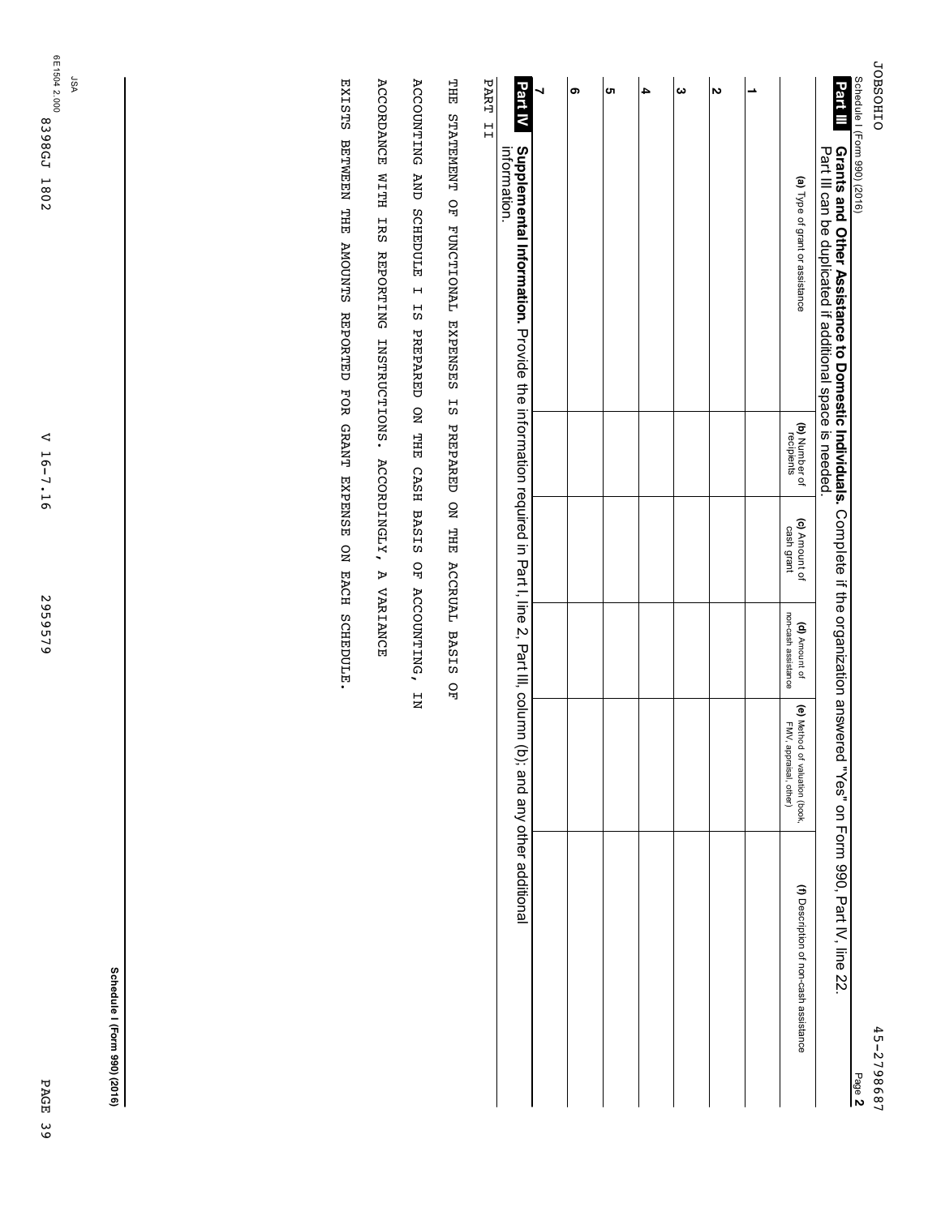JOBSOHIO 45-2798687

Schedule I (Form 990) (2016) Page **2**

## Part III Grants and Other Assistance to Domestic Individuals.

Complete if the organization answered "Yes" on Form 990, Part IV, line 22.
Part III can be duplicated if additional space is needed.

| | (a) Type of grant or assistance | (b) Number of recipients | (c) Amount of cash grant | (d) Amount of non-cash assistance | (e) Method of valuation (book, FMV, appraisal, other) | (f) Description of non-cash assistance |
|---|---|---|---|---|---|---|
| 1 | | | | | | |
| 2 | | | | | | |
| 3 | | | | | | |
| 4 | | | | | | |
| 5 | | | | | | |
| 6 | | | | | | |
| 7 | | | | | | |

## Part IV Supplemental Information.

Provide the information required in Part I, line 2, Part III, column (b); and any other additional information.

PART II

THE STATEMENT OF FUNCTIONAL EXPENSES IS PREPARED ON THE ACCRUAL BASIS OF ACCOUNTING AND SCHEDULE I IS PREPARED ON THE CASH BASIS OF ACCOUNTING, IN ACCORDANCE WITH IRS REPORTING INSTRUCTIONS. ACCORDINGLY, A VARIANCE EXISTS BETWEEN THE AMOUNTS REPORTED FOR GRANT EXPENSE ON EACH SCHEDULE.

Schedule I (Form 990) (2016)

JSA
6E1504 2.000
8398GJ 1802 V 16-7.16 2959579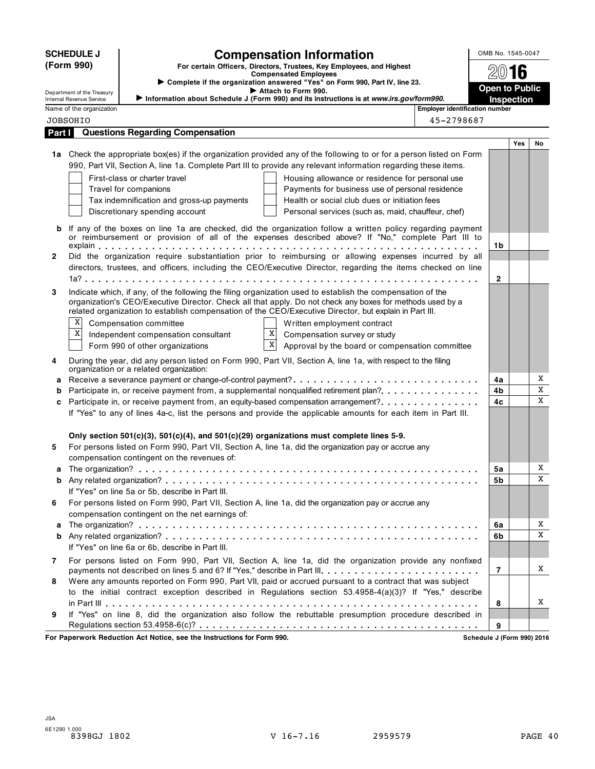**SCHEDULE J (Form 990)**

Department of the Treasury
Internal Revenue Service

# Compensation Information

**For certain Officers, Directors, Trustees, Key Employees, and Highest Compensated Employees**

▶ Complete if the organization answered "Yes" on Form 990, Part IV, line 23.

▶ Attach to Form 990.

▶ Information about Schedule J (Form 990) and its instructions is at *www.irs.gov/form990.*

OMB No. 1545-0047

**2016**

**Open to Public Inspection**

Name of the organization: JOBSOHIO

Employer identification number: 45-2798687

## Part I Questions Regarding Compensation

| | | | Yes | No |
|---|---|---|---|---|
| **1a** | Check the appropriate box(es) if the organization provided any of the following to or for a person listed on Form 990, Part VII, Section A, line 1a. Complete Part III to provide any relevant information regarding these items.<br>☐ First-class or charter travel ☐ Housing allowance or residence for personal use<br>☐ Travel for companions ☐ Payments for business use of personal residence<br>☐ Tax indemnification and gross-up payments ☐ Health or social club dues or initiation fees<br>☐ Discretionary spending account ☐ Personal services (such as, maid, chauffeur, chef) | | | |
| **b** | If any of the boxes on line 1a are checked, did the organization follow a written policy regarding payment or reimbursement or provision of all of the expenses described above? If "No," complete Part III to explain | 1b | | |
| **2** | Did the organization require substantiation prior to reimbursing or allowing expenses incurred by all directors, trustees, and officers, including the CEO/Executive Director, regarding the items checked on line 1a? | 2 | | |
| **3** | Indicate which, if any, of the following the filing organization used to establish the compensation of the organization's CEO/Executive Director. Check all that apply. Do not check any boxes for methods used by a related organization to establish compensation of the CEO/Executive Director, but explain in Part III.<br>☒ Compensation committee ☐ Written employment contract<br>☒ Independent compensation consultant ☒ Compensation survey or study<br>☐ Form 990 of other organizations ☒ Approval by the board or compensation committee | | | |
| **4** | During the year, did any person listed on Form 990, Part VII, Section A, line 1a, with respect to the filing organization or a related organization: | | | |
| **a** | Receive a severance payment or change-of-control payment? | 4a | | X |
| **b** | Participate in, or receive payment from, a supplemental nonqualified retirement plan? | 4b | | X |
| **c** | Participate in, or receive payment from, an equity-based compensation arrangement? | 4c | | X |
| | If "Yes" to any of lines 4a-c, list the persons and provide the applicable amounts for each item in Part III. | | | |
| | **Only section 501(c)(3), 501(c)(4), and 501(c)(29) organizations must complete lines 5-9.** | | | |
| **5** | For persons listed on Form 990, Part VII, Section A, line 1a, did the organization pay or accrue any compensation contingent on the revenues of: | | | |
| **a** | The organization? | 5a | | X |
| **b** | Any related organization? | 5b | | X |
| | If "Yes" on line 5a or 5b, describe in Part III. | | | |
| **6** | For persons listed on Form 990, Part VII, Section A, line 1a, did the organization pay or accrue any compensation contingent on the net earnings of: | | | |
| **a** | The organization? | 6a | | X |
| **b** | Any related organization? | 6b | | X |
| | If "Yes" on line 6a or 6b, describe in Part III. | | | |
| **7** | For persons listed on Form 990, Part VII, Section A, line 1a, did the organization provide any nonfixed payments not described on lines 5 and 6? If "Yes," describe in Part III | 7 | | X |
| **8** | Were any amounts reported on Form 990, Part VII, paid or accrued pursuant to a contract that was subject to the initial contract exception described in Regulations section 53.4958-4(a)(3)? If "Yes," describe in Part III | 8 | | X |
| **9** | If "Yes" on line 8, did the organization also follow the rebuttable presumption procedure described in Regulations section 53.4958-6(c)? | 9 | | |

**For Paperwork Reduction Act Notice, see the Instructions for Form 990.**

Schedule J (Form 990) 2016

JSA
6E1290 1.000
8398GJ 1802 V 16-7.16 2959579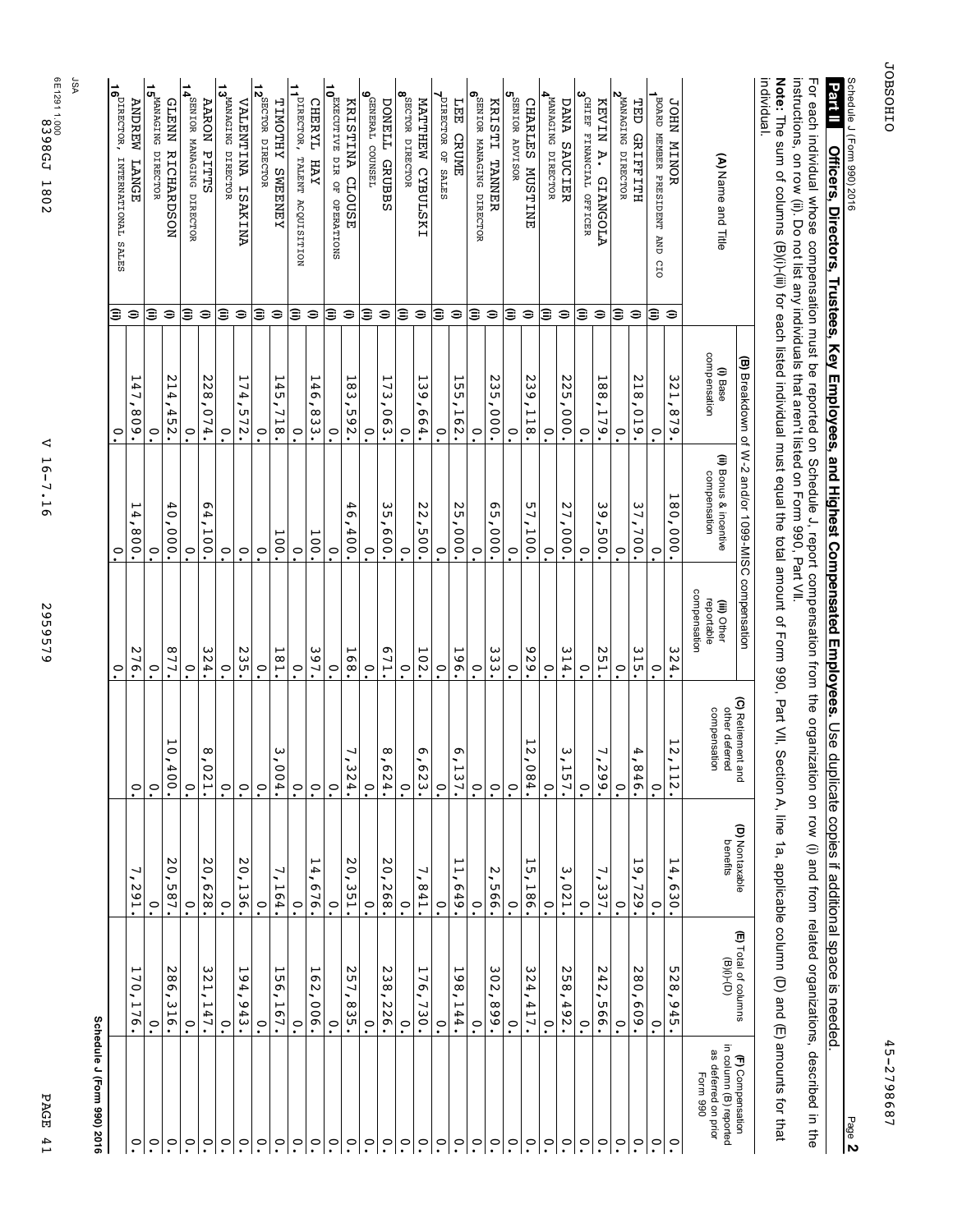Schedule J (Form 990) 2016

## Part II Officers, Directors, Trustees, Key Employees, and Highest Compensated Employees.

Use duplicate copies if additional space is needed.

For each individual whose compensation must be reported on Schedule J, report compensation from the organization on row (i) and from related organizations, described in the instructions, on row (ii). Do not list any individuals that aren't listed on Form 990, Part VII.

**Note:** The sum of columns (B)(i)-(iii) for each listed individual must equal the total amount of Form 990, Part VII, Section A, line 1a, applicable column (D) and (E) amounts for that individual.

| (A) Name and Title | | (B) Breakdown of W-2 and/or 1099-MISC compensation | | | (C) Retirement and other deferred compensation | (D) Nontaxable benefits | (E) Total of columns (B)(i)-(D) | (F) Compensation in column (B) reported as deferred on prior Form 990 |
|---|---|---|---|---|---|---|---|---|
| | | (i) Base compensation | (ii) Bonus & incentive compensation | (iii) Other reportable compensation | | | | |
| 1 JOHN MINOR | (i) | 321,879. | 180,000. | 324. | 12,112. | 14,630. | 528,945. | 0. |
| BOARD MEMBER PRESIDENT AND CIO | (ii) | 0. | 0. | 0. | 0. | 0. | 0. | 0. |
| 2 TED GRIFFITH | (i) | 218,019. | 37,700. | 315. | 4,846. | 19,729. | 280,609. | 0. |
| MANAGING DIRECTOR | (ii) | 0. | 0. | 0. | 0. | 0. | 0. | 0. |
| 3 KEVIN A. GIANGOLA | (i) | 188,179. | 39,500. | 251. | 7,299. | 7,337. | 242,566. | 0. |
| CHIEF FINANCIAL OFFICER | (ii) | 0. | 0. | 0. | 0. | 0. | 0. | 0. |
| 4 DANA SAUCIER | (i) | 225,000. | 27,000. | 314. | 3,157. | 3,021. | 258,492. | 0. |
| MANAGING DIRECTOR | (ii) | 0. | 0. | 0. | 0. | 0. | 0. | 0. |
| 5 CHARLES MUSTINE | (i) | 239,118. | 57,100. | 929. | 12,084. | 15,186. | 324,417. | 0. |
| SENIOR ADVISOR | (ii) | 0. | 0. | 0. | 0. | 0. | 0. | 0. |
| 6 KRISTI TANNER | (i) | 235,000. | 65,000. | 333. | 0. | 2,566. | 302,899. | 0. |
| SENIOR MANAGING DIRECTOR | (ii) | 0. | 0. | 0. | 0. | 0. | 0. | 0. |
| 7 LEE CRUME | (i) | 155,162. | 25,000. | 196. | 6,137. | 11,649. | 198,144. | 0. |
| DIRECTOR OF SALES | (ii) | 0. | 0. | 0. | 0. | 0. | 0. | 0. |
| 8 MATTHEW CYBULSKI | (i) | 139,664. | 22,500. | 102. | 6,623. | 7,841. | 176,730. | 0. |
| SECTOR DIRECTOR | (ii) | 0. | 0. | 0. | 0. | 0. | 0. | 0. |
| 9 DONELL GRUBBS | (i) | 173,063. | 35,600. | 671. | 8,624. | 20,268. | 238,226. | 0. |
| GENERAL COUNSEL | (ii) | 0. | 0. | 0. | 0. | 0. | 0. | 0. |
| 10 KRISTINA CLOUSE | (i) | 183,592. | 46,400. | 168. | 7,324. | 20,351. | 257,835. | 0. |
| EXECUTIVE DIR OF OPERATIONS | (ii) | 0. | 0. | 0. | 0. | 0. | 0. | 0. |
| 11 CHERYL HAY | (i) | 146,833. | 100. | 397. | 0. | 14,676. | 162,006. | 0. |
| DIRECTOR, TALENT ACQUISITION | (ii) | 0. | 0. | 0. | 0. | 0. | 0. | 0. |
| 12 TIMOTHY SWEENEY | (i) | 145,718. | 100. | 181. | 3,004. | 7,164. | 156,167. | 0. |
| SECTOR DIRECTOR | (ii) | 0. | 0. | 0. | 0. | 0. | 0. | 0. |
| 13 VALENTINA ISAKINA | (i) | 174,572. | 0. | 235. | 0. | 20,136. | 194,943. | 0. |
| MANAGING DIRECTOR | (ii) | 0. | 0. | 0. | 0. | 0. | 0. | 0. |
| 14 AARON PITTS | (i) | 228,074. | 64,100. | 324. | 8,021. | 20,628. | 321,147. | 0. |
| SENIOR MANAGING DIRECTOR | (ii) | 0. | 0. | 0. | 0. | 0. | 0. | 0. |
| 15 GLENN RICHARDSON | (i) | 214,452. | 40,000. | 877. | 10,400. | 20,587. | 286,316. | 0. |
| MANAGING DIRECTOR | (ii) | 0. | 0. | 0. | 0. | 0. | 0. | 0. |
| 16 ANDREW LANGE | (i) | 147,809. | 14,800. | 276. | 0. | 7,291. | 170,176. | 0. |
| DIRECTOR, INTERNATIONAL SALES | (ii) | 0. | 0. | 0. | 0. | 0. | 0. | 0. |

Schedule J (Form 990) 2016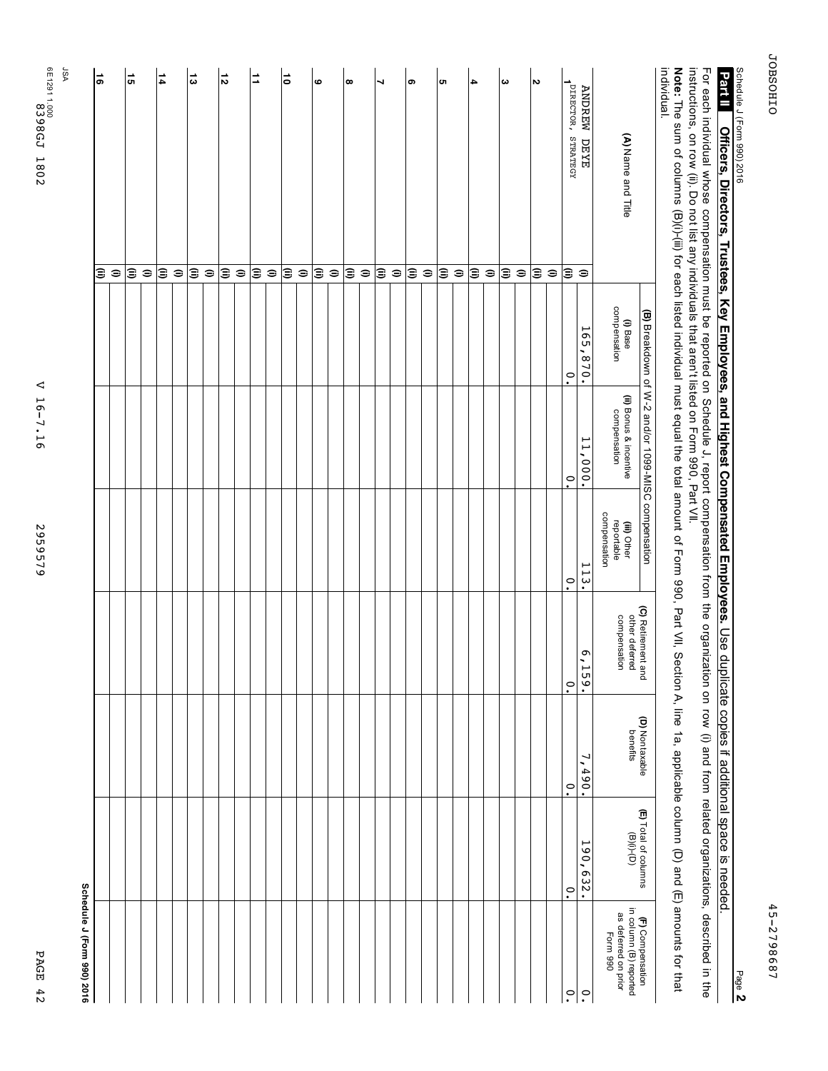JOBSOHIO 45-2798687

Schedule J (Form 990) 2016 Page **2**

## Part II Officers, Directors, Trustees, Key Employees, and Highest Compensated Employees. 

Use duplicate copies if additional space is needed.

For each individual whose compensation must be reported on Schedule J, report compensation from the organization on row (i) and from related organizations, described in the instructions, on row (ii). Do not list any individuals that aren't listed on Form 990, Part VII.

**Note:** The sum of columns (B)(i)-(iii) for each listed individual must equal the total amount of Form 990, Part VII, Section A, line 1a, applicable column (D) and (E) amounts for that individual.

| (A) Name and Title | | (B) Breakdown of W-2 and/or 1099-MISC compensation | | | (C) Retirement and other deferred compensation | (D) Nontaxable benefits | (E) Total of columns (B)(i)-(D) | (F) Compensation in column (B) reported as deferred on prior Form 990 |
|---|---|---|---|---|---|---|---|---|
| | | (i) Base compensation | (ii) Bonus & incentive compensation | (iii) Other reportable compensation | | | | |
| 1 ANDREW DEYE | (i) | 165,870. | 11,000. | 113. | 6,159. | 7,490. | 190,632. | 0. |
| DIRECTOR, STRATEGY | (ii) | 0. | 0. | 0. | 0. | 0. | 0. | 0. |
| 2 | (i) | | | | | | | |
| | (ii) | | | | | | | |
| 3 | (i) | | | | | | | |
| | (ii) | | | | | | | |
| 4 | (i) | | | | | | | |
| | (ii) | | | | | | | |
| 5 | (i) | | | | | | | |
| | (ii) | | | | | | | |
| 6 | (i) | | | | | | | |
| | (ii) | | | | | | | |
| 7 | (i) | | | | | | | |
| | (ii) | | | | | | | |
| 8 | (i) | | | | | | | |
| | (ii) | | | | | | | |
| 9 | (i) | | | | | | | |
| | (ii) | | | | | | | |
| 10 | (i) | | | | | | | |
| | (ii) | | | | | | | |
| 11 | (i) | | | | | | | |
| | (ii) | | | | | | | |
| 12 | (i) | | | | | | | |
| | (ii) | | | | | | | |
| 13 | (i) | | | | | | | |
| | (ii) | | | | | | | |
| 14 | (i) | | | | | | | |
| | (ii) | | | | | | | |
| 15 | (i) | | | | | | | |
| | (ii) | | | | | | | |
| 16 | (i) | | | | | | | |
| | (ii) | | | | | | | |

**Schedule J (Form 990) 2016**

JSA 6E1291 1.000
8398GJ 1802 V 16-7.16 2959579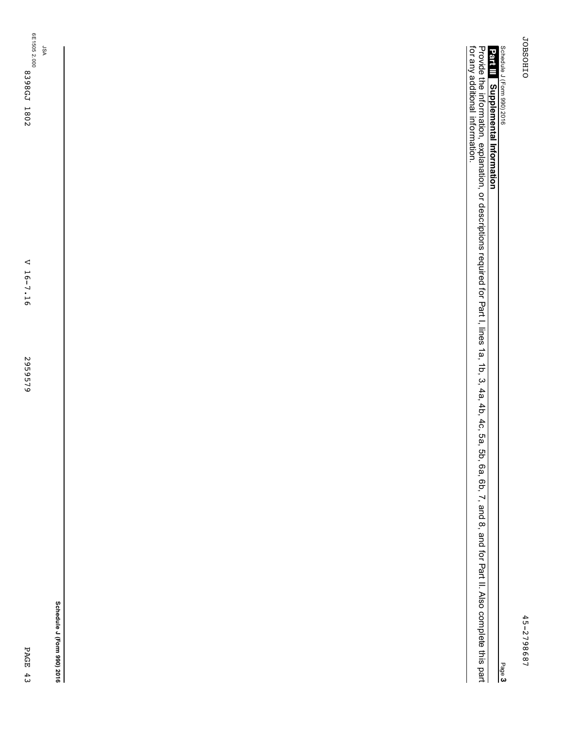JOBSOHIO 45-2798687

Schedule J (Form 990) 2016

## Part III Supplemental Information

Provide the information, explanation, or descriptions required for Part I, lines 1a, 1b, 3, 4a, 4b, 4c, 5a, 5b, 6a, 6b, 7, and 8, and for Part II. Also complete this part for any additional information.

Schedule J (Form 990) 2016

JSA
6E1505 2.000
8398GJ 1802 V 16-7.16 2959579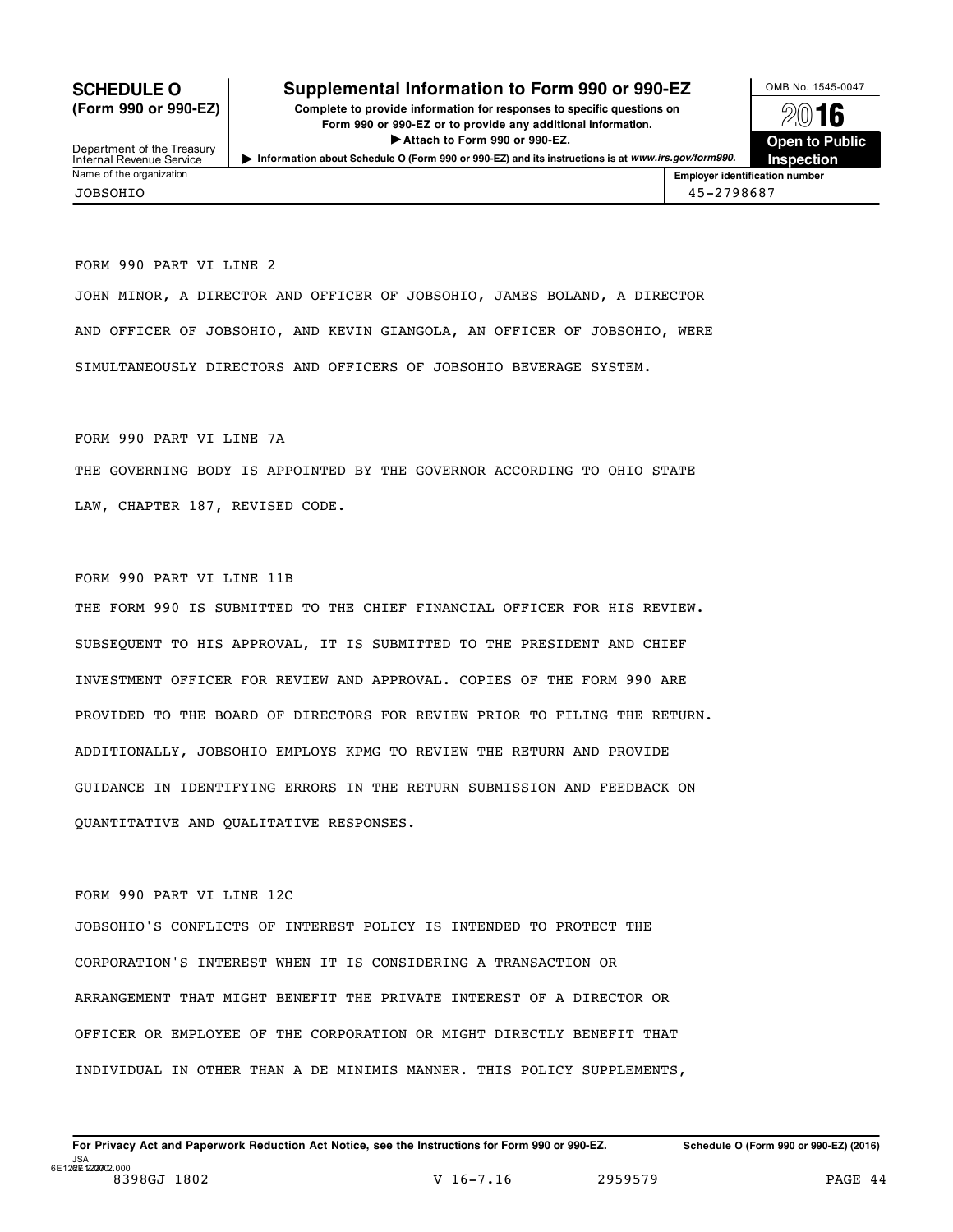**SCHEDULE O**
**(Form 990 or 990-EZ)**

Department of the Treasury
Internal Revenue Service

# Supplemental Information to Form 990 or 990-EZ

**Complete to provide information for responses to specific questions on Form 990 or 990-EZ or to provide any additional information.**
**▶ Attach to Form 990 or 990-EZ.**
**▶ Information about Schedule O (Form 990 or 990-EZ) and its instructions is at *www.irs.gov/form990*.**

OMB No. 1545-0047
**2016**
**Open to Public Inspection**

| Name of the organization | Employer identification number |
|---|---|
| JOBSOHIO | 45-2798687 |

FORM 990 PART VI LINE 2

JOHN MINOR, A DIRECTOR AND OFFICER OF JOBSOHIO, JAMES BOLAND, A DIRECTOR AND OFFICER OF JOBSOHIO, AND KEVIN GIANGOLA, AN OFFICER OF JOBSOHIO, WERE SIMULTANEOUSLY DIRECTORS AND OFFICERS OF JOBSOHIO BEVERAGE SYSTEM.

FORM 990 PART VI LINE 7A

THE GOVERNING BODY IS APPOINTED BY THE GOVERNOR ACCORDING TO OHIO STATE LAW, CHAPTER 187, REVISED CODE.

FORM 990 PART VI LINE 11B

THE FORM 990 IS SUBMITTED TO THE CHIEF FINANCIAL OFFICER FOR HIS REVIEW. SUBSEQUENT TO HIS APPROVAL, IT IS SUBMITTED TO THE PRESIDENT AND CHIEF INVESTMENT OFFICER FOR REVIEW AND APPROVAL. COPIES OF THE FORM 990 ARE PROVIDED TO THE BOARD OF DIRECTORS FOR REVIEW PRIOR TO FILING THE RETURN. ADDITIONALLY, JOBSOHIO EMPLOYS KPMG TO REVIEW THE RETURN AND PROVIDE GUIDANCE IN IDENTIFYING ERRORS IN THE RETURN SUBMISSION AND FEEDBACK ON QUANTITATIVE AND QUALITATIVE RESPONSES.

FORM 990 PART VI LINE 12C

JOBSOHIO'S CONFLICTS OF INTEREST POLICY IS INTENDED TO PROTECT THE CORPORATION'S INTEREST WHEN IT IS CONSIDERING A TRANSACTION OR ARRANGEMENT THAT MIGHT BENEFIT THE PRIVATE INTEREST OF A DIRECTOR OR OFFICER OR EMPLOYEE OF THE CORPORATION OR MIGHT DIRECTLY BENEFIT THAT INDIVIDUAL IN OTHER THAN A DE MINIMIS MANNER. THIS POLICY SUPPLEMENTS,

**For Privacy Act and Paperwork Reduction Act Notice, see the Instructions for Form 990 or 990-EZ.** **Schedule O (Form 990 or 990-EZ) (2016)**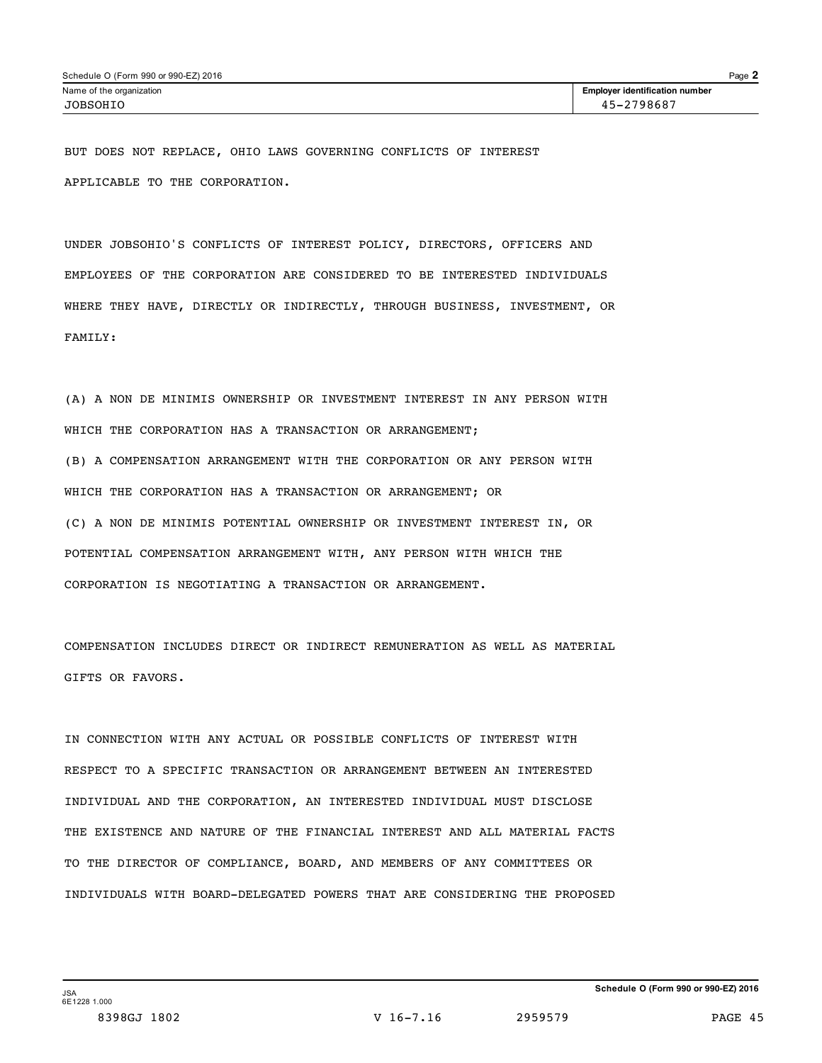BUT DOES NOT REPLACE, OHIO LAWS GOVERNING CONFLICTS OF INTEREST APPLICABLE TO THE CORPORATION.

UNDER JOBSOHIO'S CONFLICTS OF INTEREST POLICY, DIRECTORS, OFFICERS AND EMPLOYEES OF THE CORPORATION ARE CONSIDERED TO BE INTERESTED INDIVIDUALS WHERE THEY HAVE, DIRECTLY OR INDIRECTLY, THROUGH BUSINESS, INVESTMENT, OR FAMILY:

(A) A NON DE MINIMIS OWNERSHIP OR INVESTMENT INTEREST IN ANY PERSON WITH WHICH THE CORPORATION HAS A TRANSACTION OR ARRANGEMENT;
(B) A COMPENSATION ARRANGEMENT WITH THE CORPORATION OR ANY PERSON WITH WHICH THE CORPORATION HAS A TRANSACTION OR ARRANGEMENT; OR
(C) A NON DE MINIMIS POTENTIAL OWNERSHIP OR INVESTMENT INTEREST IN, OR POTENTIAL COMPENSATION ARRANGEMENT WITH, ANY PERSON WITH WHICH THE CORPORATION IS NEGOTIATING A TRANSACTION OR ARRANGEMENT.

COMPENSATION INCLUDES DIRECT OR INDIRECT REMUNERATION AS WELL AS MATERIAL GIFTS OR FAVORS.

IN CONNECTION WITH ANY ACTUAL OR POSSIBLE CONFLICTS OF INTEREST WITH RESPECT TO A SPECIFIC TRANSACTION OR ARRANGEMENT BETWEEN AN INTERESTED INDIVIDUAL AND THE CORPORATION, AN INTERESTED INDIVIDUAL MUST DISCLOSE THE EXISTENCE AND NATURE OF THE FINANCIAL INTEREST AND ALL MATERIAL FACTS TO THE DIRECTOR OF COMPLIANCE, BOARD, AND MEMBERS OF ANY COMMITTEES OR INDIVIDUALS WITH BOARD-DELEGATED POWERS THAT ARE CONSIDERING THE PROPOSED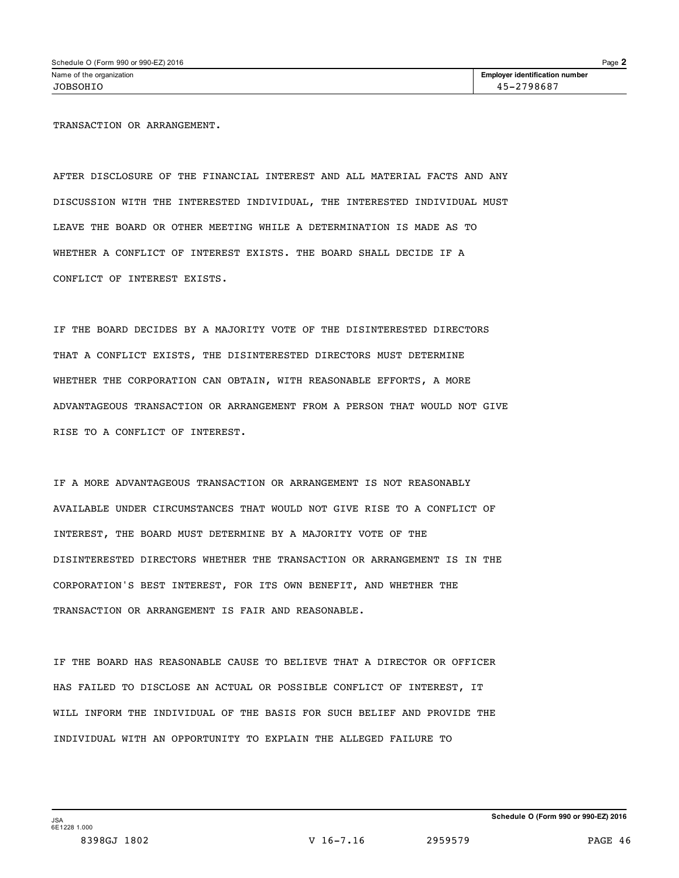TRANSACTION OR ARRANGEMENT.

AFTER DISCLOSURE OF THE FINANCIAL INTEREST AND ALL MATERIAL FACTS AND ANY DISCUSSION WITH THE INTERESTED INDIVIDUAL, THE INTERESTED INDIVIDUAL MUST LEAVE THE BOARD OR OTHER MEETING WHILE A DETERMINATION IS MADE AS TO WHETHER A CONFLICT OF INTEREST EXISTS. THE BOARD SHALL DECIDE IF A CONFLICT OF INTEREST EXISTS.

IF THE BOARD DECIDES BY A MAJORITY VOTE OF THE DISINTERESTED DIRECTORS THAT A CONFLICT EXISTS, THE DISINTERESTED DIRECTORS MUST DETERMINE WHETHER THE CORPORATION CAN OBTAIN, WITH REASONABLE EFFORTS, A MORE ADVANTAGEOUS TRANSACTION OR ARRANGEMENT FROM A PERSON THAT WOULD NOT GIVE RISE TO A CONFLICT OF INTEREST.

IF A MORE ADVANTAGEOUS TRANSACTION OR ARRANGEMENT IS NOT REASONABLY AVAILABLE UNDER CIRCUMSTANCES THAT WOULD NOT GIVE RISE TO A CONFLICT OF INTEREST, THE BOARD MUST DETERMINE BY A MAJORITY VOTE OF THE DISINTERESTED DIRECTORS WHETHER THE TRANSACTION OR ARRANGEMENT IS IN THE CORPORATION'S BEST INTEREST, FOR ITS OWN BENEFIT, AND WHETHER THE TRANSACTION OR ARRANGEMENT IS FAIR AND REASONABLE.

IF THE BOARD HAS REASONABLE CAUSE TO BELIEVE THAT A DIRECTOR OR OFFICER HAS FAILED TO DISCLOSE AN ACTUAL OR POSSIBLE CONFLICT OF INTEREST, IT WILL INFORM THE INDIVIDUAL OF THE BASIS FOR SUCH BELIEF AND PROVIDE THE INDIVIDUAL WITH AN OPPORTUNITY TO EXPLAIN THE ALLEGED FAILURE TO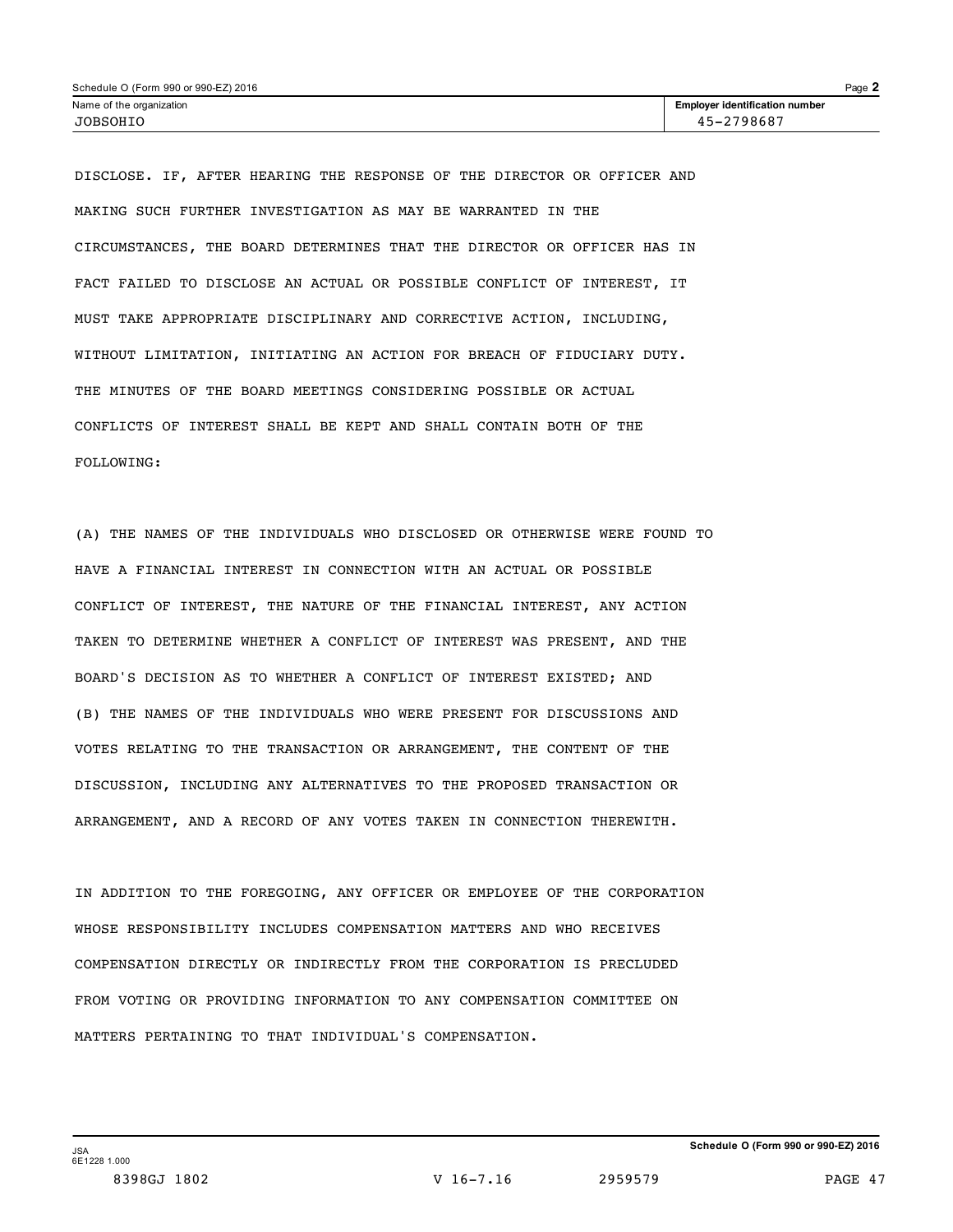DISCLOSE. IF, AFTER HEARING THE RESPONSE OF THE DIRECTOR OR OFFICER AND MAKING SUCH FURTHER INVESTIGATION AS MAY BE WARRANTED IN THE CIRCUMSTANCES, THE BOARD DETERMINES THAT THE DIRECTOR OR OFFICER HAS IN FACT FAILED TO DISCLOSE AN ACTUAL OR POSSIBLE CONFLICT OF INTEREST, IT MUST TAKE APPROPRIATE DISCIPLINARY AND CORRECTIVE ACTION, INCLUDING, WITHOUT LIMITATION, INITIATING AN ACTION FOR BREACH OF FIDUCIARY DUTY. THE MINUTES OF THE BOARD MEETINGS CONSIDERING POSSIBLE OR ACTUAL CONFLICTS OF INTEREST SHALL BE KEPT AND SHALL CONTAIN BOTH OF THE FOLLOWING:

(A) THE NAMES OF THE INDIVIDUALS WHO DISCLOSED OR OTHERWISE WERE FOUND TO HAVE A FINANCIAL INTEREST IN CONNECTION WITH AN ACTUAL OR POSSIBLE CONFLICT OF INTEREST, THE NATURE OF THE FINANCIAL INTEREST, ANY ACTION TAKEN TO DETERMINE WHETHER A CONFLICT OF INTEREST WAS PRESENT, AND THE BOARD'S DECISION AS TO WHETHER A CONFLICT OF INTEREST EXISTED; AND
(B) THE NAMES OF THE INDIVIDUALS WHO WERE PRESENT FOR DISCUSSIONS AND VOTES RELATING TO THE TRANSACTION OR ARRANGEMENT, THE CONTENT OF THE DISCUSSION, INCLUDING ANY ALTERNATIVES TO THE PROPOSED TRANSACTION OR ARRANGEMENT, AND A RECORD OF ANY VOTES TAKEN IN CONNECTION THEREWITH.

IN ADDITION TO THE FOREGOING, ANY OFFICER OR EMPLOYEE OF THE CORPORATION WHOSE RESPONSIBILITY INCLUDES COMPENSATION MATTERS AND WHO RECEIVES COMPENSATION DIRECTLY OR INDIRECTLY FROM THE CORPORATION IS PRECLUDED FROM VOTING OR PROVIDING INFORMATION TO ANY COMPENSATION COMMITTEE ON MATTERS PERTAINING TO THAT INDIVIDUAL'S COMPENSATION.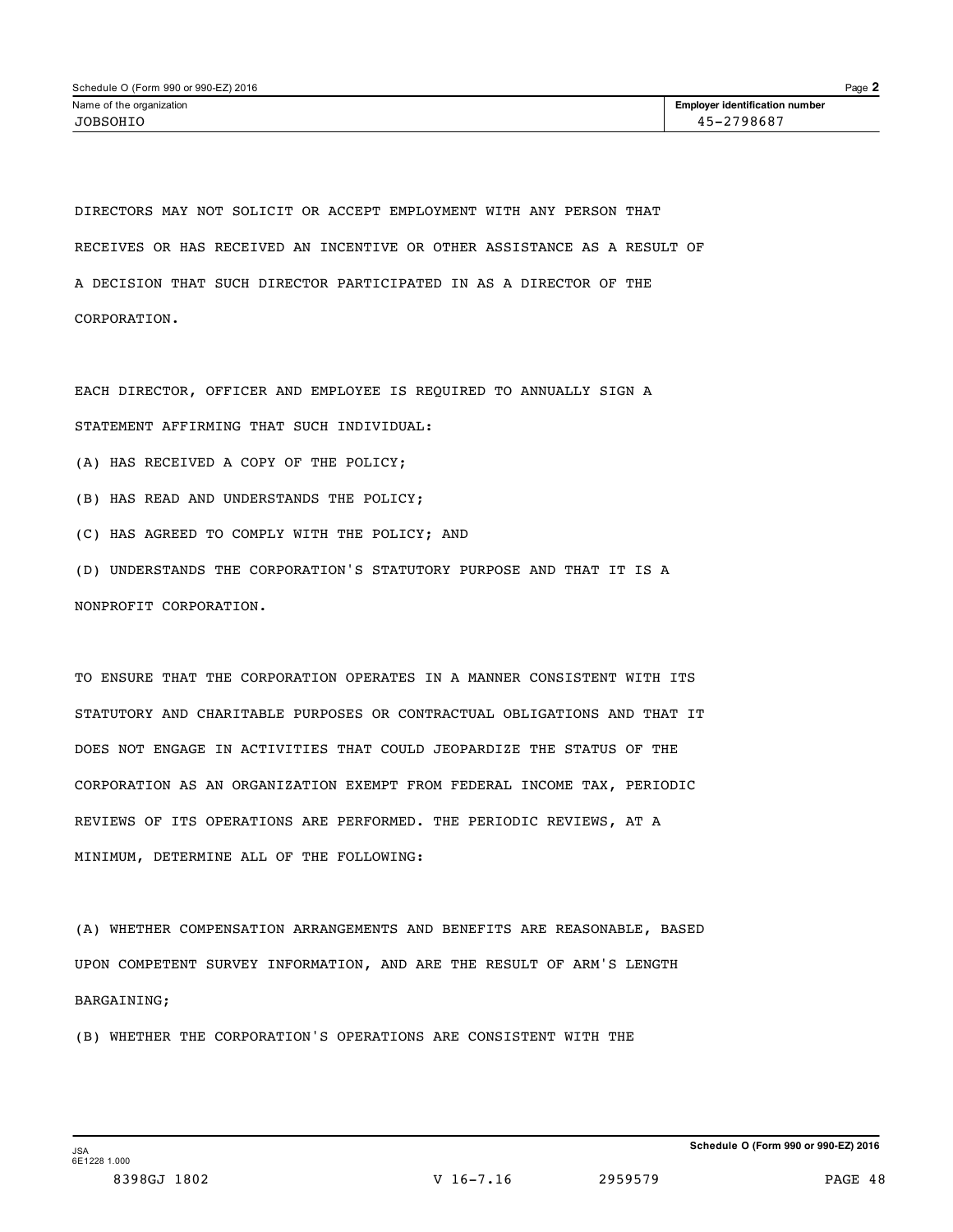DIRECTORS MAY NOT SOLICIT OR ACCEPT EMPLOYMENT WITH ANY PERSON THAT RECEIVES OR HAS RECEIVED AN INCENTIVE OR OTHER ASSISTANCE AS A RESULT OF A DECISION THAT SUCH DIRECTOR PARTICIPATED IN AS A DIRECTOR OF THE CORPORATION.

EACH DIRECTOR, OFFICER AND EMPLOYEE IS REQUIRED TO ANNUALLY SIGN A STATEMENT AFFIRMING THAT SUCH INDIVIDUAL:

(A) HAS RECEIVED A COPY OF THE POLICY;

(B) HAS READ AND UNDERSTANDS THE POLICY;

(C) HAS AGREED TO COMPLY WITH THE POLICY; AND

(D) UNDERSTANDS THE CORPORATION'S STATUTORY PURPOSE AND THAT IT IS A NONPROFIT CORPORATION.

TO ENSURE THAT THE CORPORATION OPERATES IN A MANNER CONSISTENT WITH ITS STATUTORY AND CHARITABLE PURPOSES OR CONTRACTUAL OBLIGATIONS AND THAT IT DOES NOT ENGAGE IN ACTIVITIES THAT COULD JEOPARDIZE THE STATUS OF THE CORPORATION AS AN ORGANIZATION EXEMPT FROM FEDERAL INCOME TAX, PERIODIC REVIEWS OF ITS OPERATIONS ARE PERFORMED. THE PERIODIC REVIEWS, AT A MINIMUM, DETERMINE ALL OF THE FOLLOWING:

(A) WHETHER COMPENSATION ARRANGEMENTS AND BENEFITS ARE REASONABLE, BASED UPON COMPETENT SURVEY INFORMATION, AND ARE THE RESULT OF ARM'S LENGTH BARGAINING;

(B) WHETHER THE CORPORATION'S OPERATIONS ARE CONSISTENT WITH THE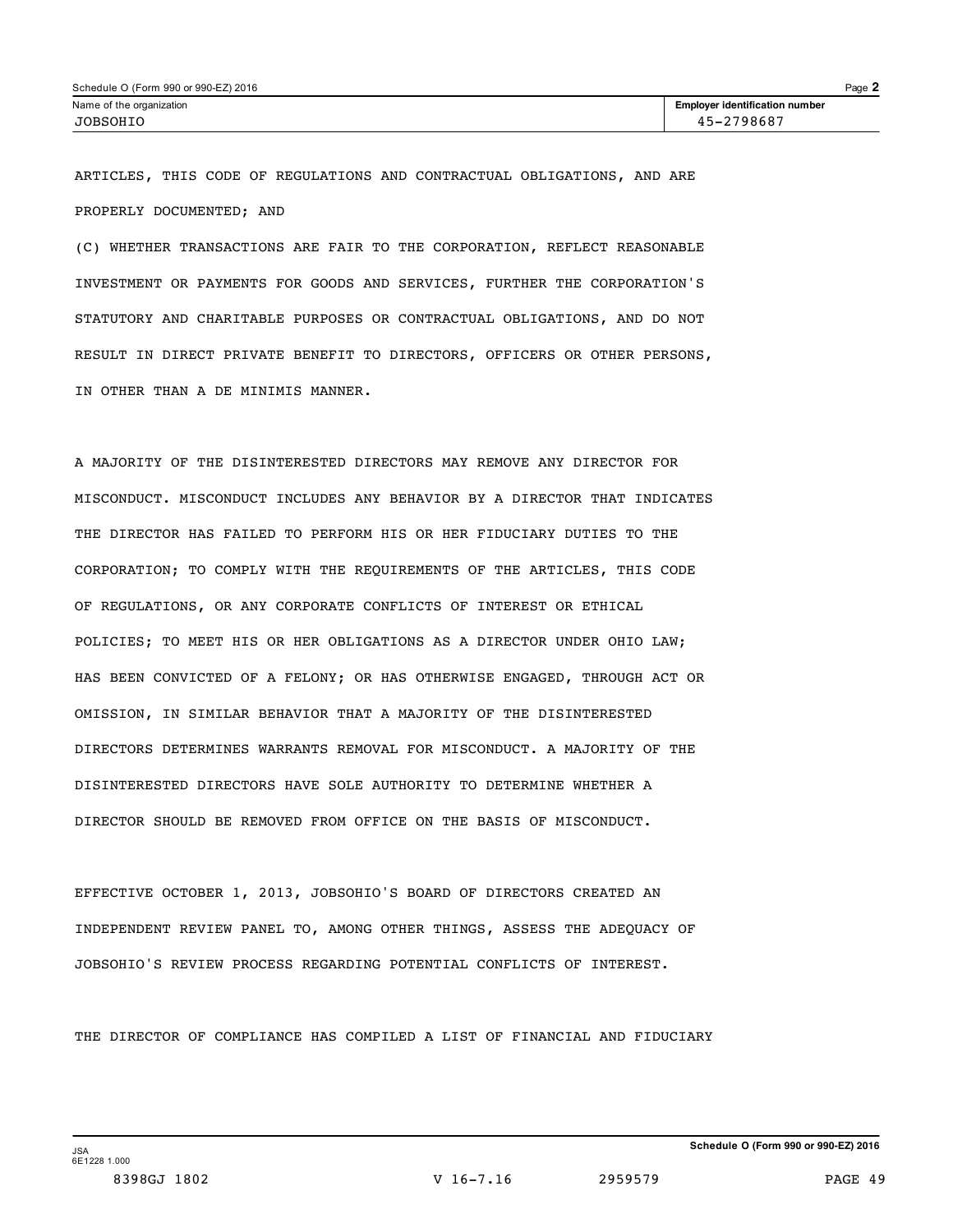| Name of the organization | Employer identification number |
| --- | --- |
| JOBSOHIO | 45-2798687 |

ARTICLES, THIS CODE OF REGULATIONS AND CONTRACTUAL OBLIGATIONS, AND ARE PROPERLY DOCUMENTED; AND

(C) WHETHER TRANSACTIONS ARE FAIR TO THE CORPORATION, REFLECT REASONABLE INVESTMENT OR PAYMENTS FOR GOODS AND SERVICES, FURTHER THE CORPORATION'S STATUTORY AND CHARITABLE PURPOSES OR CONTRACTUAL OBLIGATIONS, AND DO NOT RESULT IN DIRECT PRIVATE BENEFIT TO DIRECTORS, OFFICERS OR OTHER PERSONS, IN OTHER THAN A DE MINIMIS MANNER.

A MAJORITY OF THE DISINTERESTED DIRECTORS MAY REMOVE ANY DIRECTOR FOR MISCONDUCT. MISCONDUCT INCLUDES ANY BEHAVIOR BY A DIRECTOR THAT INDICATES THE DIRECTOR HAS FAILED TO PERFORM HIS OR HER FIDUCIARY DUTIES TO THE CORPORATION; TO COMPLY WITH THE REQUIREMENTS OF THE ARTICLES, THIS CODE OF REGULATIONS, OR ANY CORPORATE CONFLICTS OF INTEREST OR ETHICAL POLICIES; TO MEET HIS OR HER OBLIGATIONS AS A DIRECTOR UNDER OHIO LAW; HAS BEEN CONVICTED OF A FELONY; OR HAS OTHERWISE ENGAGED, THROUGH ACT OR OMISSION, IN SIMILAR BEHAVIOR THAT A MAJORITY OF THE DISINTERESTED DIRECTORS DETERMINES WARRANTS REMOVAL FOR MISCONDUCT. A MAJORITY OF THE DISINTERESTED DIRECTORS HAVE SOLE AUTHORITY TO DETERMINE WHETHER A DIRECTOR SHOULD BE REMOVED FROM OFFICE ON THE BASIS OF MISCONDUCT.

EFFECTIVE OCTOBER 1, 2013, JOBSOHIO'S BOARD OF DIRECTORS CREATED AN INDEPENDENT REVIEW PANEL TO, AMONG OTHER THINGS, ASSESS THE ADEQUACY OF JOBSOHIO'S REVIEW PROCESS REGARDING POTENTIAL CONFLICTS OF INTEREST.

THE DIRECTOR OF COMPLIANCE HAS COMPILED A LIST OF FINANCIAL AND FIDUCIARY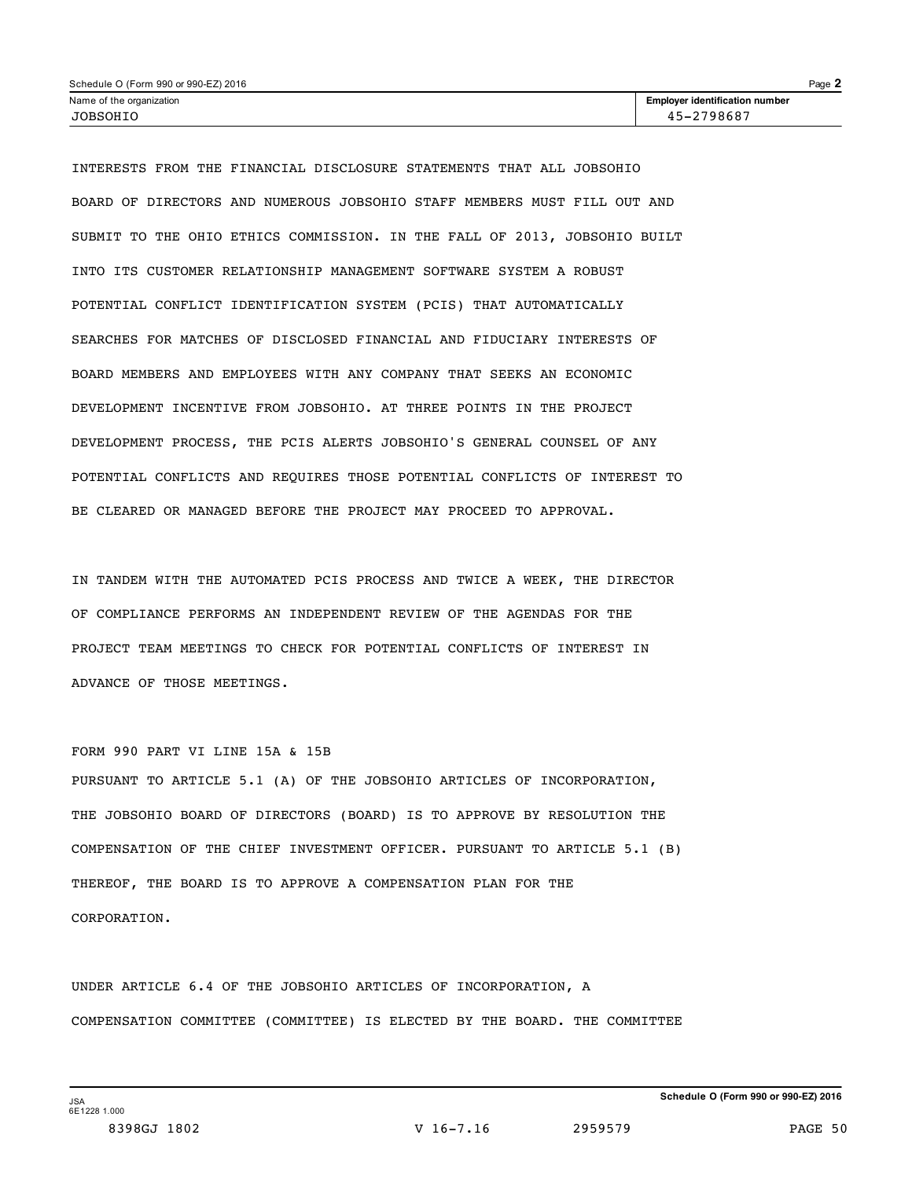INTERESTS FROM THE FINANCIAL DISCLOSURE STATEMENTS THAT ALL JOBSOHIO BOARD OF DIRECTORS AND NUMEROUS JOBSOHIO STAFF MEMBERS MUST FILL OUT AND SUBMIT TO THE OHIO ETHICS COMMISSION. IN THE FALL OF 2013, JOBSOHIO BUILT INTO ITS CUSTOMER RELATIONSHIP MANAGEMENT SOFTWARE SYSTEM A ROBUST POTENTIAL CONFLICT IDENTIFICATION SYSTEM (PCIS) THAT AUTOMATICALLY SEARCHES FOR MATCHES OF DISCLOSED FINANCIAL AND FIDUCIARY INTERESTS OF BOARD MEMBERS AND EMPLOYEES WITH ANY COMPANY THAT SEEKS AN ECONOMIC DEVELOPMENT INCENTIVE FROM JOBSOHIO. AT THREE POINTS IN THE PROJECT DEVELOPMENT PROCESS, THE PCIS ALERTS JOBSOHIO'S GENERAL COUNSEL OF ANY POTENTIAL CONFLICTS AND REQUIRES THOSE POTENTIAL CONFLICTS OF INTEREST TO BE CLEARED OR MANAGED BEFORE THE PROJECT MAY PROCEED TO APPROVAL.

IN TANDEM WITH THE AUTOMATED PCIS PROCESS AND TWICE A WEEK, THE DIRECTOR OF COMPLIANCE PERFORMS AN INDEPENDENT REVIEW OF THE AGENDAS FOR THE PROJECT TEAM MEETINGS TO CHECK FOR POTENTIAL CONFLICTS OF INTEREST IN ADVANCE OF THOSE MEETINGS.

FORM 990 PART VI LINE 15A & 15B

PURSUANT TO ARTICLE 5.1 (A) OF THE JOBSOHIO ARTICLES OF INCORPORATION, THE JOBSOHIO BOARD OF DIRECTORS (BOARD) IS TO APPROVE BY RESOLUTION THE COMPENSATION OF THE CHIEF INVESTMENT OFFICER. PURSUANT TO ARTICLE 5.1 (B) THEREOF, THE BOARD IS TO APPROVE A COMPENSATION PLAN FOR THE CORPORATION.

UNDER ARTICLE 6.4 OF THE JOBSOHIO ARTICLES OF INCORPORATION, A COMPENSATION COMMITTEE (COMMITTEE) IS ELECTED BY THE BOARD. THE COMMITTEE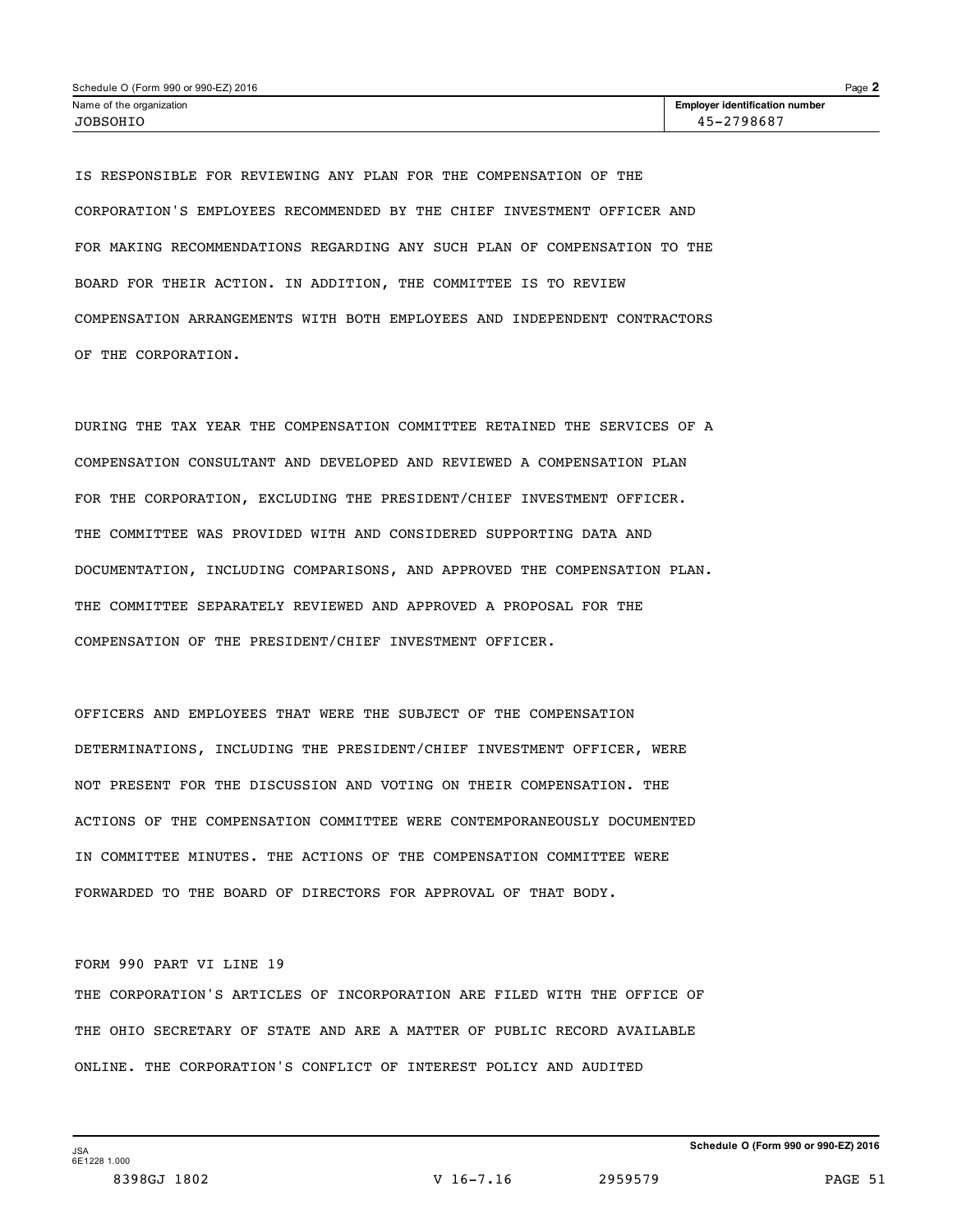| Name of the organization | Employer identification number |
| --- | --- |
| JOBSOHIO | 45-2798687 |

IS RESPONSIBLE FOR REVIEWING ANY PLAN FOR THE COMPENSATION OF THE CORPORATION'S EMPLOYEES RECOMMENDED BY THE CHIEF INVESTMENT OFFICER AND FOR MAKING RECOMMENDATIONS REGARDING ANY SUCH PLAN OF COMPENSATION TO THE BOARD FOR THEIR ACTION. IN ADDITION, THE COMMITTEE IS TO REVIEW COMPENSATION ARRANGEMENTS WITH BOTH EMPLOYEES AND INDEPENDENT CONTRACTORS OF THE CORPORATION.

DURING THE TAX YEAR THE COMPENSATION COMMITTEE RETAINED THE SERVICES OF A COMPENSATION CONSULTANT AND DEVELOPED AND REVIEWED A COMPENSATION PLAN FOR THE CORPORATION, EXCLUDING THE PRESIDENT/CHIEF INVESTMENT OFFICER. THE COMMITTEE WAS PROVIDED WITH AND CONSIDERED SUPPORTING DATA AND DOCUMENTATION, INCLUDING COMPARISONS, AND APPROVED THE COMPENSATION PLAN. THE COMMITTEE SEPARATELY REVIEWED AND APPROVED A PROPOSAL FOR THE COMPENSATION OF THE PRESIDENT/CHIEF INVESTMENT OFFICER.

OFFICERS AND EMPLOYEES THAT WERE THE SUBJECT OF THE COMPENSATION DETERMINATIONS, INCLUDING THE PRESIDENT/CHIEF INVESTMENT OFFICER, WERE NOT PRESENT FOR THE DISCUSSION AND VOTING ON THEIR COMPENSATION. THE ACTIONS OF THE COMPENSATION COMMITTEE WERE CONTEMPORANEOUSLY DOCUMENTED IN COMMITTEE MINUTES. THE ACTIONS OF THE COMPENSATION COMMITTEE WERE FORWARDED TO THE BOARD OF DIRECTORS FOR APPROVAL OF THAT BODY.

FORM 990 PART VI LINE 19

THE CORPORATION'S ARTICLES OF INCORPORATION ARE FILED WITH THE OFFICE OF THE OHIO SECRETARY OF STATE AND ARE A MATTER OF PUBLIC RECORD AVAILABLE ONLINE. THE CORPORATION'S CONFLICT OF INTEREST POLICY AND AUDITED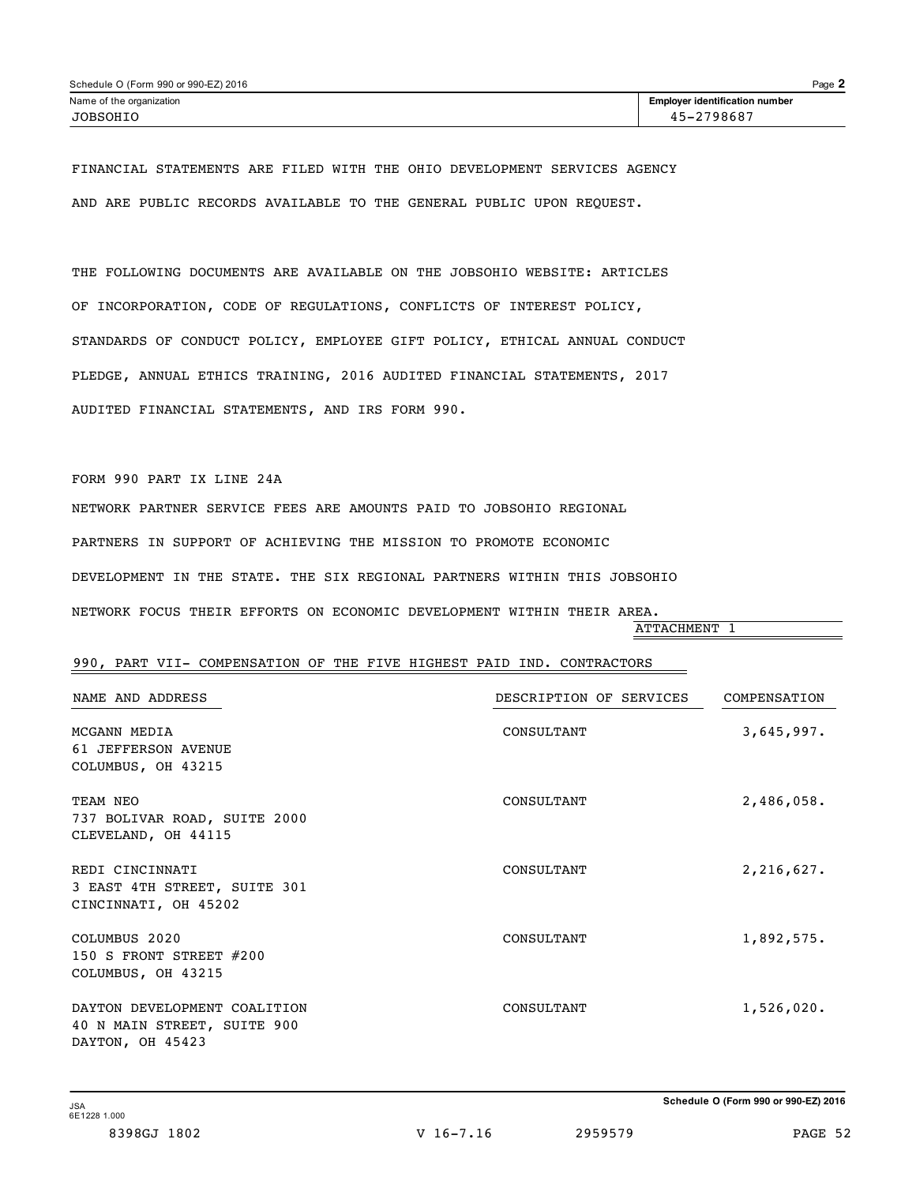FINANCIAL STATEMENTS ARE FILED WITH THE OHIO DEVELOPMENT SERVICES AGENCY AND ARE PUBLIC RECORDS AVAILABLE TO THE GENERAL PUBLIC UPON REQUEST.

THE FOLLOWING DOCUMENTS ARE AVAILABLE ON THE JOBSOHIO WEBSITE: ARTICLES OF INCORPORATION, CODE OF REGULATIONS, CONFLICTS OF INTEREST POLICY, STANDARDS OF CONDUCT POLICY, EMPLOYEE GIFT POLICY, ETHICAL ANNUAL CONDUCT PLEDGE, ANNUAL ETHICS TRAINING, 2016 AUDITED FINANCIAL STATEMENTS, 2017 AUDITED FINANCIAL STATEMENTS, AND IRS FORM 990.

FORM 990 PART IX LINE 24A

NETWORK PARTNER SERVICE FEES ARE AMOUNTS PAID TO JOBSOHIO REGIONAL PARTNERS IN SUPPORT OF ACHIEVING THE MISSION TO PROMOTE ECONOMIC DEVELOPMENT IN THE STATE. THE SIX REGIONAL PARTNERS WITHIN THIS JOBSOHIO NETWORK FOCUS THEIR EFFORTS ON ECONOMIC DEVELOPMENT WITHIN THEIR AREA.

ATTACHMENT 1

990, PART VII- COMPENSATION OF THE FIVE HIGHEST PAID IND. CONTRACTORS

| NAME AND ADDRESS | DESCRIPTION OF SERVICES | COMPENSATION |
|---|---|---|
| MCGANN MEDIA<br>61 JEFFERSON AVENUE<br>COLUMBUS, OH 43215 | CONSULTANT | 3,645,997. |
| TEAM NEO<br>737 BOLIVAR ROAD, SUITE 2000<br>CLEVELAND, OH 44115 | CONSULTANT | 2,486,058. |
| REDI CINCINNATI<br>3 EAST 4TH STREET, SUITE 301<br>CINCINNATI, OH 45202 | CONSULTANT | 2,216,627. |
| COLUMBUS 2020<br>150 S FRONT STREET #200<br>COLUMBUS, OH 43215 | CONSULTANT | 1,892,575. |
| DAYTON DEVELOPMENT COALITION<br>40 N MAIN STREET, SUITE 900<br>DAYTON, OH 45423 | CONSULTANT | 1,526,020. |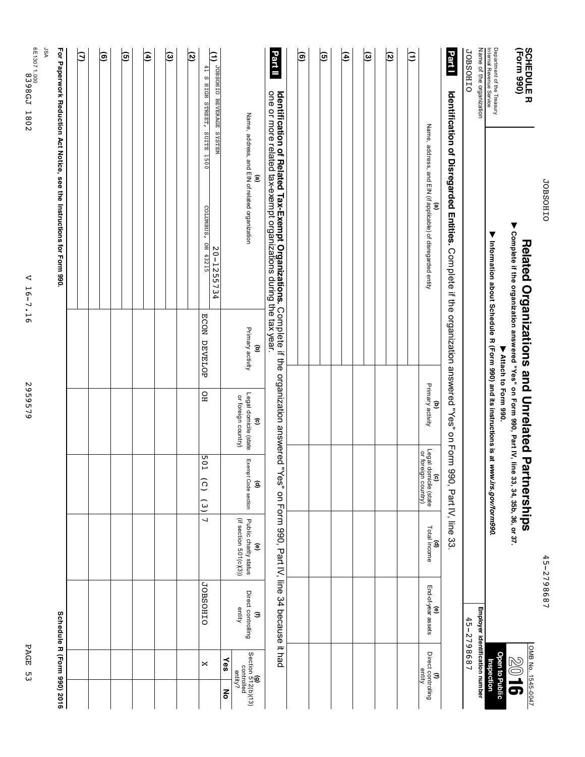**SCHEDULE R (Form 990)**

Department of the Treasury
Internal Revenue Service

# Related Organizations and Unrelated Partnerships

▶ **Complete if the organization answered "Yes" on Form 990, Part IV, line 33, 34, 35b, 36, or 37.**
▶ **Attach to Form 990.**
▶ **Information about Schedule R (Form 990) and its instructions is at www.irs.gov/form990.**

OMB No. 1545-0047
**2016**
**Open to Public Inspection**

Name of the organization: JOBSOHIO
Employer identification number: 45-2798687

## Part I Identification of Disregarded Entities. Complete if the organization answered "Yes" on Form 990, Part IV, line 33.

| (a) Name, address, and EIN (if applicable) of disregarded entity | (b) Primary activity | (c) Legal domicile (state or foreign country) | (d) Total income | (e) End-of-year assets | (f) Direct controlling entity |
|---|---|---|---|---|---|
| (1) | | | | | |
| (2) | | | | | |
| (3) | | | | | |
| (4) | | | | | |
| (5) | | | | | |
| (6) | | | | | |

## Part II Identification of Related Tax-Exempt Organizations. Complete if the organization answered "Yes" on Form 990, Part IV, line 34 because it had one or more related tax-exempt organizations during the tax year.

| (a) Name, address, and EIN of related organization | (b) Primary activity | (c) Legal domicile (state or foreign country) | (d) Exempt Code section | (e) Public charity status (if section 501(c)(3)) | (f) Direct controlling entity | (g) Section 512(b)(13) controlled entity? Yes | No |
|---|---|---|---|---|---|---|---|
| (1) JOBSOHIO BEVERAGE SYSTEM 41 S HIGH STREET, SUITE 1500 COLUMBUS, OH 43215 20-1255734 | ECON DEVELOP | OH | 501 (C) (3) | 7 | JOBSOHIO | X | |
| (2) | | | | | | | |
| (3) | | | | | | | |
| (4) | | | | | | | |
| (5) | | | | | | | |
| (6) | | | | | | | |
| (7) | | | | | | | |

**For Paperwork Reduction Act Notice, see the Instructions for Form 990.** **Schedule R (Form 990) 2016**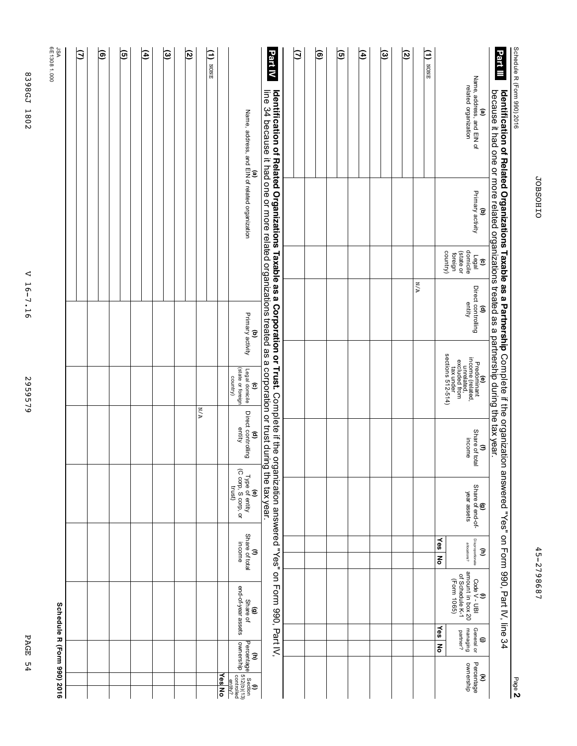Schedule R (Form 990) 2016 Page **2**

JOBSOHIO 45-2798687

## Part III Identification of Related Organizations Taxable as a Partnership

Complete if the organization answered "Yes" on Form 990, Part IV, line 34 because it had one or more related organizations treated as a partnership during the tax year.

| (a) Name, address, and EIN of related organization | (b) Primary activity | (c) Legal domicile (state or foreign country) | (d) Direct controlling entity | (e) Predominant income (related, unrelated, excluded from tax under sections 512-514) | (f) Share of total income | (g) Share of end-of-year assets | (h) Disproportionate allocations? Yes | (h) No | (i) Code V - UBI amount in box 20 of Schedule K-1 (Form 1065) | (j) General or managing partner? Yes | (j) No | (k) Percentage ownership |
|---|---|---|---|---|---|---|---|---|---|---|---|---|
| (1) NONE | | | N/A | | | | | | | | | |
| (2) | | | | | | | | | | | | |
| (3) | | | | | | | | | | | | |
| (4) | | | | | | | | | | | | |
| (5) | | | | | | | | | | | | |
| (6) | | | | | | | | | | | | |
| (7) | | | | | | | | | | | | |

## Part IV Identification of Related Organizations Taxable as a Corporation or Trust.

Complete if the organization answered "Yes" on Form 990, Part IV, line 34 because it had one or more related organizations treated as a corporation or trust during the tax year.

| (a) Name, address, and EIN of related organization | (b) Primary activity | (c) Legal domicile (state or foreign country) | (d) Direct controlling entity | (e) Type of entity (C corp, S corp, or trust) | (f) Share of total income | (g) Share of end-of-year assets | (h) Percentage ownership | (i) Section 512(b)(13) controlled entity? Yes | (i) No |
|---|---|---|---|---|---|---|---|---|---|
| (1) NONE | | | N/A | | | | | | |
| (2) | | | | | | | | | |
| (3) | | | | | | | | | |
| (4) | | | | | | | | | |
| (5) | | | | | | | | | |
| (6) | | | | | | | | | |
| (7) | | | | | | | | | |

JSA 6E1308 1.000

**Schedule R (Form 990) 2016**

8398GJ 1802 V 16-7.16 2959579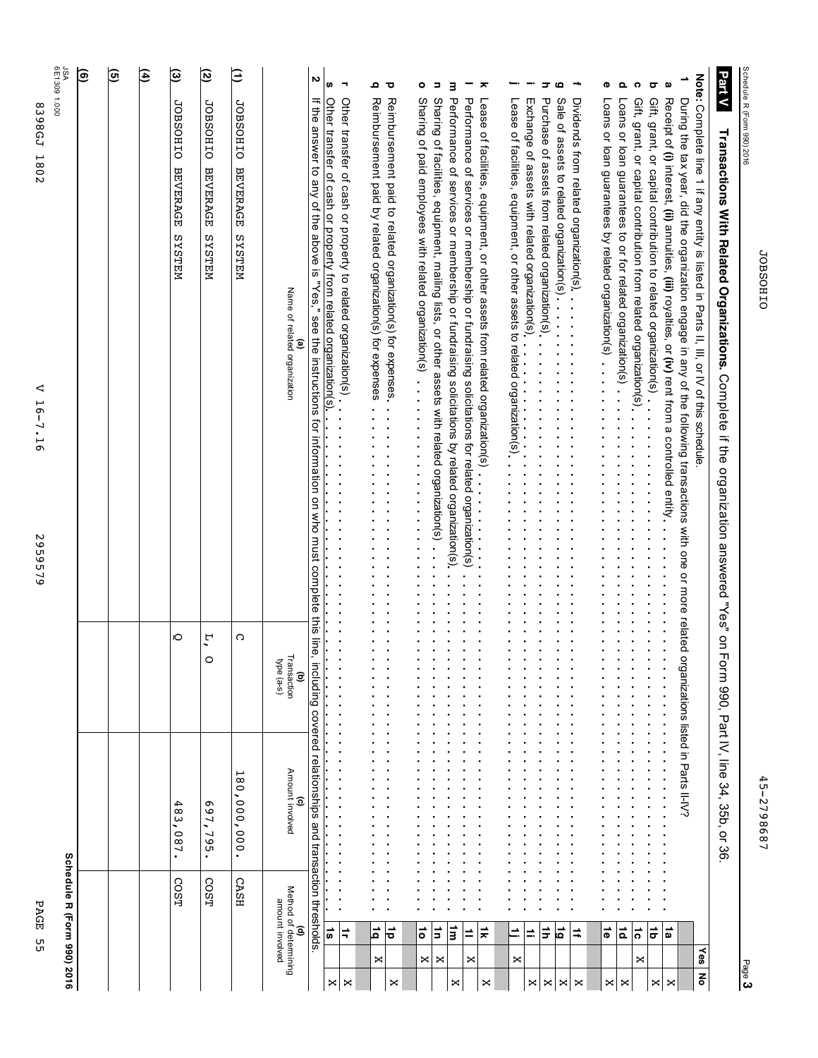Schedule R (Form 990) 2016 JOBSOHIO 45-2798687

## Part V Transactions With Related Organizations. Complete if the organization answered "Yes" on Form 990, Part IV, line 34, 35b, or 36.

**Note:** Complete line 1 if any entity is listed in Parts II, III, or IV of this schedule.

| | | | Yes | No |
|---|---|---|---|---|
| **1** | During the tax year, did the organization engage in any of the following transactions with one or more related organizations listed in Parts II-IV? | | | |
| **a** | Receipt of **(i)** interest, **(ii)** annuities, **(iii)** royalties, or **(iv)** rent from a controlled entity | 1a | | X |
| **b** | Gift, grant, or capital contribution to related organization(s) | 1b | | X |
| **c** | Gift, grant, or capital contribution from related organization(s) | 1c | X | |
| **d** | Loans or loan guarantees to or for related organization(s) | 1d | | X |
| **e** | Loans or loan guarantees by related organization(s) | 1e | | X |
| **f** | Dividends from related organization(s) | 1f | | X |
| **g** | Sale of assets to related organization(s) | 1g | | X |
| **h** | Purchase of assets from related organization(s) | 1h | | X |
| **i** | Exchange of assets with related organization(s) | 1i | | X |
| **j** | Lease of facilities, equipment, or other assets to related organization(s) | 1j | X | |
| **k** | Lease of facilities, equipment, or other assets from related organization(s) | 1k | | X |
| **l** | Performance of services or membership or fundraising solicitations for related organization(s) | 1l | X | |
| **m** | Performance of services or membership or fundraising solicitations by related organization(s) | 1m | | X |
| **n** | Sharing of facilities, equipment, mailing lists, or other assets with related organization(s) | 1n | X | |
| **o** | Sharing of paid employees with related organization(s) | 1o | X | |
| **p** | Reimbursement paid to related organization(s) for expenses | 1p | | X |
| **q** | Reimbursement paid by related organization(s) for expenses | 1q | X | |
| **r** | Other transfer of cash or property to related organization(s) | 1r | | X |
| **s** | Other transfer of cash or property from related organization(s) | 1s | | X |

**2** If the answer to any of the above is "Yes," see the instructions for information on who must complete this line, including covered relationships and transaction thresholds.

| | (a) Name of related organization | (b) Transaction type (a-s) | (c) Amount involved | (d) Method of determining amount involved |
|---|---|---|---|---|
| **(1)** | JOBSOHIO BEVERAGE SYSTEM | C | 180,000,000. | CASH |
| **(2)** | JOBSOHIO BEVERAGE SYSTEM | L, O | 697,795. | COST |
| **(3)** | JOBSOHIO BEVERAGE SYSTEM | Q | 483,087. | COST |
| **(4)** | | | | |
| **(5)** | | | | |
| **(6)** | | | | |

**Schedule R (Form 990) 2016**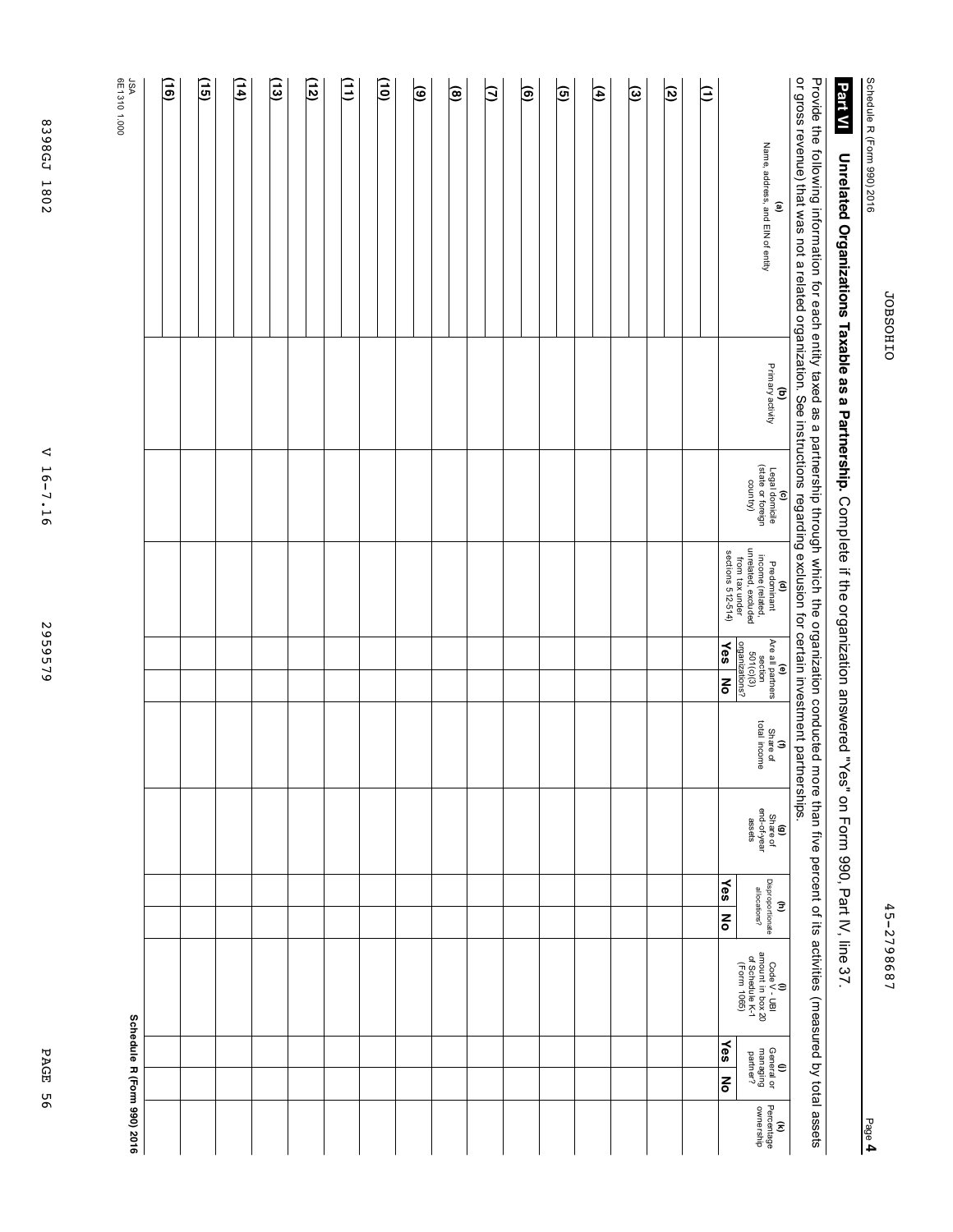Schedule R (Form 990) 2016 JOBSOHIO 45-2798687

## Part VI Unrelated Organizations Taxable as a Partnership.

Complete if the organization answered "Yes" on Form 990, Part IV, line 37.

Provide the following information for each entity taxed as a partnership through which the organization conducted more than five percent of its activities (measured by total assets or gross revenue) that was not a related organization. See instructions regarding exclusion for certain investment partnerships.

| | (a) Name, address, and EIN of entity | (b) Primary activity | (c) Legal domicile (state or foreign country) | (d) Predominant income (related, unrelated, excluded from tax under sections 512-514) | (e) Are all partners section 501(c)(3) organizations? | | (f) Share of total income | (g) Share of end-of-year assets | (h) Disproportionate allocations? | | (i) Code V - UBI amount in box 20 of Schedule K-1 (Form 1065) | (j) General or managing partner? | | (k) Percentage ownership |
|---|---|---|---|---|---|---|---|---|---|---|---|---|---|---|
| | | | | | Yes | No | | | Yes | No | | Yes | No | |
| (1) | | | | | | | | | | | | | | |
| (2) | | | | | | | | | | | | | | |
| (3) | | | | | | | | | | | | | | |
| (4) | | | | | | | | | | | | | | |
| (5) | | | | | | | | | | | | | | |
| (6) | | | | | | | | | | | | | | |
| (7) | | | | | | | | | | | | | | |
| (8) | | | | | | | | | | | | | | |
| (9) | | | | | | | | | | | | | | |
| (10) | | | | | | | | | | | | | | |
| (11) | | | | | | | | | | | | | | |
| (12) | | | | | | | | | | | | | | |
| (13) | | | | | | | | | | | | | | |
| (14) | | | | | | | | | | | | | | |
| (15) | | | | | | | | | | | | | | |
| (16) | | | | | | | | | | | | | | |

Schedule R (Form 990) 2016

JSA 6E1310 1.000

8398GJ 1802 V 16-7.16 2959579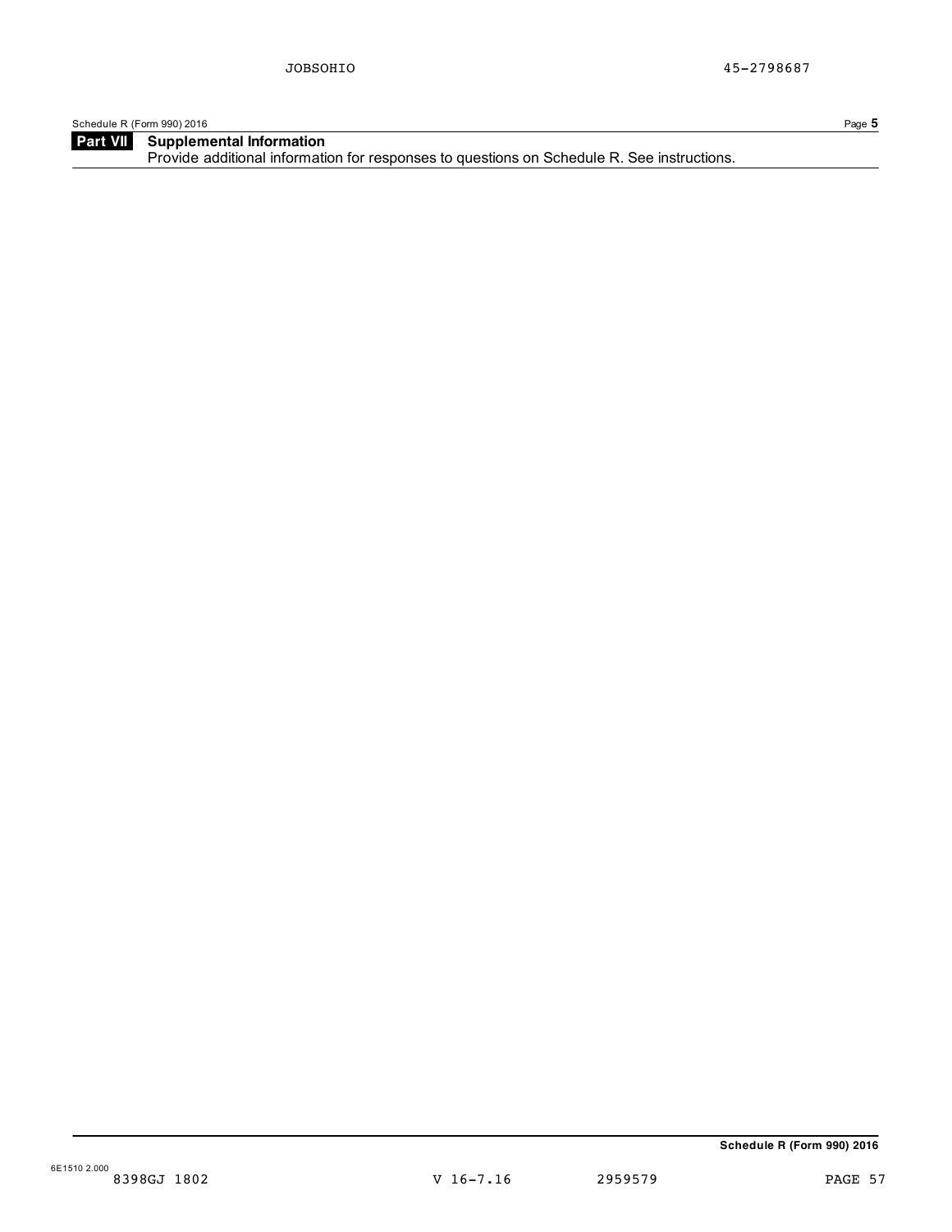## Part VII Supplemental Information

Provide additional information for responses to questions on Schedule R. See instructions.